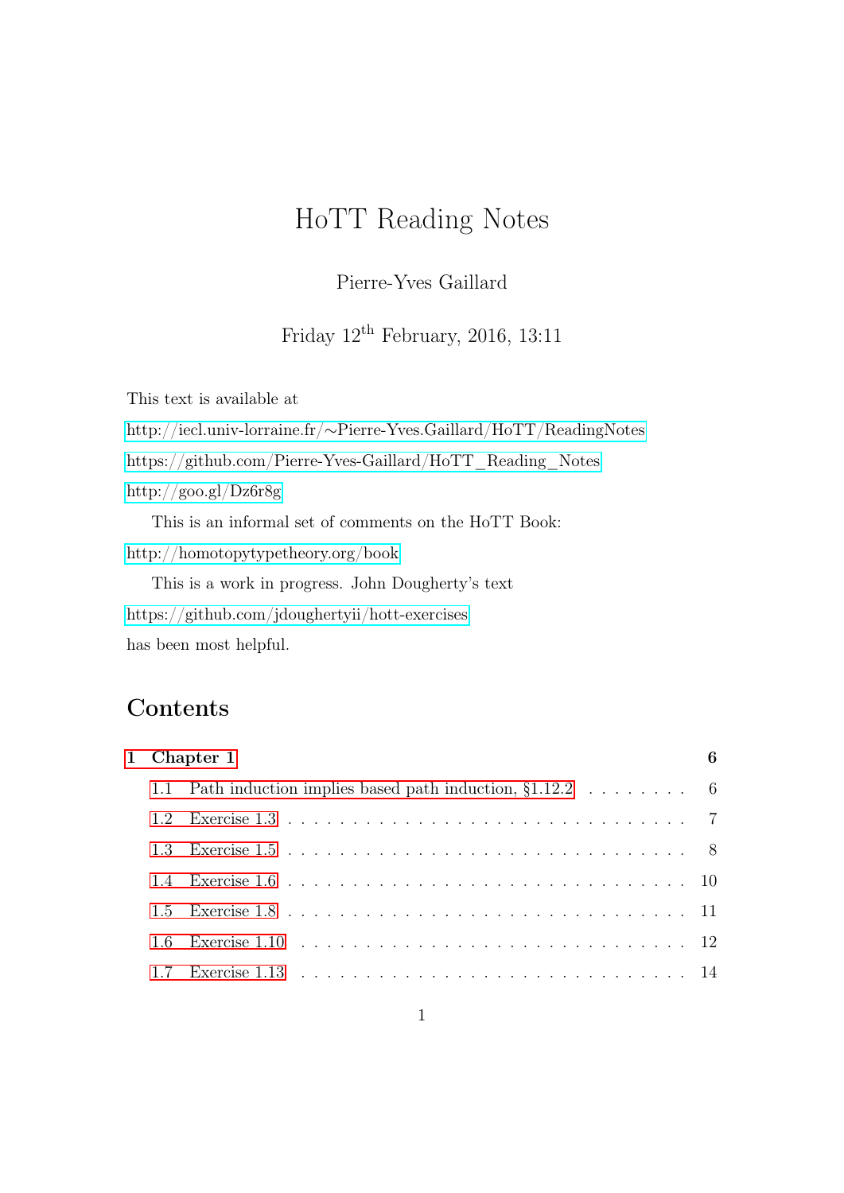# HoTT Reading Notes

Pierre-Yves Gaillard

Friday 12th February, 2016, 13:11

This text is available at

http://iecl.univ-lorraine.fr/~Pierre-Yves.Gaillard/HoTT/ReadingNotes

https://github.com/Pierre-Yves-Gaillard/HoTT_Reading_Notes

http://goo.gl/Dz6r8g

This is an informal set of comments on the HoTT Book:

http://homotopytypetheory.org/book

This is a work in progress. John Dougherty's text

https://github.com/jdoughertyii/hott-exercises

has been most helpful.

## Contents

**1 Chapter 1** **6**

- 1.1 Path induction implies based path induction, §1.12.2 . . . . . . . . . 6
- 1.2 Exercise 1.3 . . . . . . . . . . . . . . . . . . . . . . . . . . . . . . . . 7
- 1.3 Exercise 1.5 . . . . . . . . . . . . . . . . . . . . . . . . . . . . . . . . 8
- 1.4 Exercise 1.6 . . . . . . . . . . . . . . . . . . . . . . . . . . . . . . . . 10
- 1.5 Exercise 1.8 . . . . . . . . . . . . . . . . . . . . . . . . . . . . . . . . 11
- 1.6 Exercise 1.10 . . . . . . . . . . . . . . . . . . . . . . . . . . . . . . . 12
- 1.7 Exercise 1.13 . . . . . . . . . . . . . . . . . . . . . . . . . . . . . . . 14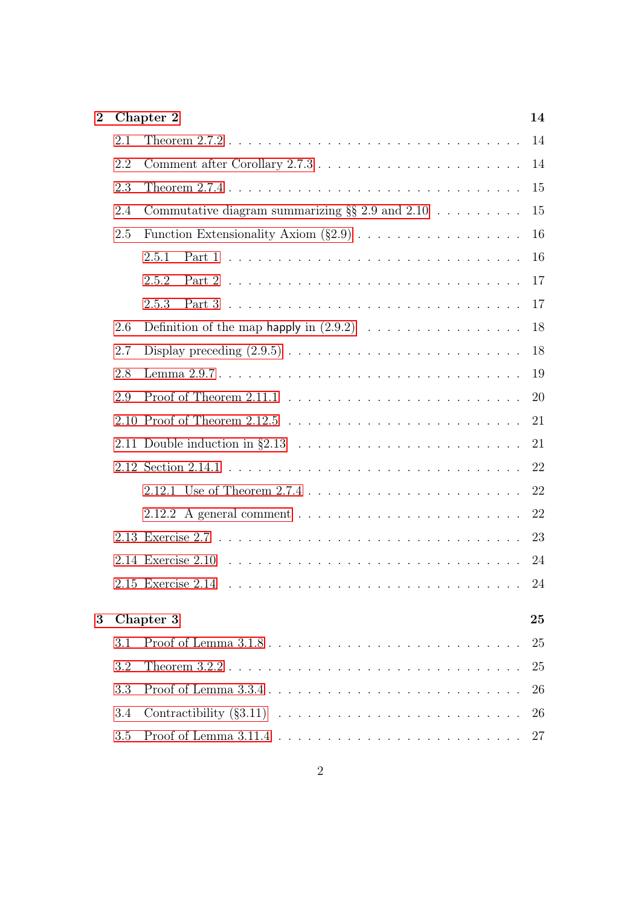**2 Chapter 2** **14**

- 2.1 Theorem 2.7.2 . . . 14
- 2.2 Comment after Corollary 2.7.3 . . . 14
- 2.3 Theorem 2.7.4 . . . 15
- 2.4 Commutative diagram summarizing §§ 2.9 and 2.10 . . . 15
- 2.5 Function Extensionality Axiom (§2.9) . . . 16
  - 2.5.1 Part 1 . . . 16
  - 2.5.2 Part 2 . . . 17
  - 2.5.3 Part 3 . . . 17
- 2.6 Definition of the map happly in (2.9.2) . . . 18
- 2.7 Display preceding (2.9.5) . . . 18
- 2.8 Lemma 2.9.7 . . . 19
- 2.9 Proof of Theorem 2.11.1 . . . 20
- 2.10 Proof of Theorem 2.12.5 . . . 21
- 2.11 Double induction in §2.13 . . . 21
- 2.12 Section 2.14.1 . . . 22
  - 2.12.1 Use of Theorem 2.7.4 . . . 22
  - 2.12.2 A general comment . . . 22
- 2.13 Exercise 2.7 . . . 23
- 2.14 Exercise 2.10 . . . 24
- 2.15 Exercise 2.14 . . . 24

**3 Chapter 3** **25**

- 3.1 Proof of Lemma 3.1.8 . . . 25
- 3.2 Theorem 3.2.2 . . . 25
- 3.3 Proof of Lemma 3.3.4 . . . 26
- 3.4 Contractibility (§3.11) . . . 26
- 3.5 Proof of Lemma 3.11.4 . . . 27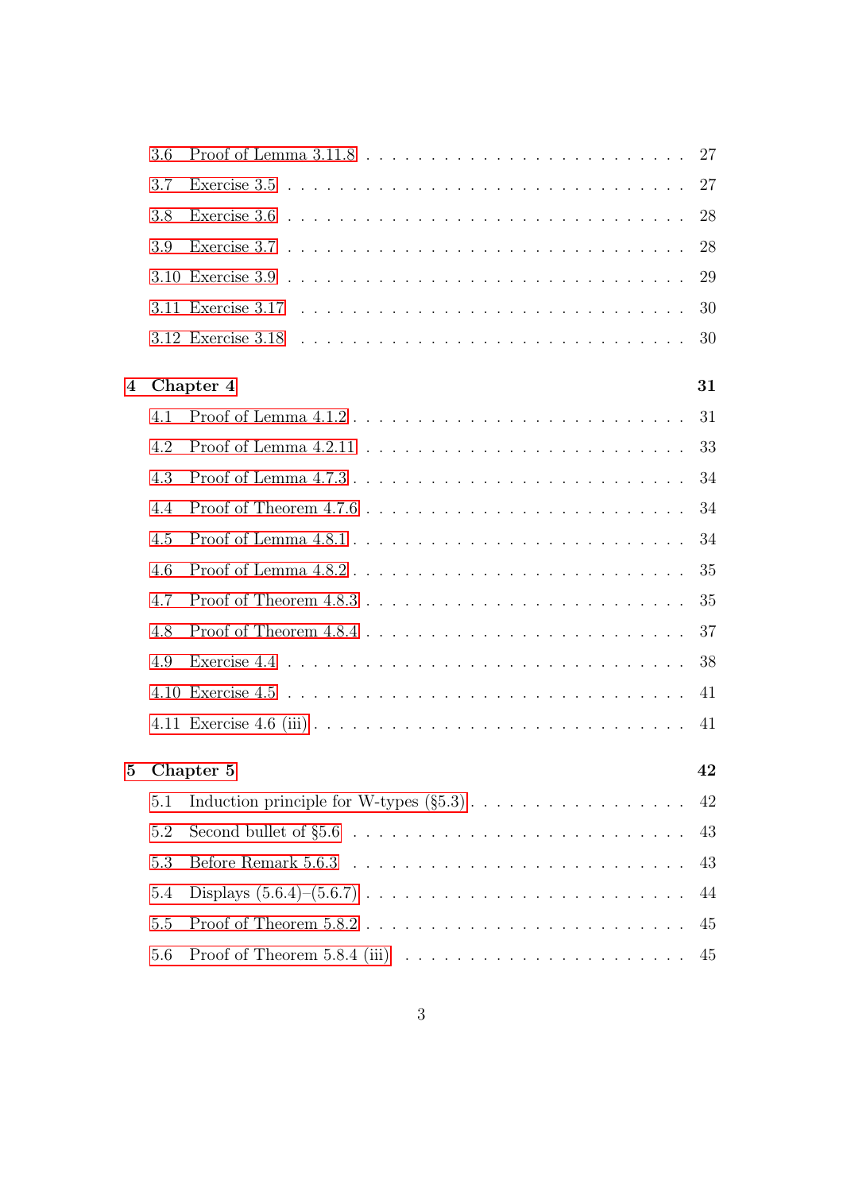- 3.6 Proof of Lemma 3.11.8 . . . . . . . . . . 27
- 3.7 Exercise 3.5 . . . . . . . . . . 27
- 3.8 Exercise 3.6 . . . . . . . . . . 28
- 3.9 Exercise 3.7 . . . . . . . . . . 28
- 3.10 Exercise 3.9 . . . . . . . . . . 29
- 3.11 Exercise 3.17 . . . . . . . . . . 30
- 3.12 Exercise 3.18 . . . . . . . . . . 30

**4 Chapter 4** **31**

- 4.1 Proof of Lemma 4.1.2 . . . . . . . . . . 31
- 4.2 Proof of Lemma 4.2.11 . . . . . . . . . . 33
- 4.3 Proof of Lemma 4.7.3 . . . . . . . . . . 34
- 4.4 Proof of Theorem 4.7.6 . . . . . . . . . . 34
- 4.5 Proof of Lemma 4.8.1 . . . . . . . . . . 34
- 4.6 Proof of Lemma 4.8.2 . . . . . . . . . . 35
- 4.7 Proof of Theorem 4.8.3 . . . . . . . . . . 35
- 4.8 Proof of Theorem 4.8.4 . . . . . . . . . . 37
- 4.9 Exercise 4.4 . . . . . . . . . . 38
- 4.10 Exercise 4.5 . . . . . . . . . . 41
- 4.11 Exercise 4.6 (iii) . . . . . . . . . . 41

**5 Chapter 5** **42**

- 5.1 Induction principle for W-types (§5.3) . . . . . . . . . . 42
- 5.2 Second bullet of §5.6 . . . . . . . . . . 43
- 5.3 Before Remark 5.6.3 . . . . . . . . . . 43
- 5.4 Displays (5.6.4)–(5.6.7) . . . . . . . . . . 44
- 5.5 Proof of Theorem 5.8.2 . . . . . . . . . . 45
- 5.6 Proof of Theorem 5.8.4 (iii) . . . . . . . . . . 45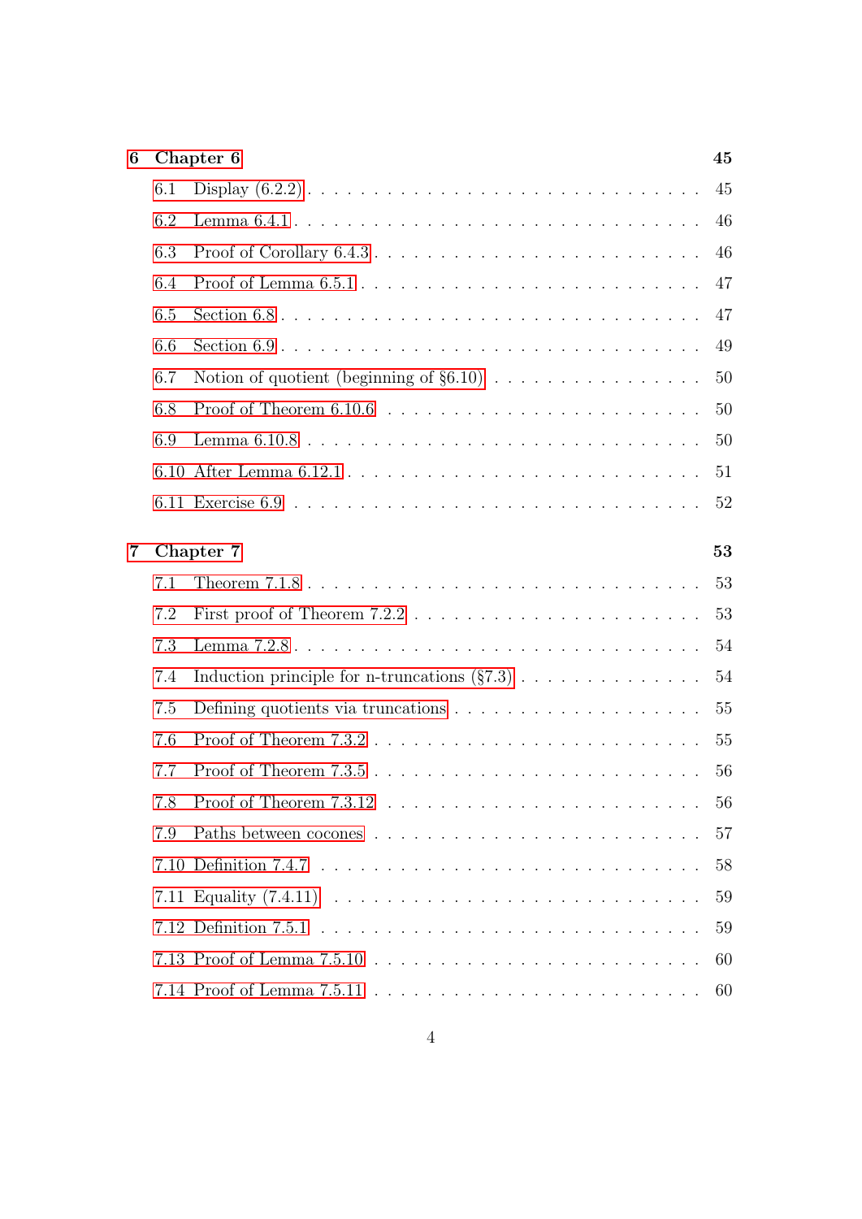**6 Chapter 6** **45**

- 6.1 Display (6.2.2) . . . . . . . . . . . . . . . . . . . . . . . . . . . . 45
- 6.2 Lemma 6.4.1 . . . . . . . . . . . . . . . . . . . . . . . . . . . . . 46
- 6.3 Proof of Corollary 6.4.3 . . . . . . . . . . . . . . . . . . . . . . . 46
- 6.4 Proof of Lemma 6.5.1 . . . . . . . . . . . . . . . . . . . . . . . . 47
- 6.5 Section 6.8 . . . . . . . . . . . . . . . . . . . . . . . . . . . . . . 47
- 6.6 Section 6.9 . . . . . . . . . . . . . . . . . . . . . . . . . . . . . . 49
- 6.7 Notion of quotient (beginning of §6.10) . . . . . . . . . . . . . . . 50
- 6.8 Proof of Theorem 6.10.6 . . . . . . . . . . . . . . . . . . . . . . . 50
- 6.9 Lemma 6.10.8 . . . . . . . . . . . . . . . . . . . . . . . . . . . . 50
- 6.10 After Lemma 6.12.1 . . . . . . . . . . . . . . . . . . . . . . . . . 51
- 6.11 Exercise 6.9 . . . . . . . . . . . . . . . . . . . . . . . . . . . . . 52

**7 Chapter 7** **53**

- 7.1 Theorem 7.1.8 . . . . . . . . . . . . . . . . . . . . . . . . . . . . 53
- 7.2 First proof of Theorem 7.2.2 . . . . . . . . . . . . . . . . . . . . . 53
- 7.3 Lemma 7.2.8 . . . . . . . . . . . . . . . . . . . . . . . . . . . . . 54
- 7.4 Induction principle for n-truncations (§7.3) . . . . . . . . . . . . . 54
- 7.5 Defining quotients via truncations . . . . . . . . . . . . . . . . . . 55
- 7.6 Proof of Theorem 7.3.2 . . . . . . . . . . . . . . . . . . . . . . . . 55
- 7.7 Proof of Theorem 7.3.5 . . . . . . . . . . . . . . . . . . . . . . . . 56
- 7.8 Proof of Theorem 7.3.12 . . . . . . . . . . . . . . . . . . . . . . . 56
- 7.9 Paths between cocones . . . . . . . . . . . . . . . . . . . . . . . . 57
- 7.10 Definition 7.4.7 . . . . . . . . . . . . . . . . . . . . . . . . . . . . 58
- 7.11 Equality (7.4.11) . . . . . . . . . . . . . . . . . . . . . . . . . . . 59
- 7.12 Definition 7.5.1 . . . . . . . . . . . . . . . . . . . . . . . . . . . . 59
- 7.13 Proof of Lemma 7.5.10 . . . . . . . . . . . . . . . . . . . . . . . . 60
- 7.14 Proof of Lemma 7.5.11 . . . . . . . . . . . . . . . . . . . . . . . . 60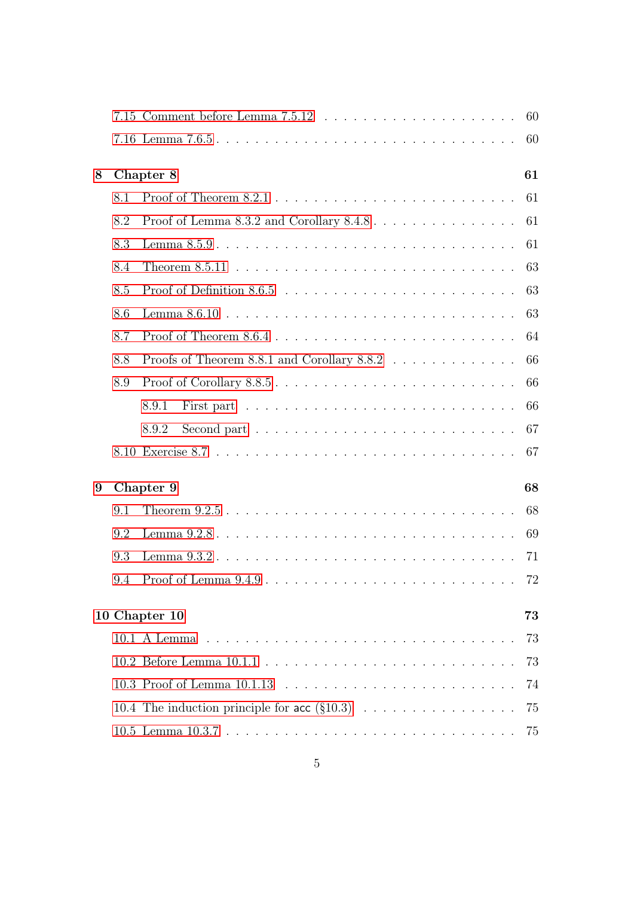7.15 Comment before Lemma 7.5.12 . . . . . . . . . . . . . . . . . . . . 60
7.16 Lemma 7.6.5 . . . . . . . . . . . . . . . . . . . . . . . . . . . . . 60

**8 Chapter 8** **61**

8.1 Proof of Theorem 8.2.1 . . . . . . . . . . . . . . . . . . . . . . . . 61
8.2 Proof of Lemma 8.3.2 and Corollary 8.4.8 . . . . . . . . . . . . . . . 61
8.3 Lemma 8.5.9 . . . . . . . . . . . . . . . . . . . . . . . . . . . . . 61
8.4 Theorem 8.5.11 . . . . . . . . . . . . . . . . . . . . . . . . . . . . 63
8.5 Proof of Definition 8.6.5 . . . . . . . . . . . . . . . . . . . . . . . 63
8.6 Lemma 8.6.10 . . . . . . . . . . . . . . . . . . . . . . . . . . . . . 63
8.7 Proof of Theorem 8.6.4 . . . . . . . . . . . . . . . . . . . . . . . . 64
8.8 Proofs of Theorem 8.8.1 and Corollary 8.8.2 . . . . . . . . . . . . . . 66
8.9 Proof of Corollary 8.8.5 . . . . . . . . . . . . . . . . . . . . . . . . 66
8.9.1 First part . . . . . . . . . . . . . . . . . . . . . . . . . . . . 66
8.9.2 Second part . . . . . . . . . . . . . . . . . . . . . . . . . . . 67
8.10 Exercise 8.7 . . . . . . . . . . . . . . . . . . . . . . . . . . . . . 67

**9 Chapter 9** **68**

9.1 Theorem 9.2.5 . . . . . . . . . . . . . . . . . . . . . . . . . . . . . 68
9.2 Lemma 9.2.8 . . . . . . . . . . . . . . . . . . . . . . . . . . . . . 69
9.3 Lemma 9.3.2 . . . . . . . . . . . . . . . . . . . . . . . . . . . . . 71
9.4 Proof of Lemma 9.4.9 . . . . . . . . . . . . . . . . . . . . . . . . . 72

**10 Chapter 10** **73**

10.1 A Lemma . . . . . . . . . . . . . . . . . . . . . . . . . . . . . . . 73
10.2 Before Lemma 10.1.1 . . . . . . . . . . . . . . . . . . . . . . . . . 73
10.3 Proof of Lemma 10.1.13 . . . . . . . . . . . . . . . . . . . . . . . 74
10.4 The induction principle for `acc` (§10.3) . . . . . . . . . . . . . . . . 75
10.5 Lemma 10.3.7 . . . . . . . . . . . . . . . . . . . . . . . . . . . . . 75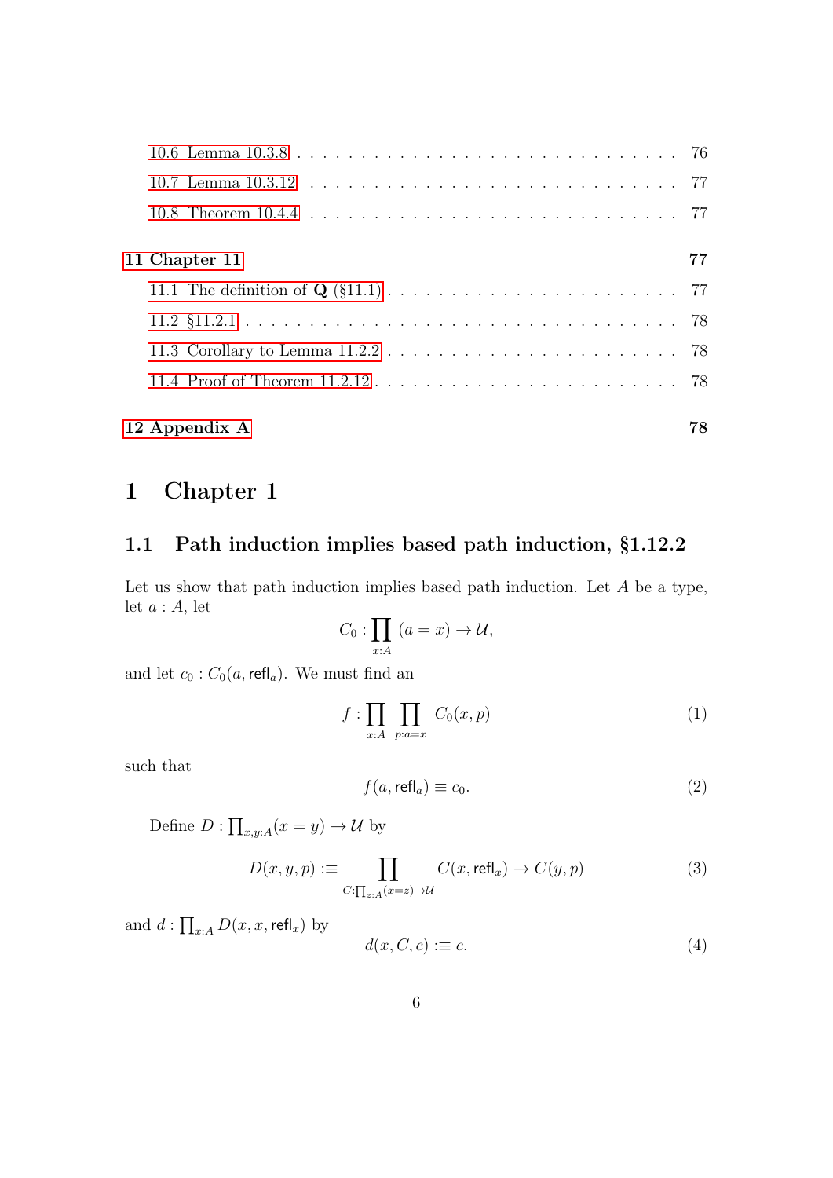10.6 Lemma 10.3.8 . . . . . . . . . . . . . . . . . . . . . . . . . . . . . 76
10.7 Lemma 10.3.12 . . . . . . . . . . . . . . . . . . . . . . . . . . . . . 77
10.8 Theorem 10.4.4 . . . . . . . . . . . . . . . . . . . . . . . . . . . . . 77

**11 Chapter 11** **77**
11.1 The definition of **Q** (§11.1) . . . . . . . . . . . . . . . . . . . . . . 77
11.2 §11.2.1 . . . . . . . . . . . . . . . . . . . . . . . . . . . . . . . . . 78
11.3 Corollary to Lemma 11.2.2 . . . . . . . . . . . . . . . . . . . . . . . 78
11.4 Proof of Theorem 11.2.12 . . . . . . . . . . . . . . . . . . . . . . . . 78

**12 Appendix A** **78**

# 1 Chapter 1

## 1.1 Path induction implies based path induction, §1.12.2

Let us show that path induction implies based path induction. Let $A$ be a type, let $a : A$, let

$$C_0 : \prod_{x:A} (a = x) \to \mathcal{U},$$

and let $c_0 : C_0(a, \mathsf{refl}_a)$. We must find an

$$f : \prod_{x:A} \prod_{p:a=x} C_0(x, p) \tag{1}$$

such that

$$f(a, \mathsf{refl}_a) \equiv c_0. \tag{2}$$

Define $D : \prod_{x,y:A}(x = y) \to \mathcal{U}$ by

$$D(x, y, p) :\equiv \prod_{C:\prod_{z:A}(x=z)\to\mathcal{U}} C(x, \mathsf{refl}_x) \to C(y, p) \tag{3}$$

and $d : \prod_{x:A} D(x, x, \mathsf{refl}_x)$ by

$$d(x, C, c) :\equiv c. \tag{4}$$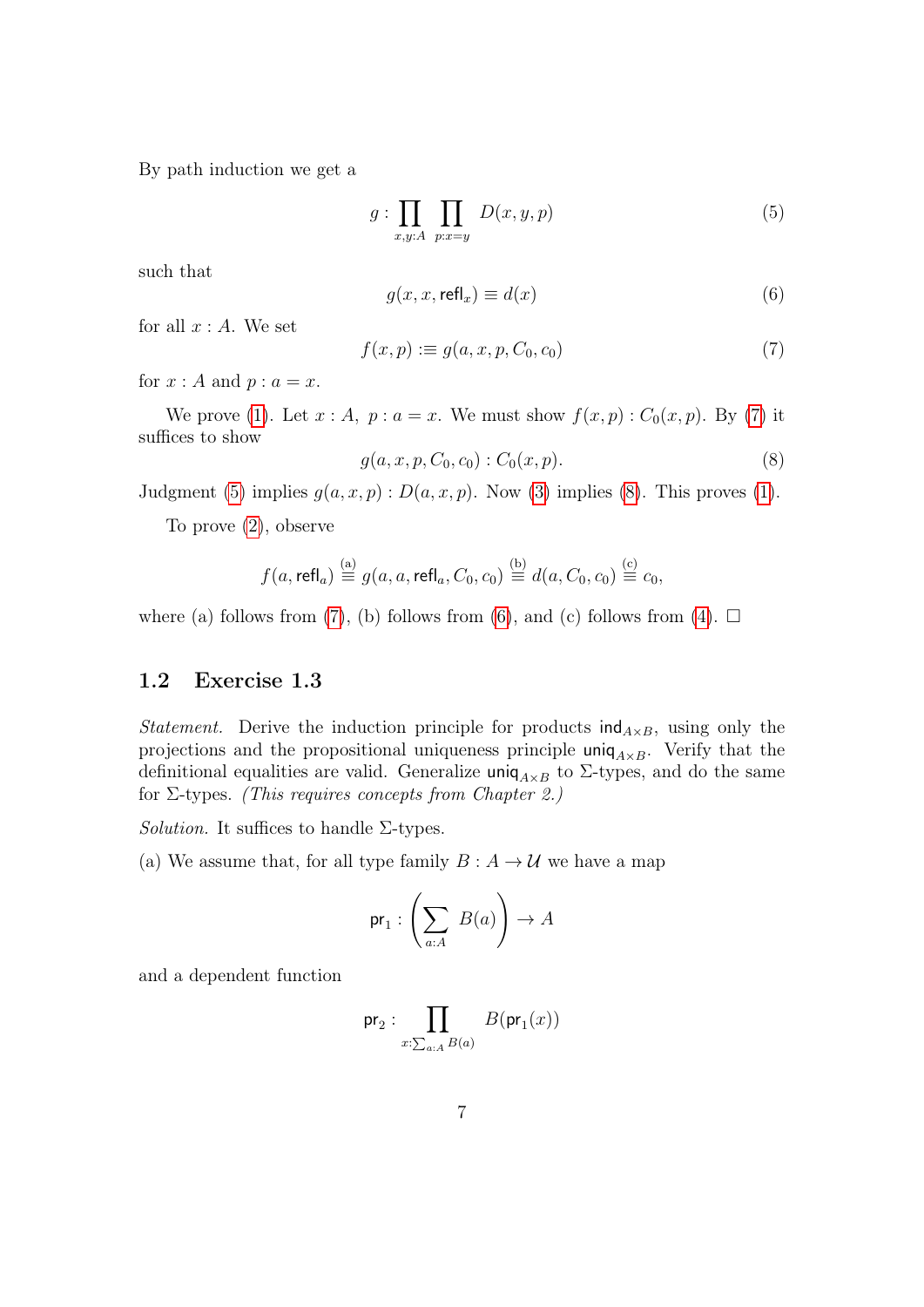By path induction we get a

$$g : \prod_{x,y:A} \prod_{p:x=y} D(x,y,p) \tag{5}$$

such that

$$g(x,x,\mathsf{refl}_x) \equiv d(x) \tag{6}$$

for all $x : A$. We set

$$f(x,p) :\equiv g(a,x,p,C_0,c_0) \tag{7}$$

for $x : A$ and $p : a = x$.

We prove (1). Let $x : A,\ p : a = x$. We must show $f(x,p) : C_0(x,p)$. By (7) it suffices to show

$$g(a,x,p,C_0,c_0) : C_0(x,p). \tag{8}$$

Judgment (5) implies $g(a,x,p) : D(a,x,p)$. Now (3) implies (8). This proves (1).

To prove (2), observe

$$f(a,\mathsf{refl}_a) \overset{\text{(a)}}{\equiv} g(a,a,\mathsf{refl}_a,C_0,c_0) \overset{\text{(b)}}{\equiv} d(a,C_0,c_0) \overset{\text{(c)}}{\equiv} c_0,$$

where (a) follows from (7), (b) follows from (6), and (c) follows from (4). $\square$

## 1.2 Exercise 1.3

*Statement.* Derive the induction principle for products $\mathsf{ind}_{A\times B}$, using only the projections and the propositional uniqueness principle $\mathsf{uniq}_{A\times B}$. Verify that the definitional equalities are valid. Generalize $\mathsf{uniq}_{A\times B}$ to $\Sigma$-types, and do the same for $\Sigma$-types. *(This requires concepts from Chapter 2.)*

*Solution.* It suffices to handle $\Sigma$-types.

(a) We assume that, for all type family $B : A \to \mathcal{U}$ we have a map

$$\mathsf{pr}_1 : \left(\sum_{a:A} B(a)\right) \to A$$

and a dependent function

$$\mathsf{pr}_2 : \prod_{x:\sum_{a:A} B(a)} B(\mathsf{pr}_1(x))$$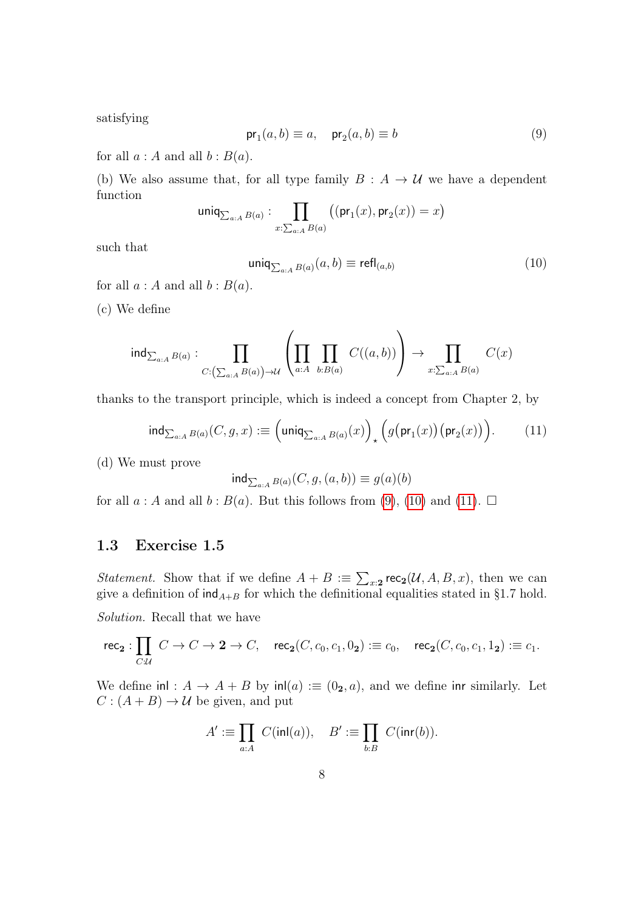satisfying

$$\mathsf{pr}_1(a,b) \equiv a, \quad \mathsf{pr}_2(a,b) \equiv b \tag{9}$$

for all $a : A$ and all $b : B(a)$.

(b) We also assume that, for all type family $B : A \to \mathcal{U}$ we have a dependent function

$$\mathsf{uniq}_{\sum_{a:A} B(a)} : \prod_{x:\sum_{a:A} B(a)} \big((\mathsf{pr}_1(x), \mathsf{pr}_2(x)) = x\big)$$

such that

$$\mathsf{uniq}_{\sum_{a:A} B(a)}(a,b) \equiv \mathsf{refl}_{(a,b)} \tag{10}$$

for all $a : A$ and all $b : B(a)$.

(c) We define

$$\mathsf{ind}_{\sum_{a:A} B(a)} : \prod_{C:\left(\sum_{a:A} B(a)\right)\to\mathcal{U}} \left(\prod_{a:A}\prod_{b:B(a)} C((a,b))\right) \to \prod_{x:\sum_{a:A} B(a)} C(x)$$

thanks to the transport principle, which is indeed a concept from Chapter 2, by

$$\mathsf{ind}_{\sum_{a:A} B(a)}(C,g,x) :\equiv \left(\mathsf{uniq}_{\sum_{a:A} B(a)}(x)\right)_\star \Big(g\big(\mathsf{pr}_1(x)\big)\big(\mathsf{pr}_2(x)\big)\Big). \tag{11}$$

(d) We must prove

$$\mathsf{ind}_{\sum_{a:A} B(a)}(C,g,(a,b)) \equiv g(a)(b)$$

for all $a : A$ and all $b : B(a)$. But this follows from (9), (10) and (11). □

## 1.3 Exercise 1.5

*Statement.* Show that if we define $A + B :\equiv \sum_{x:\mathbf{2}} \mathsf{rec}_{\mathbf{2}}(\mathcal{U}, A, B, x)$, then we can give a definition of $\mathsf{ind}_{A+B}$ for which the definitional equalities stated in §1.7 hold.

*Solution.* Recall that we have

$$\mathsf{rec}_{\mathbf{2}} : \prod_{C:\mathcal{U}} C \to C \to \mathbf{2} \to C, \quad \mathsf{rec}_{\mathbf{2}}(C, c_0, c_1, 0_{\mathbf{2}}) :\equiv c_0, \quad \mathsf{rec}_{\mathbf{2}}(C, c_0, c_1, 1_{\mathbf{2}}) :\equiv c_1.$$

We define $\mathsf{inl} : A \to A + B$ by $\mathsf{inl}(a) :\equiv (0_{\mathbf{2}}, a)$, and we define $\mathsf{inr}$ similarly. Let $C : (A + B) \to \mathcal{U}$ be given, and put

$$A' :\equiv \prod_{a:A} C(\mathsf{inl}(a)), \quad B' :\equiv \prod_{b:B} C(\mathsf{inr}(b)).$$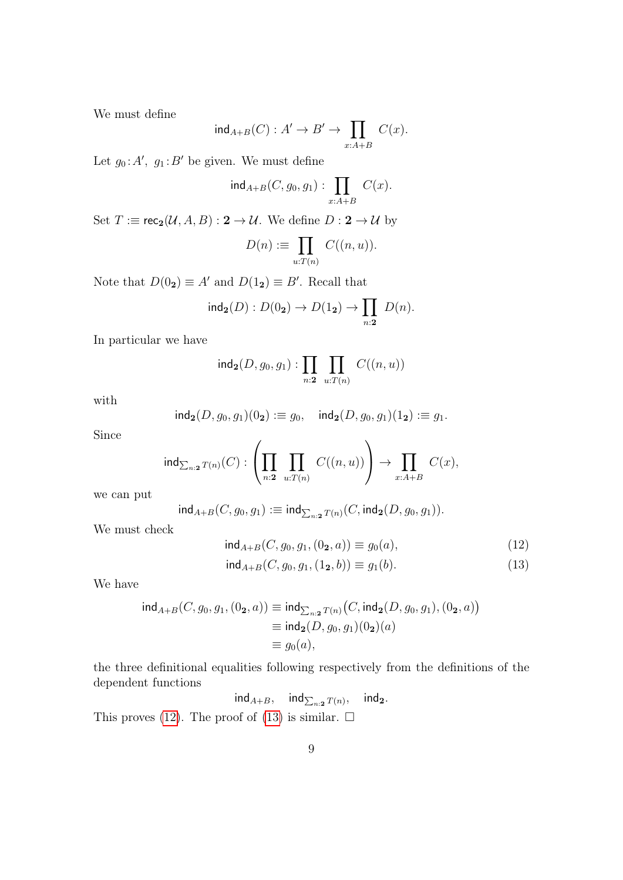We must define

$$\mathsf{ind}_{A+B}(C) : A' \to B' \to \prod_{x:A+B} C(x).$$

Let $g_0 : A'$, $g_1 : B'$ be given. We must define

$$\mathsf{ind}_{A+B}(C, g_0, g_1) : \prod_{x:A+B} C(x).$$

Set $T :\equiv \mathsf{rec}_{\mathbf{2}}(\mathcal{U}, A, B) : \mathbf{2} \to \mathcal{U}$. We define $D : \mathbf{2} \to \mathcal{U}$ by

$$D(n) :\equiv \prod_{u:T(n)} C((n,u)).$$

Note that $D(0_{\mathbf{2}}) \equiv A'$ and $D(1_{\mathbf{2}}) \equiv B'$. Recall that

$$\mathsf{ind}_{\mathbf{2}}(D) : D(0_{\mathbf{2}}) \to D(1_{\mathbf{2}}) \to \prod_{n:\mathbf{2}} D(n).$$

In particular we have

$$\mathsf{ind}_{\mathbf{2}}(D, g_0, g_1) : \prod_{n:\mathbf{2}} \prod_{u:T(n)} C((n,u))$$

with

$$\mathsf{ind}_{\mathbf{2}}(D, g_0, g_1)(0_{\mathbf{2}}) :\equiv g_0, \quad \mathsf{ind}_{\mathbf{2}}(D, g_0, g_1)(1_{\mathbf{2}}) :\equiv g_1.$$

Since

$$\mathsf{ind}_{\sum_{n:\mathbf{2}} T(n)}(C) : \left(\prod_{n:\mathbf{2}} \prod_{u:T(n)} C((n,u))\right) \to \prod_{x:A+B} C(x),$$

we can put

$$\mathsf{ind}_{A+B}(C, g_0, g_1) :\equiv \mathsf{ind}_{\sum_{n:\mathbf{2}} T(n)}(C, \mathsf{ind}_{\mathbf{2}}(D, g_0, g_1)).$$

We must check

$$\mathsf{ind}_{A+B}(C, g_0, g_1, (0_{\mathbf{2}}, a)) \equiv g_0(a), \tag{12}$$

$$\mathsf{ind}_{A+B}(C, g_0, g_1, (1_{\mathbf{2}}, b)) \equiv g_1(b). \tag{13}$$

We have

$$\begin{aligned}
\mathsf{ind}_{A+B}(C, g_0, g_1, (0_{\mathbf{2}}, a)) &\equiv \mathsf{ind}_{\sum_{n:\mathbf{2}} T(n)}\big(C, \mathsf{ind}_{\mathbf{2}}(D, g_0, g_1), (0_{\mathbf{2}}, a)\big) \\
&\equiv \mathsf{ind}_{\mathbf{2}}(D, g_0, g_1)(0_{\mathbf{2}})(a) \\
&\equiv g_0(a),
\end{aligned}$$

the three definitional equalities following respectively from the definitions of the dependent functions

$$\mathsf{ind}_{A+B}, \quad \mathsf{ind}_{\sum_{n:\mathbf{2}} T(n)}, \quad \mathsf{ind}_{\mathbf{2}}.$$

This proves (12). The proof of (13) is similar. □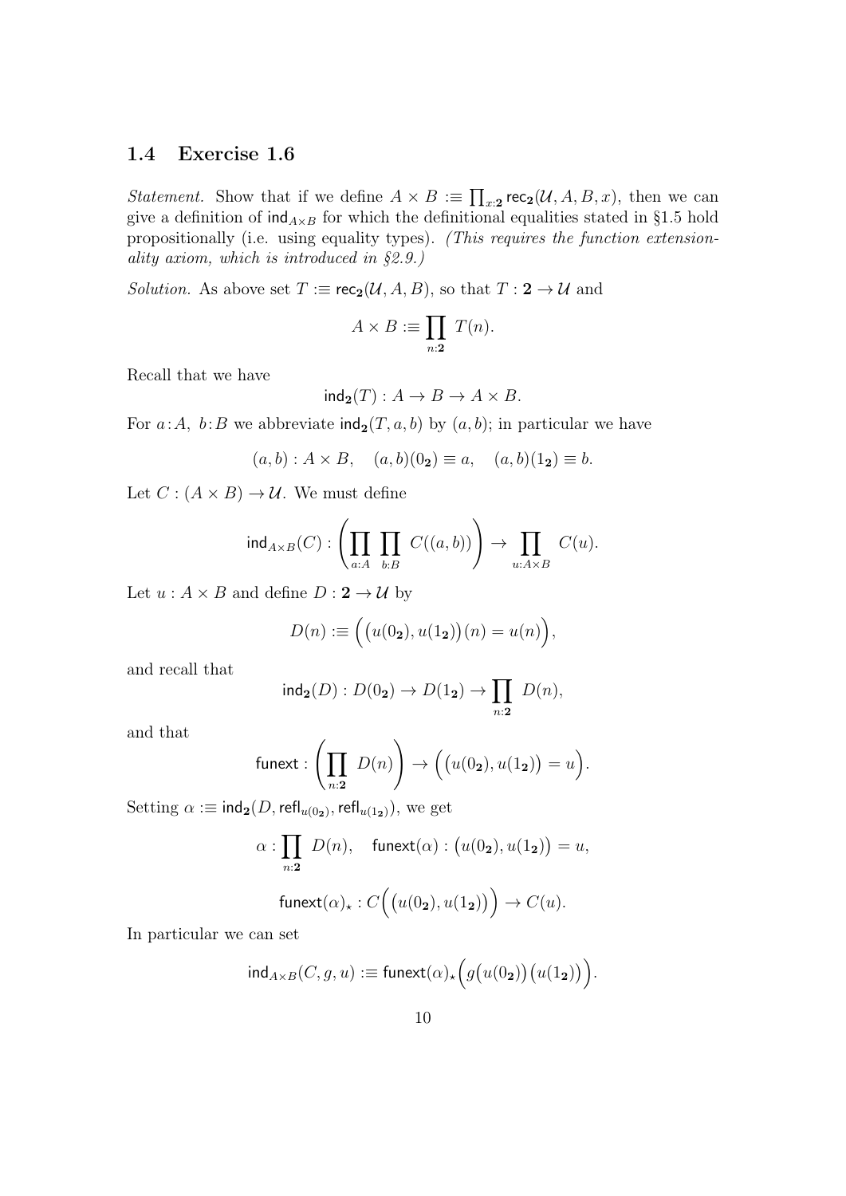## 1.4 Exercise 1.6

*Statement.* Show that if we define $A \times B :\equiv \prod_{x:\mathbf{2}} \mathsf{rec}_{\mathbf{2}}(\mathcal{U}, A, B, x)$, then we can give a definition of $\mathsf{ind}_{A\times B}$ for which the definitional equalities stated in §1.5 hold propositionally (i.e. using equality types). *(This requires the function extensionality axiom, which is introduced in §2.9.)*

*Solution.* As above set $T :\equiv \mathsf{rec}_{\mathbf{2}}(\mathcal{U}, A, B)$, so that $T : \mathbf{2} \to \mathcal{U}$ and

$$A \times B :\equiv \prod_{n:\mathbf{2}} T(n).$$

Recall that we have

$$\mathsf{ind}_{\mathbf{2}}(T) : A \to B \to A \times B.$$

For $a : A,\ b : B$ we abbreviate $\mathsf{ind}_{\mathbf{2}}(T, a, b)$ by $(a, b)$; in particular we have

$$(a, b) : A \times B, \quad (a, b)(0_{\mathbf{2}}) \equiv a, \quad (a, b)(1_{\mathbf{2}}) \equiv b.$$

Let $C : (A \times B) \to \mathcal{U}$. We must define

$$\mathsf{ind}_{A\times B}(C) : \left(\prod_{a:A} \prod_{b:B} C((a, b))\right) \to \prod_{u:A\times B} C(u).$$

Let $u : A \times B$ and define $D : \mathbf{2} \to \mathcal{U}$ by

$$D(n) :\equiv \Big(\big(u(0_{\mathbf{2}}), u(1_{\mathbf{2}})\big)(n) = u(n)\Big),$$

and recall that

$$\mathsf{ind}_{\mathbf{2}}(D) : D(0_{\mathbf{2}}) \to D(1_{\mathbf{2}}) \to \prod_{n:\mathbf{2}} D(n),$$

and that

$$\mathsf{funext} : \left(\prod_{n:\mathbf{2}} D(n)\right) \to \Big(\big(u(0_{\mathbf{2}}), u(1_{\mathbf{2}})\big) = u\Big).$$

Setting $\alpha :\equiv \mathsf{ind}_{\mathbf{2}}(D, \mathsf{refl}_{u(0_{\mathbf{2}})}, \mathsf{refl}_{u(1_{\mathbf{2}})})$, we get

$$\alpha : \prod_{n:\mathbf{2}} D(n), \quad \mathsf{funext}(\alpha) : \big(u(0_{\mathbf{2}}), u(1_{\mathbf{2}})\big) = u,$$

$$\mathsf{funext}(\alpha)_\star : C\Big(\big(u(0_{\mathbf{2}}), u(1_{\mathbf{2}})\big)\Big) \to C(u).$$

In particular we can set

$$\mathsf{ind}_{A\times B}(C, g, u) :\equiv \mathsf{funext}(\alpha)_\star\Big(g\big(u(0_{\mathbf{2}})\big)\big(u(1_{\mathbf{2}})\big)\Big).$$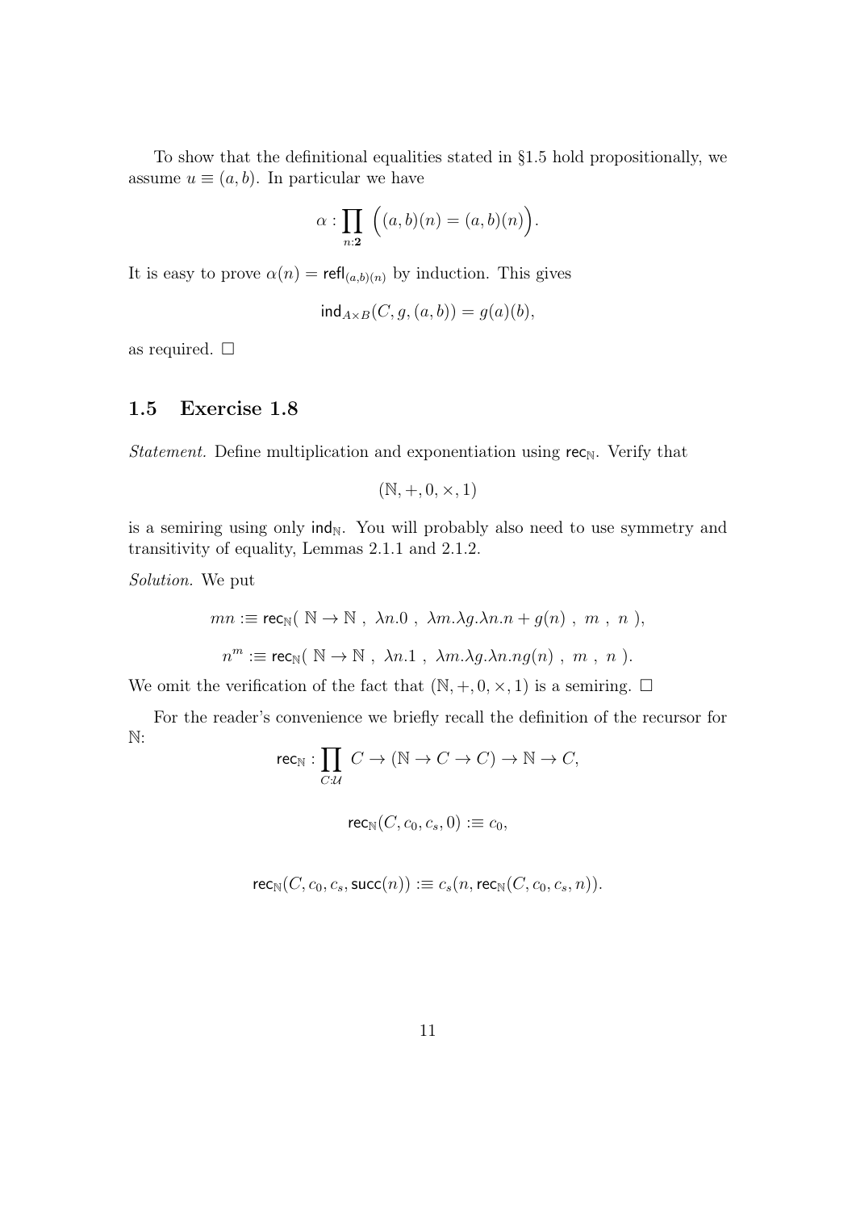To show that the definitional equalities stated in §1.5 hold propositionally, we assume $u \equiv (a, b)$. In particular we have

$$\alpha : \prod_{n:\mathbf{2}} \Big( (a, b)(n) = (a, b)(n) \Big).$$

It is easy to prove $\alpha(n) = \mathsf{refl}_{(a,b)(n)}$ by induction. This gives

$$\mathsf{ind}_{A\times B}(C, g, (a, b)) = g(a)(b),$$

as required. □

## 1.5 Exercise 1.8

*Statement.* Define multiplication and exponentiation using $\mathsf{rec}_{\mathbb{N}}$. Verify that

$$(\mathbb{N}, +, 0, \times, 1)$$

is a semiring using only $\mathsf{ind}_{\mathbb{N}}$. You will probably also need to use symmetry and transitivity of equality, Lemmas 2.1.1 and 2.1.2.

*Solution.* We put

$$mn :\equiv \mathsf{rec}_{\mathbb{N}}(\ \mathbb{N} \to \mathbb{N}\ ,\ \lambda n.0\ ,\ \lambda m.\lambda g.\lambda n.n + g(n)\ ,\ m\ ,\ n\ ),$$

$$n^m :\equiv \mathsf{rec}_{\mathbb{N}}(\ \mathbb{N} \to \mathbb{N}\ ,\ \lambda n.1\ ,\ \lambda m.\lambda g.\lambda n.ng(n)\ ,\ m\ ,\ n\ ).$$

We omit the verification of the fact that $(\mathbb{N}, +, 0, \times, 1)$ is a semiring. □

For the reader's convenience we briefly recall the definition of the recursor for $\mathbb{N}$:

$$\mathsf{rec}_{\mathbb{N}} : \prod_{C:\mathcal{U}} C \to (\mathbb{N} \to C \to C) \to \mathbb{N} \to C,$$

$$\mathsf{rec}_{\mathbb{N}}(C, c_0, c_s, 0) :\equiv c_0,$$

$$\mathsf{rec}_{\mathbb{N}}(C, c_0, c_s, \mathsf{succ}(n)) :\equiv c_s(n, \mathsf{rec}_{\mathbb{N}}(C, c_0, c_s, n)).$$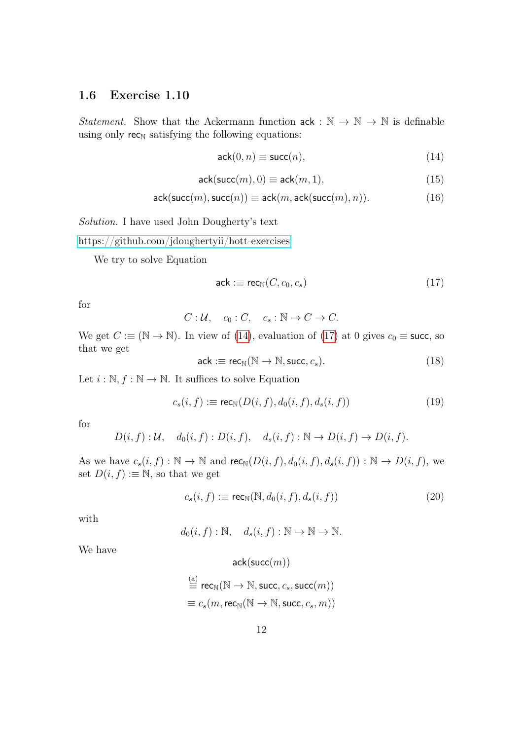## 1.6 Exercise 1.10

*Statement.* Show that the Ackermann function $\mathsf{ack} : \mathbb{N} \to \mathbb{N} \to \mathbb{N}$ is definable using only $\mathsf{rec}_{\mathbb{N}}$ satisfying the following equations:

$$\mathsf{ack}(0, n) \equiv \mathsf{succ}(n), \tag{14}$$

$$\mathsf{ack}(\mathsf{succ}(m), 0) \equiv \mathsf{ack}(m, 1), \tag{15}$$

$$\mathsf{ack}(\mathsf{succ}(m), \mathsf{succ}(n)) \equiv \mathsf{ack}(m, \mathsf{ack}(\mathsf{succ}(m), n)). \tag{16}$$

*Solution.* I have used John Dougherty's text

https://github.com/jdoughertyii/hott-exercises

We try to solve Equation

$$\mathsf{ack} :\equiv \mathsf{rec}_{\mathbb{N}}(C, c_0, c_s) \tag{17}$$

for

$$C : \mathcal{U}, \quad c_0 : C, \quad c_s : \mathbb{N} \to C \to C.$$

We get $C :\equiv (\mathbb{N} \to \mathbb{N})$. In view of (14), evaluation of (17) at 0 gives $c_0 \equiv \mathsf{succ}$, so that we get

$$\mathsf{ack} :\equiv \mathsf{rec}_{\mathbb{N}}(\mathbb{N} \to \mathbb{N}, \mathsf{succ}, c_s). \tag{18}$$

Let $i : \mathbb{N}, f : \mathbb{N} \to \mathbb{N}$. It suffices to solve Equation

$$c_s(i, f) :\equiv \mathsf{rec}_{\mathbb{N}}(D(i, f), d_0(i, f), d_s(i, f)) \tag{19}$$

for

$$D(i, f) : \mathcal{U}, \quad d_0(i, f) : D(i, f), \quad d_s(i, f) : \mathbb{N} \to D(i, f) \to D(i, f).$$

As we have $c_s(i, f) : \mathbb{N} \to \mathbb{N}$ and $\mathsf{rec}_{\mathbb{N}}(D(i, f), d_0(i, f), d_s(i, f)) : \mathbb{N} \to D(i, f)$, we set $D(i, f) :\equiv \mathbb{N}$, so that we get

$$c_s(i, f) :\equiv \mathsf{rec}_{\mathbb{N}}(\mathbb{N}, d_0(i, f), d_s(i, f)) \tag{20}$$

with

$$d_0(i, f) : \mathbb{N}, \quad d_s(i, f) : \mathbb{N} \to \mathbb{N} \to \mathbb{N}.$$

We have

$$\begin{aligned}
&\mathsf{ack}(\mathsf{succ}(m)) \\
&\overset{\text{(a)}}{\equiv} \mathsf{rec}_{\mathbb{N}}(\mathbb{N} \to \mathbb{N}, \mathsf{succ}, c_s, \mathsf{succ}(m)) \\
&\equiv c_s(m, \mathsf{rec}_{\mathbb{N}}(\mathbb{N} \to \mathbb{N}, \mathsf{succ}, c_s, m))
\end{aligned}$$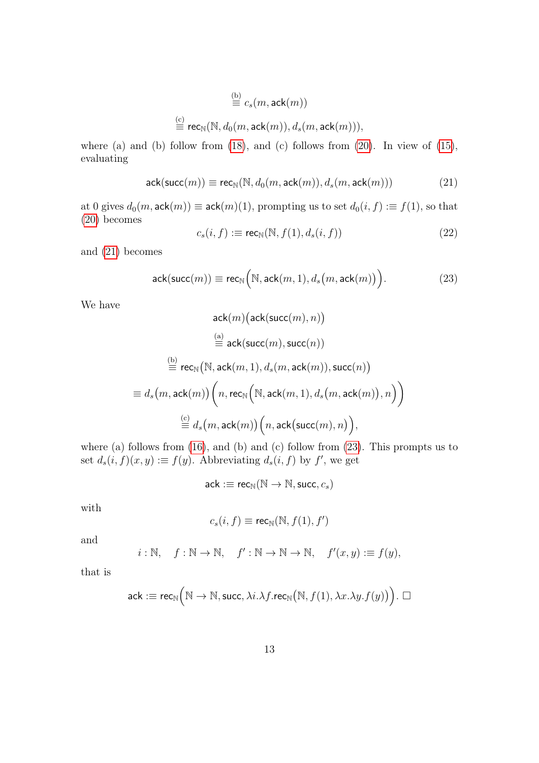$$\stackrel{\text{(b)}}{\equiv} c_s(m, \mathsf{ack}(m))$$

$$\stackrel{\text{(c)}}{\equiv} \mathsf{rec}_{\mathbb{N}}(\mathbb{N}, d_0(m, \mathsf{ack}(m)), d_s(m, \mathsf{ack}(m))),$$

where (a) and (b) follow from (18), and (c) follows from (20). In view of (15), evaluating

$$\mathsf{ack}(\mathsf{succ}(m)) \equiv \mathsf{rec}_{\mathbb{N}}(\mathbb{N}, d_0(m, \mathsf{ack}(m)), d_s(m, \mathsf{ack}(m))) \tag{21}$$

at 0 gives $d_0(m, \mathsf{ack}(m)) \equiv \mathsf{ack}(m)(1)$, prompting us to set $d_0(i, f) :\equiv f(1)$, so that (20) becomes

$$c_s(i, f) :\equiv \mathsf{rec}_{\mathbb{N}}(\mathbb{N}, f(1), d_s(i, f)) \tag{22}$$

and (21) becomes

$$\mathsf{ack}(\mathsf{succ}(m)) \equiv \mathsf{rec}_{\mathbb{N}}\Big(\mathbb{N}, \mathsf{ack}(m, 1), d_s\big(m, \mathsf{ack}(m)\big)\Big). \tag{23}$$

We have

$$\mathsf{ack}(m)\big(\mathsf{ack}(\mathsf{succ}(m), n)\big)$$

$$\stackrel{\text{(a)}}{\equiv} \mathsf{ack}(\mathsf{succ}(m), \mathsf{succ}(n))$$

$$\stackrel{\text{(b)}}{\equiv} \mathsf{rec}_{\mathbb{N}}\big(\mathbb{N}, \mathsf{ack}(m, 1), d_s(m, \mathsf{ack}(m)), \mathsf{succ}(n)\big)$$

$$\equiv d_s\big(m, \mathsf{ack}(m)\big)\Big(n, \mathsf{rec}_{\mathbb{N}}\Big(\mathbb{N}, \mathsf{ack}(m, 1), d_s\big(m, \mathsf{ack}(m)\big), n\Big)\Big)$$

$$\stackrel{\text{(c)}}{\equiv} d_s\big(m, \mathsf{ack}(m)\big)\Big(n, \mathsf{ack}\big(\mathsf{succ}(m), n\big)\Big),$$

where (a) follows from (16), and (b) and (c) follow from (23). This prompts us to set $d_s(i, f)(x, y) :\equiv f(y)$. Abbreviating $d_s(i, f)$ by $f'$, we get

$$\mathsf{ack} :\equiv \mathsf{rec}_{\mathbb{N}}(\mathbb{N} \to \mathbb{N}, \mathsf{succ}, c_s)$$

with

$$c_s(i, f) \equiv \mathsf{rec}_{\mathbb{N}}(\mathbb{N}, f(1), f')$$

and

$$i : \mathbb{N}, \quad f : \mathbb{N} \to \mathbb{N}, \quad f' : \mathbb{N} \to \mathbb{N} \to \mathbb{N}, \quad f'(x, y) :\equiv f(y),$$

that is

$$\mathsf{ack} :\equiv \mathsf{rec}_{\mathbb{N}}\Big(\mathbb{N} \to \mathbb{N}, \mathsf{succ}, \lambda i.\lambda f.\mathsf{rec}_{\mathbb{N}}\big(\mathbb{N}, f(1), \lambda x.\lambda y.f(y)\big)\Big). \;\square$$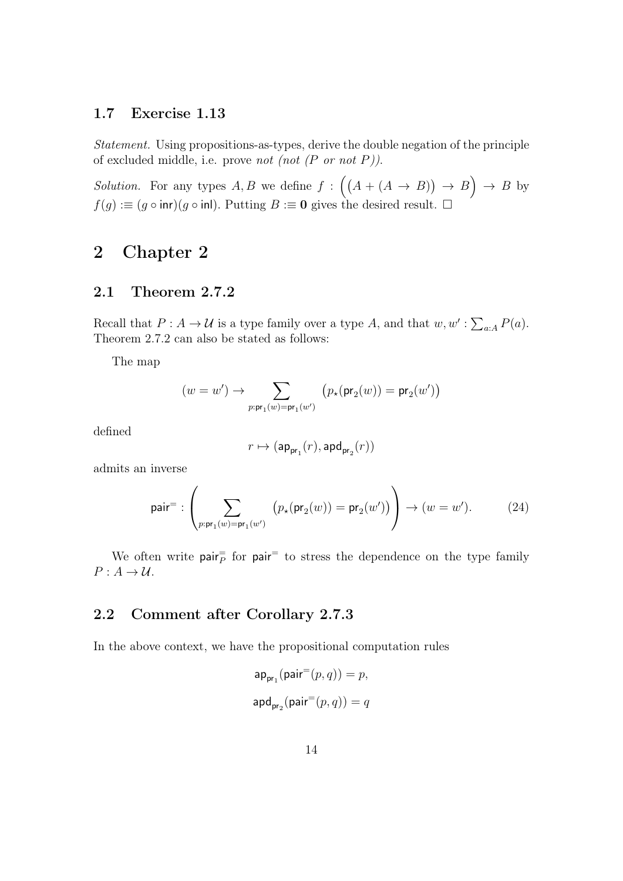### 1.7 Exercise 1.13

*Statement.* Using propositions-as-types, derive the double negation of the principle of excluded middle, i.e. prove *not (not (P or not P))*.

*Solution.* For any types $A, B$ we define $f : \Big(\big(A + (A \to B)\big) \to B\Big) \to B$ by $f(g) :\equiv (g \circ \mathsf{inr})(g \circ \mathsf{inl})$. Putting $B :\equiv \mathbf{0}$ gives the desired result. $\square$

## 2 Chapter 2

### 2.1 Theorem 2.7.2

Recall that $P : A \to \mathcal{U}$ is a type family over a type $A$, and that $w, w' : \sum_{a:A} P(a)$. Theorem 2.7.2 can also be stated as follows:

The map

$$(w = w') \to \sum_{p:\mathsf{pr}_1(w)=\mathsf{pr}_1(w')} \big(p_\star(\mathsf{pr}_2(w)) = \mathsf{pr}_2(w')\big)$$

defined

$$r \mapsto (\mathsf{ap}_{\mathsf{pr}_1}(r), \mathsf{apd}_{\mathsf{pr}_2}(r))$$

admits an inverse

$$\mathsf{pair}^= : \left(\sum_{p:\mathsf{pr}_1(w)=\mathsf{pr}_1(w')} \big(p_\star(\mathsf{pr}_2(w)) = \mathsf{pr}_2(w')\big)\right) \to (w = w'). \tag{24}$$

We often write $\mathsf{pair}^=_P$ for $\mathsf{pair}^=$ to stress the dependence on the type family $P : A \to \mathcal{U}$.

### 2.2 Comment after Corollary 2.7.3

In the above context, we have the propositional computation rules

$$\mathsf{ap}_{\mathsf{pr}_1}(\mathsf{pair}^=(p, q)) = p,$$

$$\mathsf{apd}_{\mathsf{pr}_2}(\mathsf{pair}^=(p, q)) = q$$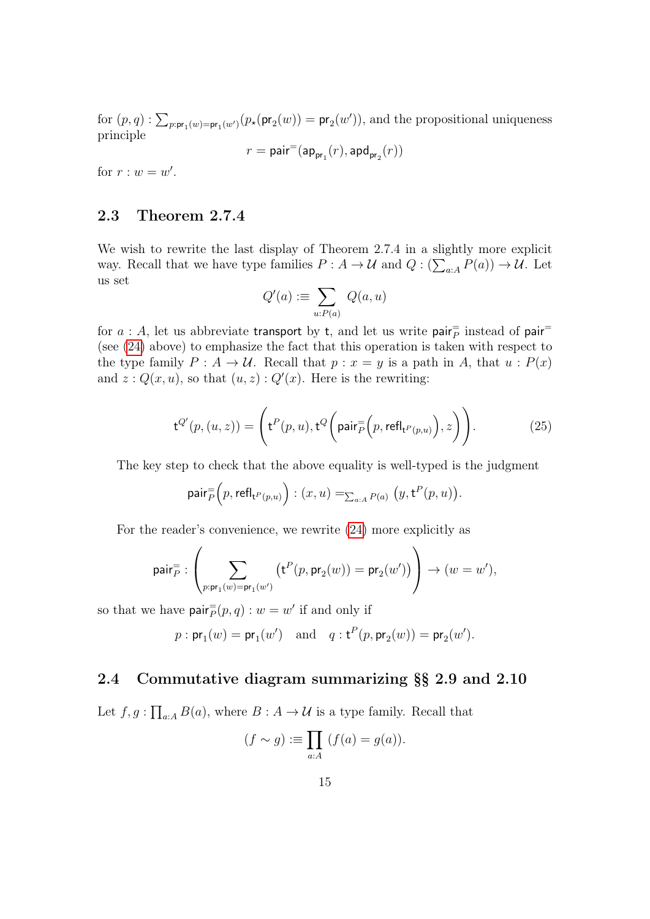for $(p,q) : \sum_{p:\mathsf{pr}_1(w)=\mathsf{pr}_1(w')}(p_\star(\mathsf{pr}_2(w)) = \mathsf{pr}_2(w'))$, and the propositional uniqueness principle

$$r = \mathsf{pair}^=(\mathsf{ap}_{\mathsf{pr}_1}(r), \mathsf{apd}_{\mathsf{pr}_2}(r))$$

for $r : w = w'$.

## 2.3 Theorem 2.7.4

We wish to rewrite the last display of Theorem 2.7.4 in a slightly more explicit way. Recall that we have type families $P : A \to \mathcal{U}$ and $Q : (\sum_{a:A} P(a)) \to \mathcal{U}$. Let us set

$$Q'(a) :\equiv \sum_{u:P(a)} Q(a,u)$$

for $a : A$, let us abbreviate $\mathsf{transport}$ by $\mathsf{t}$, and let us write $\mathsf{pair}^=_P$ instead of $\mathsf{pair}^=$ (see (24) above) to emphasize the fact that this operation is taken with respect to the type family $P : A \to \mathcal{U}$. Recall that $p : x = y$ is a path in $A$, that $u : P(x)$ and $z : Q(x,u)$, so that $(u,z) : Q'(x)$. Here is the rewriting:

$$\mathsf{t}^{Q'}(p,(u,z)) = \left(\mathsf{t}^P(p,u), \mathsf{t}^Q\left(\mathsf{pair}^=_P\left(p, \mathsf{refl}_{\mathsf{t}^P(p,u)}\right), z\right)\right). \tag{25}$$

The key step to check that the above equality is well-typed is the judgment

$$\mathsf{pair}^=_P\left(p, \mathsf{refl}_{\mathsf{t}^P(p,u)}\right) : (x,u) =_{\sum_{a:A} P(a)} \left(y, \mathsf{t}^P(p,u)\right).$$

For the reader's convenience, we rewrite (24) more explicitly as

$$\mathsf{pair}^=_P : \left(\sum_{p:\mathsf{pr}_1(w)=\mathsf{pr}_1(w')} \left(\mathsf{t}^P(p,\mathsf{pr}_2(w)) = \mathsf{pr}_2(w')\right)\right) \to (w = w'),$$

so that we have $\mathsf{pair}^=_P(p,q) : w = w'$ if and only if

$$p : \mathsf{pr}_1(w) = \mathsf{pr}_1(w') \quad \text{and} \quad q : \mathsf{t}^P(p,\mathsf{pr}_2(w)) = \mathsf{pr}_2(w').$$

## 2.4 Commutative diagram summarizing §§ 2.9 and 2.10

Let $f,g : \prod_{a:A} B(a)$, where $B : A \to \mathcal{U}$ is a type family. Recall that

$$(f \sim g) :\equiv \prod_{a:A} (f(a) = g(a)).$$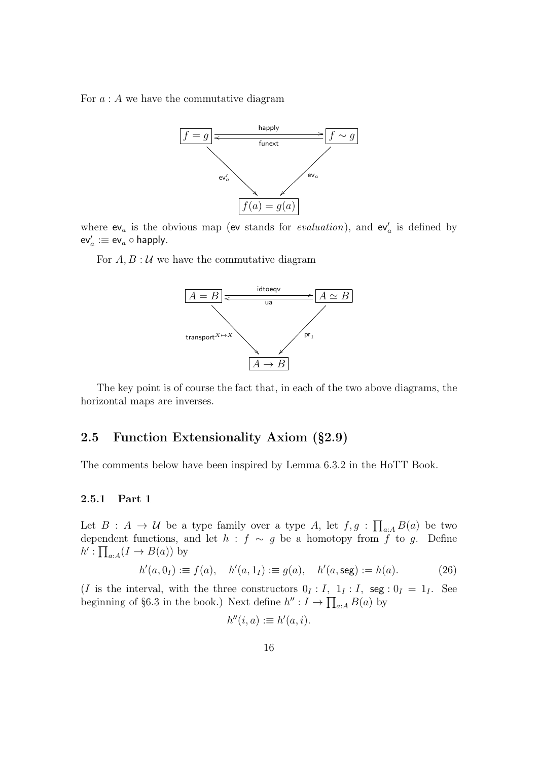For $a : A$ we have the commutative diagram

$$
\begin{array}{ccc}
\boxed{f = g} & \underset{\mathsf{funext}}{\overset{\mathsf{happly}}{\rightleftarrows}} & \boxed{f \sim g} \\
& {\scriptstyle \mathsf{ev}'_a} \searrow \quad \swarrow {\scriptstyle \mathsf{ev}_a} & \\
& \boxed{f(a) = g(a)} &
\end{array}
$$

where $\mathsf{ev}_a$ is the obvious map ($\mathsf{ev}$ stands for *evaluation*), and $\mathsf{ev}'_a$ is defined by $\mathsf{ev}'_a :\equiv \mathsf{ev}_a \circ \mathsf{happly}$.

For $A, B : \mathcal{U}$ we have the commutative diagram

$$
\begin{array}{ccc}
\boxed{A = B} & \underset{\mathsf{ua}}{\overset{\mathsf{idtoeqv}}{\rightleftarrows}} & \boxed{A \simeq B} \\
& {\scriptstyle \mathsf{transport}^{X \mapsto X}} \searrow \quad \swarrow {\scriptstyle \mathsf{pr}_1} & \\
& \boxed{A \to B} &
\end{array}
$$

The key point is of course the fact that, in each of the two above diagrams, the horizontal maps are inverses.

## 2.5 Function Extensionality Axiom (§2.9)

The comments below have been inspired by Lemma 6.3.2 in the HoTT Book.

### 2.5.1 Part 1

Let $B : A \to \mathcal{U}$ be a type family over a type $A$, let $f, g : \prod_{a:A} B(a)$ be two dependent functions, and let $h : f \sim g$ be a homotopy from $f$ to $g$. Define $h' : \prod_{a:A}(I \to B(a))$ by

$$
h'(a, 0_I) :\equiv f(a), \quad h'(a, 1_I) :\equiv g(a), \quad h'(a, \mathsf{seg}) := h(a). \tag{26}
$$

($I$ is the interval, with the three constructors $0_I : I,\ 1_I : I,\ \mathsf{seg} : 0_I = 1_I$. See beginning of §6.3 in the book.) Next define $h'' : I \to \prod_{a:A} B(a)$ by

$$
h''(i, a) :\equiv h'(a, i).
$$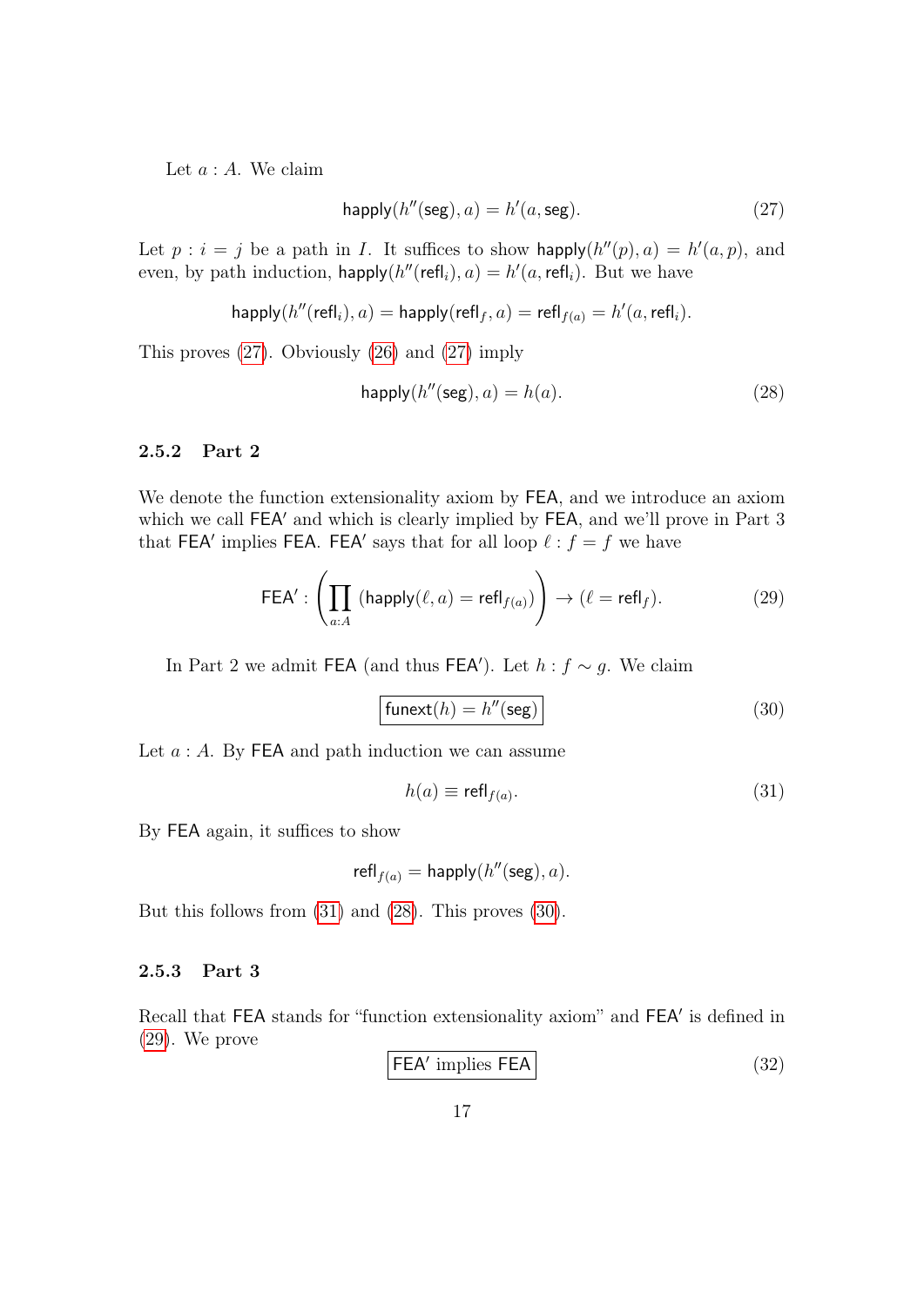Let $a : A$. We claim

$$\mathsf{happly}(h''(\mathsf{seg}), a) = h'(a, \mathsf{seg}). \tag{27}$$

Let $p : i = j$ be a path in $I$. It suffices to show $\mathsf{happly}(h''(p), a) = h'(a, p)$, and even, by path induction, $\mathsf{happly}(h''(\mathsf{refl}_i), a) = h'(a, \mathsf{refl}_i)$. But we have

$$\mathsf{happly}(h''(\mathsf{refl}_i), a) = \mathsf{happly}(\mathsf{refl}_f, a) = \mathsf{refl}_{f(a)} = h'(a, \mathsf{refl}_i).$$

This proves (27). Obviously (26) and (27) imply

$$\mathsf{happly}(h''(\mathsf{seg}), a) = h(a). \tag{28}$$

### 2.5.2 Part 2

We denote the function extensionality axiom by $\mathsf{FEA}$, and we introduce an axiom which we call $\mathsf{FEA}'$ and which is clearly implied by $\mathsf{FEA}$, and we'll prove in Part 3 that $\mathsf{FEA}'$ implies $\mathsf{FEA}$. $\mathsf{FEA}'$ says that for all loop $\ell : f = f$ we have

$$\mathsf{FEA}' : \left( \prod_{a:A} (\mathsf{happly}(\ell, a) = \mathsf{refl}_{f(a)}) \right) \to (\ell = \mathsf{refl}_f). \tag{29}$$

In Part 2 we admit $\mathsf{FEA}$ (and thus $\mathsf{FEA}'$). Let $h : f \sim g$. We claim

$$\boxed{\mathsf{funext}(h) = h''(\mathsf{seg})} \tag{30}$$

Let $a : A$. By $\mathsf{FEA}$ and path induction we can assume

$$h(a) \equiv \mathsf{refl}_{f(a)}. \tag{31}$$

By $\mathsf{FEA}$ again, it suffices to show

$$\mathsf{refl}_{f(a)} = \mathsf{happly}(h''(\mathsf{seg}), a).$$

But this follows from (31) and (28). This proves (30).

### 2.5.3 Part 3

Recall that $\mathsf{FEA}$ stands for "function extensionality axiom" and $\mathsf{FEA}'$ is defined in (29). We prove

$$\boxed{\mathsf{FEA}' \text{ implies } \mathsf{FEA}} \tag{32}$$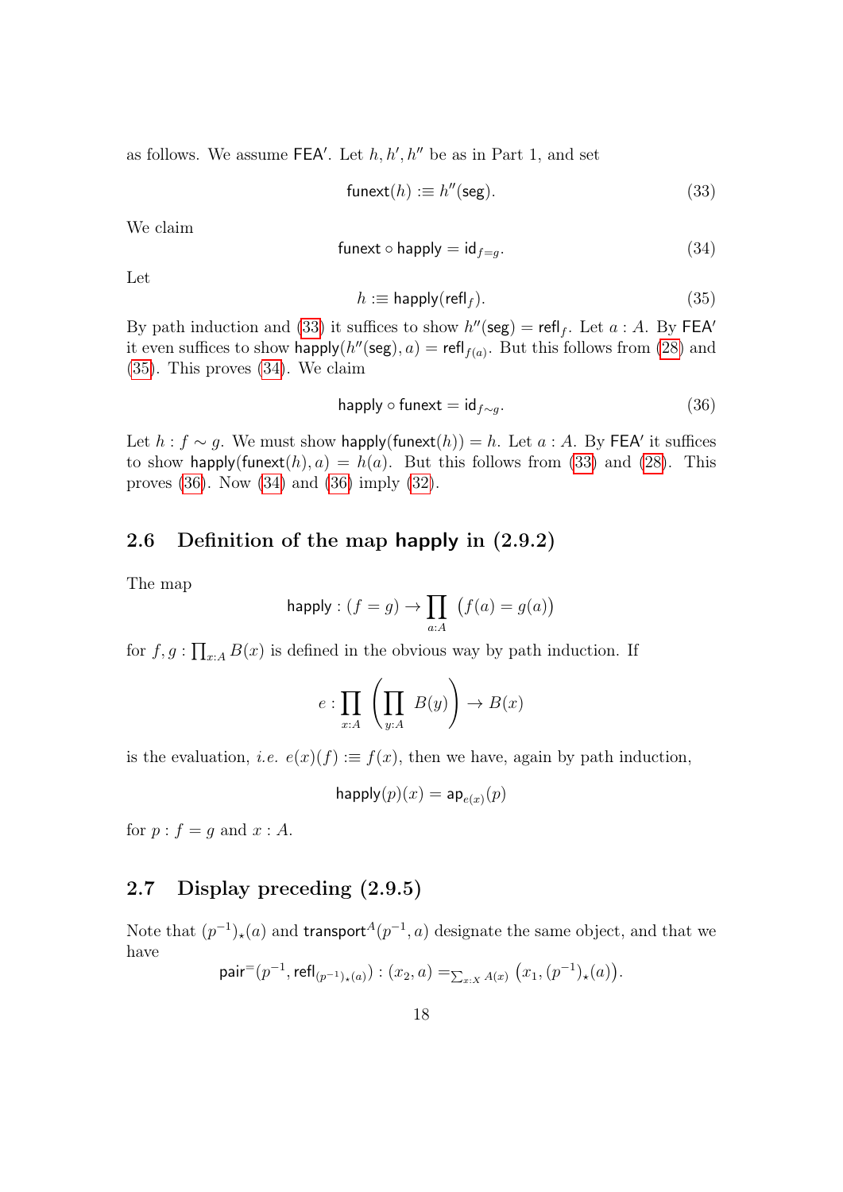as follows. We assume $\mathsf{FEA}'$. Let $h, h', h''$ be as in Part 1, and set

$$\mathsf{funext}(h) :\equiv h''(\mathsf{seg}). \tag{33}$$

We claim

$$\mathsf{funext} \circ \mathsf{happly} = \mathsf{id}_{f=g}. \tag{34}$$

Let

$$h :\equiv \mathsf{happly}(\mathsf{refl}_f). \tag{35}$$

By path induction and (33) it suffices to show $h''(\mathsf{seg}) = \mathsf{refl}_f$. Let $a : A$. By $\mathsf{FEA}'$ it even suffices to show $\mathsf{happly}(h''(\mathsf{seg}), a) = \mathsf{refl}_{f(a)}$. But this follows from (28) and (35). This proves (34). We claim

$$\mathsf{happly} \circ \mathsf{funext} = \mathsf{id}_{f \sim g}. \tag{36}$$

Let $h : f \sim g$. We must show $\mathsf{happly}(\mathsf{funext}(h)) = h$. Let $a : A$. By $\mathsf{FEA}'$ it suffices to show $\mathsf{happly}(\mathsf{funext}(h), a) = h(a)$. But this follows from (33) and (28). This proves (36). Now (34) and (36) imply (32).

## 2.6 Definition of the map happly in (2.9.2)

The map

$$\mathsf{happly} : (f = g) \to \prod_{a:A} \big(f(a) = g(a)\big)$$

for $f, g : \prod_{x:A} B(x)$ is defined in the obvious way by path induction. If

$$e : \prod_{x:A} \left( \prod_{y:A} B(y) \right) \to B(x)$$

is the evaluation, *i.e.* $e(x)(f) :\equiv f(x)$, then we have, again by path induction,

$$\mathsf{happly}(p)(x) = \mathsf{ap}_{e(x)}(p)$$

for $p : f = g$ and $x : A$.

## 2.7 Display preceding (2.9.5)

Note that $(p^{-1})_\star(a)$ and $\mathsf{transport}^A(p^{-1}, a)$ designate the same object, and that we have

$$\mathsf{pair}^=(p^{-1}, \mathsf{refl}_{(p^{-1})_\star(a)}) : (x_2, a) =_{\sum_{x:X} A(x)} \big(x_1, (p^{-1})_\star(a)\big).$$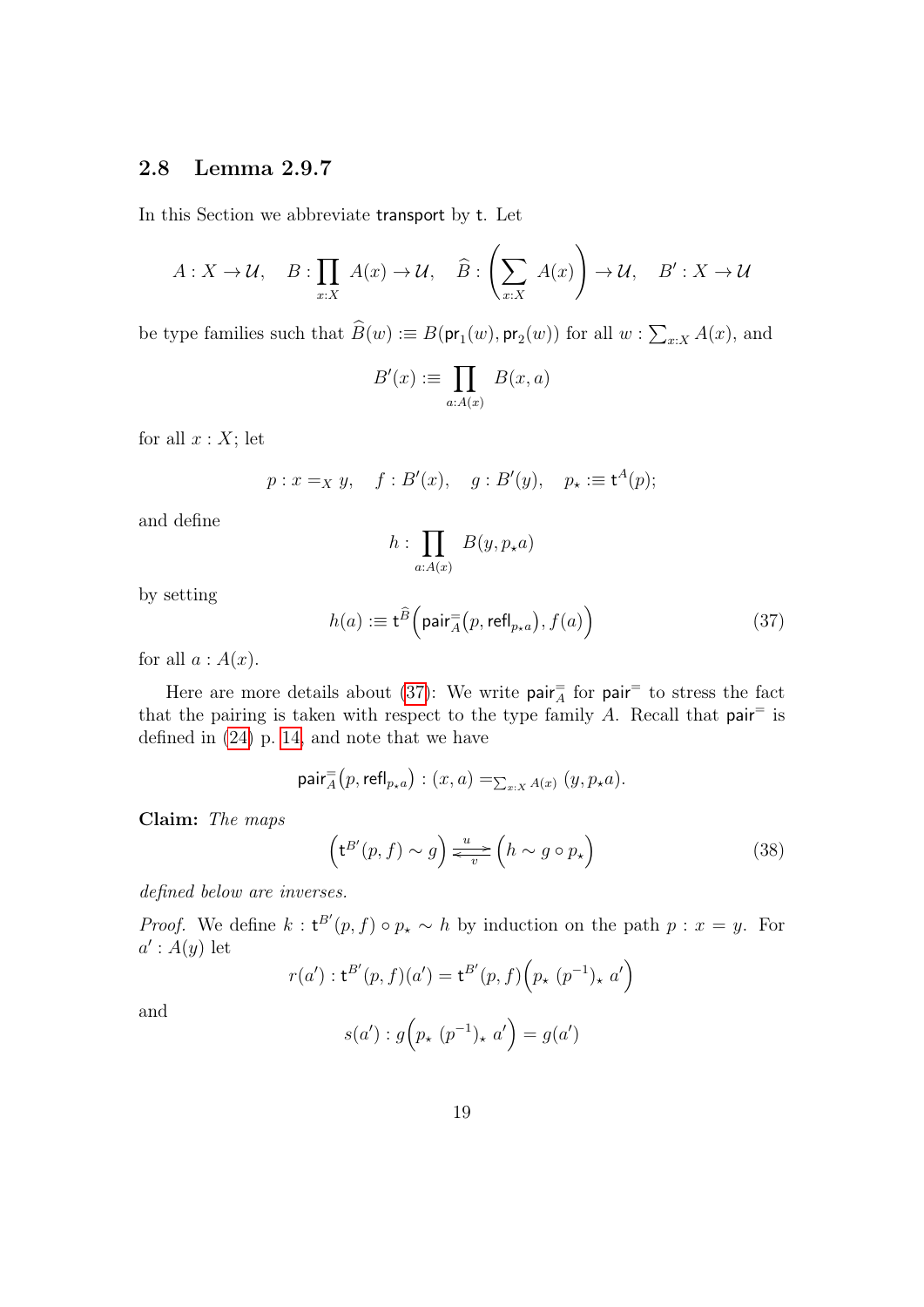### 2.8 Lemma 2.9.7

In this Section we abbreviate $\mathsf{transport}$ by $\mathsf{t}$. Let

$$A : X \to \mathcal{U}, \quad B : \prod_{x:X} A(x) \to \mathcal{U}, \quad \widehat{B} : \left(\sum_{x:X} A(x)\right) \to \mathcal{U}, \quad B' : X \to \mathcal{U}$$

be type families such that $\widehat{B}(w) :\equiv B(\mathsf{pr}_1(w), \mathsf{pr}_2(w))$ for all $w : \sum_{x:X} A(x)$, and

$$B'(x) :\equiv \prod_{a:A(x)} B(x,a)$$

for all $x : X$; let

$$p : x =_X y, \quad f : B'(x), \quad g : B'(y), \quad p_\star :\equiv \mathsf{t}^A(p);$$

and define

$$h : \prod_{a:A(x)} B(y, p_\star a)$$

by setting

$$h(a) :\equiv \mathsf{t}^{\widehat{B}}\Big(\mathsf{pair}^=_A(p, \mathsf{refl}_{p_\star a}), f(a)\Big) \tag{37}$$

for all $a : A(x)$.

Here are more details about (37): We write $\mathsf{pair}^=_A$ for $\mathsf{pair}^=$ to stress the fact that the pairing is taken with respect to the type family $A$. Recall that $\mathsf{pair}^=$ is defined in (24) p. 14, and note that we have

$$\mathsf{pair}^=_A(p, \mathsf{refl}_{p_\star a}) : (x, a) =_{\sum_{x:X} A(x)} (y, p_\star a).$$

**Claim:** *The maps*

$$\left(\mathsf{t}^{B'}(p,f) \sim g\right) \underset{v}{\overset{u}{\rightleftarrows}} \left(h \sim g \circ p_\star\right) \tag{38}$$

*defined below are inverses.*

*Proof.* We define $k : \mathsf{t}^{B'}(p,f) \circ p_\star \sim h$ by induction on the path $p : x = y$. For $a' : A(y)$ let

$$r(a') : \mathsf{t}^{B'}(p,f)(a') = \mathsf{t}^{B'}(p,f)\Big(p_\star\ (p^{-1})_\star\ a'\Big)$$

and

$$s(a') : g\Big(p_\star\ (p^{-1})_\star\ a'\Big) = g(a')$$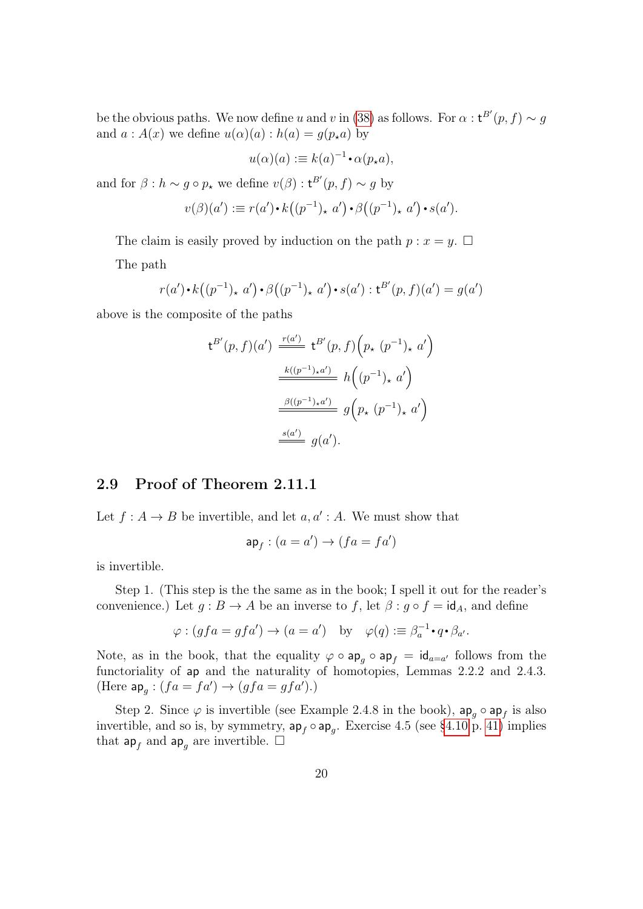be the obvious paths. We now define $u$ and $v$ in (38) as follows. For $\alpha : \mathsf{t}^{B'}(p, f) \sim g$ and $a : A(x)$ we define $u(\alpha)(a) : h(a) = g(p_\star a)$ by

$$u(\alpha)(a) :\equiv k(a)^{-1} \bullet \alpha(p_\star a),$$

and for $\beta : h \sim g \circ p_\star$ we define $v(\beta) : \mathsf{t}^{B'}(p, f) \sim g$ by

$$v(\beta)(a') :\equiv r(a') \bullet k\big((p^{-1})_\star\ a'\big) \bullet \beta\big((p^{-1})_\star\ a'\big) \bullet s(a').$$

The claim is easily proved by induction on the path $p : x = y$. $\square$

The path

$$r(a') \bullet k\big((p^{-1})_\star\ a'\big) \bullet \beta\big((p^{-1})_\star\ a'\big) \bullet s(a') : \mathsf{t}^{B'}(p, f)(a') = g(a')$$

above is the composite of the paths

$$\begin{aligned}
\mathsf{t}^{B'}(p, f)(a') &\overset{r(a')}{=\!=\!=} \mathsf{t}^{B'}(p, f)\Big(p_\star\ (p^{-1})_\star\ a'\Big) \\
&\overset{k((p^{-1})_\star a')}{=\!=\!=\!=\!=\!=} h\Big((p^{-1})_\star\ a'\Big) \\
&\overset{\beta((p^{-1})_\star a')}{=\!=\!=\!=\!=\!=} g\Big(p_\star\ (p^{-1})_\star\ a'\Big) \\
&\overset{s(a')}{=\!=\!=} g(a').
\end{aligned}$$

## 2.9 Proof of Theorem 2.11.1

Let $f : A \to B$ be invertible, and let $a, a' : A$. We must show that

$$\mathsf{ap}_f : (a = a') \to (fa = fa')$$

is invertible.

Step 1. (This step is the the same as in the book; I spell it out for the reader's convenience.) Let $g : B \to A$ be an inverse to $f$, let $\beta : g \circ f = \mathsf{id}_A$, and define

$$\varphi : (gfa = gfa') \to (a = a') \quad \text{by} \quad \varphi(q) :\equiv \beta_a^{-1} \bullet q \bullet \beta_{a'}.$$

Note, as in the book, that the equality $\varphi \circ \mathsf{ap}_g \circ \mathsf{ap}_f = \mathsf{id}_{a=a'}$ follows from the functoriality of $\mathsf{ap}$ and the naturality of homotopies, Lemmas 2.2.2 and 2.4.3. (Here $\mathsf{ap}_g : (fa = fa') \to (gfa = gfa')$.)

Step 2. Since $\varphi$ is invertible (see Example 2.4.8 in the book), $\mathsf{ap}_g \circ \mathsf{ap}_f$ is also invertible, and so is, by symmetry, $\mathsf{ap}_f \circ \mathsf{ap}_g$. Exercise 4.5 (see §4.10 p. 41) implies that $\mathsf{ap}_f$ and $\mathsf{ap}_g$ are invertible. $\square$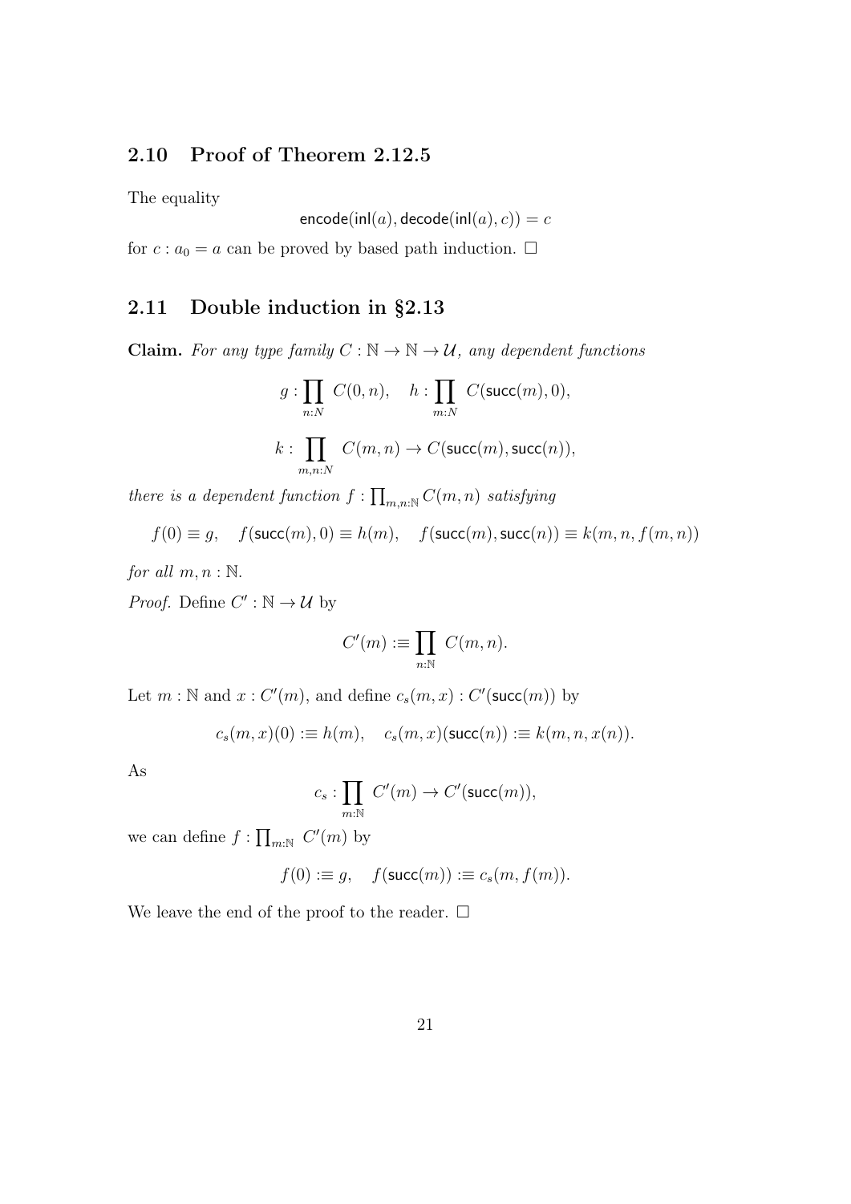## 2.10 Proof of Theorem 2.12.5

The equality

$$\mathsf{encode}(\mathsf{inl}(a), \mathsf{decode}(\mathsf{inl}(a), c)) = c$$

for $c : a_0 = a$ can be proved by based path induction. □

## 2.11 Double induction in §2.13

**Claim.** *For any type family $C : \mathbb{N} \to \mathbb{N} \to \mathcal{U}$, any dependent functions*

$$g : \prod_{n:N} C(0, n), \quad h : \prod_{m:N} C(\mathsf{succ}(m), 0),$$

$$k : \prod_{m,n:N} C(m, n) \to C(\mathsf{succ}(m), \mathsf{succ}(n)),$$

*there is a dependent function $f : \prod_{m,n:\mathbb{N}} C(m, n)$ satisfying*

$$f(0) \equiv g, \quad f(\mathsf{succ}(m), 0) \equiv h(m), \quad f(\mathsf{succ}(m), \mathsf{succ}(n)) \equiv k(m, n, f(m, n))$$

*for all $m, n : \mathbb{N}$.*

*Proof.* Define $C' : \mathbb{N} \to \mathcal{U}$ by

$$C'(m) :\equiv \prod_{n:\mathbb{N}} C(m, n).$$

Let $m : \mathbb{N}$ and $x : C'(m)$, and define $c_s(m, x) : C'(\mathsf{succ}(m))$ by

$$c_s(m, x)(0) :\equiv h(m), \quad c_s(m, x)(\mathsf{succ}(n)) :\equiv k(m, n, x(n)).$$

As

$$c_s : \prod_{m:\mathbb{N}} C'(m) \to C'(\mathsf{succ}(m)),$$

we can define $f : \prod_{m:\mathbb{N}} C'(m)$ by

$$f(0) :\equiv g, \quad f(\mathsf{succ}(m)) :\equiv c_s(m, f(m)).$$

We leave the end of the proof to the reader. □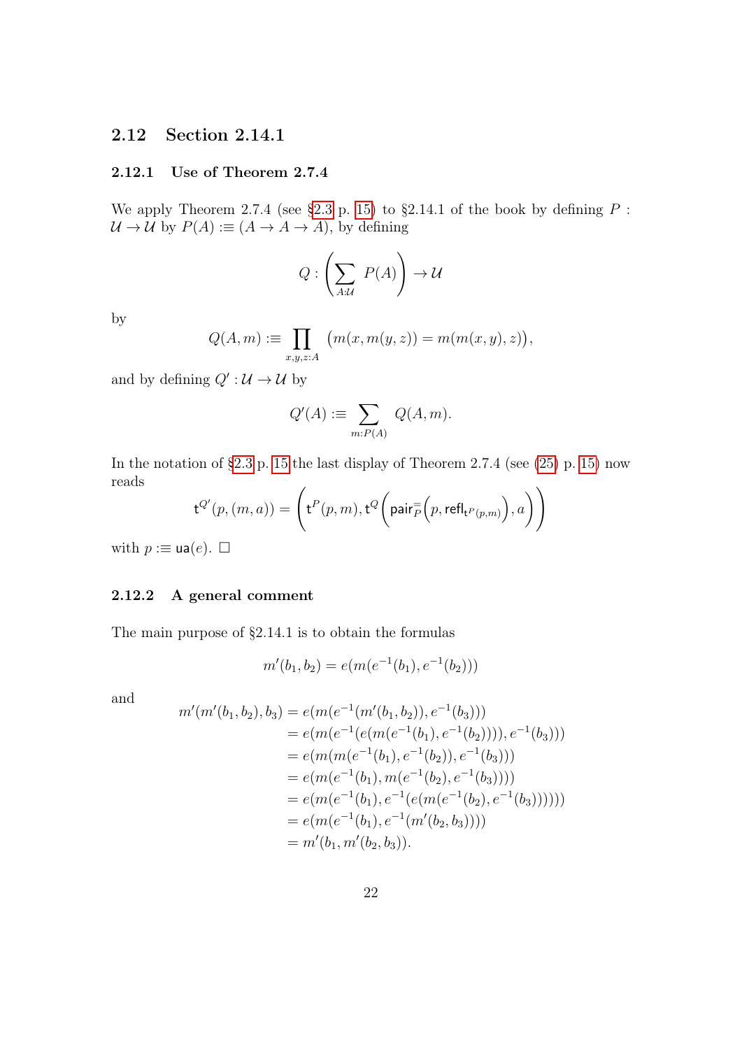## 2.12 Section 2.14.1

### 2.12.1 Use of Theorem 2.7.4

We apply Theorem 2.7.4 (see §2.3 p. 15) to §2.14.1 of the book by defining $P : \mathcal{U} \to \mathcal{U}$ by $P(A) :\equiv (A \to A \to A)$, by defining

$$Q : \left( \sum_{A:\mathcal{U}} P(A) \right) \to \mathcal{U}$$

by

$$Q(A, m) :\equiv \prod_{x,y,z:A} \big( m(x, m(y, z)) = m(m(x, y), z) \big),$$

and by defining $Q' : \mathcal{U} \to \mathcal{U}$ by

$$Q'(A) :\equiv \sum_{m:P(A)} Q(A, m).$$

In the notation of §2.3 p. 15 the last display of Theorem 2.7.4 (see (25) p. 15) now reads

$$\mathsf{t}^{Q'}(p, (m, a)) = \left( \mathsf{t}^{P}(p, m), \mathsf{t}^{Q}\Big( \mathsf{pair}^{=}_{P}\Big(p, \mathsf{refl}_{\mathsf{t}^{P}(p,m)}\Big), a \Big) \right)$$

with $p :\equiv \mathsf{ua}(e)$. $\square$

### 2.12.2 A general comment

The main purpose of §2.14.1 is to obtain the formulas

$$m'(b_1, b_2) = e(m(e^{-1}(b_1), e^{-1}(b_2)))$$

and

$$\begin{aligned}
m'(m'(b_1, b_2), b_3) &= e(m(e^{-1}(m'(b_1, b_2)), e^{-1}(b_3))) \\
&= e(m(e^{-1}(e(m(e^{-1}(b_1), e^{-1}(b_2)))), e^{-1}(b_3))) \\
&= e(m(m(e^{-1}(b_1), e^{-1}(b_2)), e^{-1}(b_3))) \\
&= e(m(e^{-1}(b_1), m(e^{-1}(b_2), e^{-1}(b_3)))) \\
&= e(m(e^{-1}(b_1), e^{-1}(e(m(e^{-1}(b_2), e^{-1}(b_3)))))) \\
&= e(m(e^{-1}(b_1), e^{-1}(m'(b_2, b_3)))) \\
&= m'(b_1, m'(b_2, b_3)).
\end{aligned}$$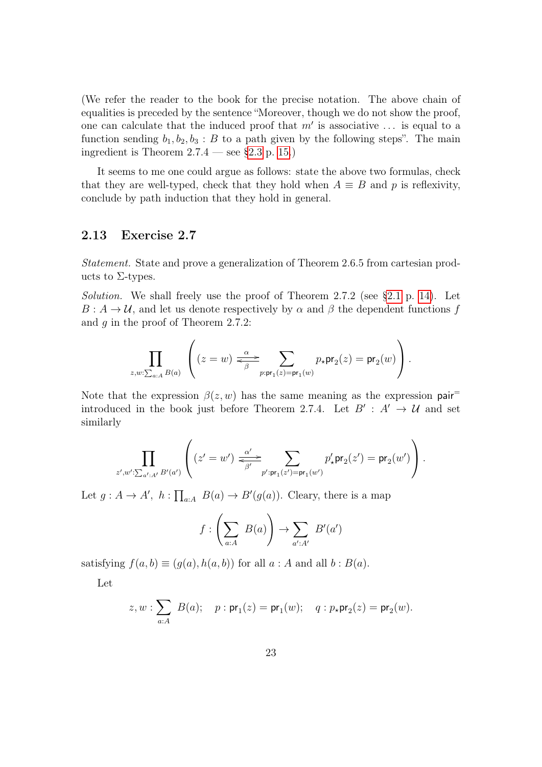(We refer the reader to the book for the precise notation. The above chain of equalities is preceded by the sentence "Moreover, though we do not show the proof, one can calculate that the induced proof that $m'$ is associative ... is equal to a function sending $b_1, b_2, b_3 : B$ to a path given by the following steps". The main ingredient is Theorem 2.7.4 — see §2.3 p. 15.)

It seems to me one could argue as follows: state the above two formulas, check that they are well-typed, check that they hold when $A \equiv B$ and $p$ is reflexivity, conclude by path induction that they hold in general.

## 2.13 Exercise 2.7

*Statement.* State and prove a generalization of Theorem 2.6.5 from cartesian products to $\Sigma$-types.

*Solution.* We shall freely use the proof of Theorem 2.7.2 (see §2.1 p. 14). Let $B : A \to \mathcal{U}$, and let us denote respectively by $\alpha$ and $\beta$ the dependent functions $f$ and $g$ in the proof of Theorem 2.7.2:

$$\prod_{z,w:\sum_{a:A} B(a)} \left( (z = w) \underset{\beta}{\overset{\alpha}{\rightleftarrows}} \sum_{p:\mathsf{pr}_1(z)=\mathsf{pr}_1(w)} p_\star \mathsf{pr}_2(z) = \mathsf{pr}_2(w) \right).$$

Note that the expression $\beta(z, w)$ has the same meaning as the expression $\mathsf{pair}^=$ introduced in the book just before Theorem 2.7.4. Let $B' : A' \to \mathcal{U}$ and set similarly

$$\prod_{z',w':\sum_{a':A'} B'(a')} \left( (z' = w') \underset{\beta'}{\overset{\alpha'}{\rightleftarrows}} \sum_{p':\mathsf{pr}_1(z')=\mathsf{pr}_1(w')} p'_\star \mathsf{pr}_2(z') = \mathsf{pr}_2(w') \right).$$

Let $g : A \to A'$, $h : \prod_{a:A} B(a) \to B'(g(a))$. Cleary, there is a map

$$f : \left( \sum_{a:A} B(a) \right) \to \sum_{a':A'} B'(a')$$

satisfying $f(a, b) \equiv (g(a), h(a, b))$ for all $a : A$ and all $b : B(a)$.

Let

$$z, w : \sum_{a:A} B(a); \quad p : \mathsf{pr}_1(z) = \mathsf{pr}_1(w); \quad q : p_\star \mathsf{pr}_2(z) = \mathsf{pr}_2(w).$$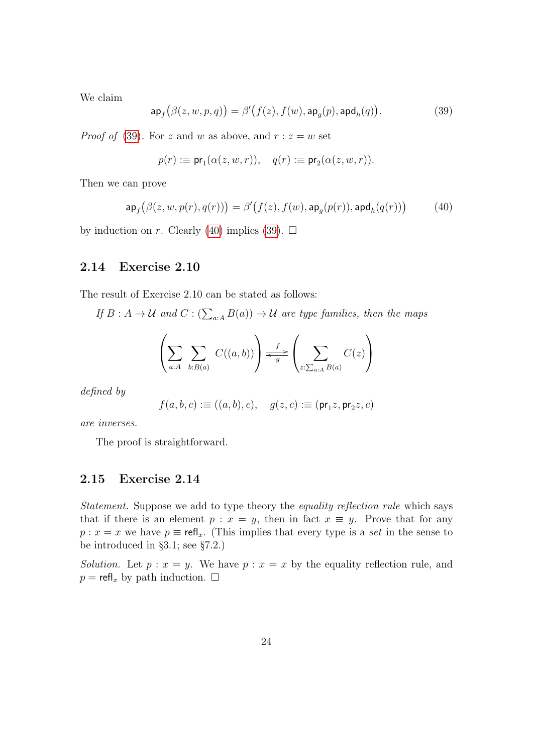We claim

$$\mathsf{ap}_f\big(\beta(z,w,p,q)\big) = \beta'\big(f(z), f(w), \mathsf{ap}_g(p), \mathsf{apd}_h(q)\big). \tag{39}$$

*Proof of* (39). For $z$ and $w$ as above, and $r : z = w$ set

$$p(r) :\equiv \mathsf{pr}_1(\alpha(z,w,r)), \quad q(r) :\equiv \mathsf{pr}_2(\alpha(z,w,r)).$$

Then we can prove

$$\mathsf{ap}_f\big(\beta(z,w,p(r),q(r))\big) = \beta'\big(f(z), f(w), \mathsf{ap}_g(p(r)), \mathsf{apd}_h(q(r))\big) \tag{40}$$

by induction on $r$. Clearly (40) implies (39). □

## 2.14 Exercise 2.10

The result of Exercise 2.10 can be stated as follows:

*If $B : A \to \mathcal{U}$ and $C : (\sum_{a:A} B(a)) \to \mathcal{U}$ are type families, then the maps*

$$\left(\sum_{a:A}\sum_{b:B(a)} C((a,b))\right) \underset{g}{\overset{f}{\rightleftarrows}} \left(\sum_{z:\sum_{a:A} B(a)} C(z)\right)$$

*defined by*

$$f(a,b,c) :\equiv ((a,b),c), \quad g(z,c) :\equiv (\mathsf{pr}_1 z, \mathsf{pr}_2 z, c)$$

*are inverses.*

The proof is straightforward.

## 2.15 Exercise 2.14

*Statement.* Suppose we add to type theory the *equality reflection rule* which says that if there is an element $p : x = y$, then in fact $x \equiv y$. Prove that for any $p : x = x$ we have $p \equiv \mathsf{refl}_x$. (This implies that every type is a *set* in the sense to be introduced in §3.1; see §7.2.)

*Solution.* Let $p : x = y$. We have $p : x = x$ by the equality reflection rule, and $p = \mathsf{refl}_x$ by path induction. □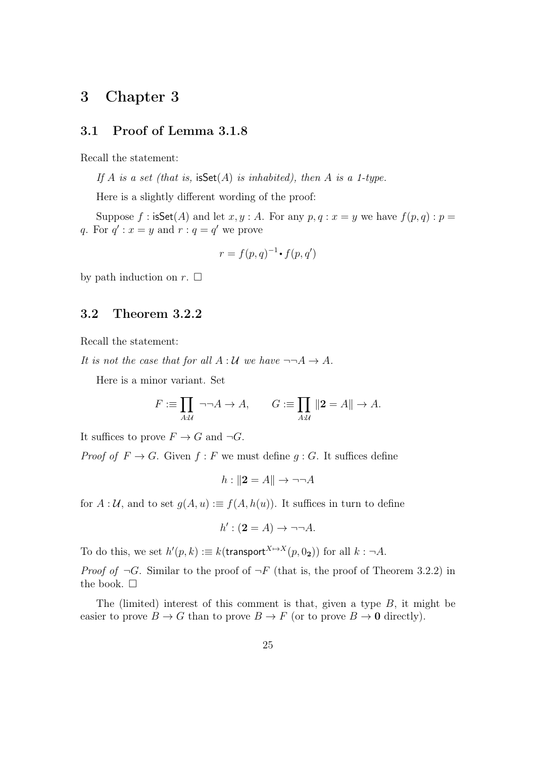# 3 Chapter 3

## 3.1 Proof of Lemma 3.1.8

Recall the statement:

*If $A$ is a set (that is, $\mathsf{isSet}(A)$ is inhabited), then $A$ is a 1-type.*

Here is a slightly different wording of the proof:

Suppose $f : \mathsf{isSet}(A)$ and let $x, y : A$. For any $p, q : x = y$ we have $f(p, q) : p = q$. For $q' : x = y$ and $r : q = q'$ we prove

$$r = f(p, q)^{-1} \bullet f(p, q')$$

by path induction on $r$. □

## 3.2 Theorem 3.2.2

Recall the statement:

*It is not the case that for all $A : \mathcal{U}$ we have $\neg\neg A \to A$.*

Here is a minor variant. Set

$$F :\equiv \prod_{A:\mathcal{U}} \neg\neg A \to A, \qquad G :\equiv \prod_{A:\mathcal{U}} \|\mathbf{2} = A\| \to A.$$

It suffices to prove $F \to G$ and $\neg G$.

*Proof of* $F \to G$. Given $f : F$ we must define $g : G$. It suffices define

$$h : \|\mathbf{2} = A\| \to \neg\neg A$$

for $A : \mathcal{U}$, and to set $g(A, u) :\equiv f(A, h(u))$. It suffices in turn to define

$$h' : (\mathbf{2} = A) \to \neg\neg A.$$

To do this, we set $h'(p, k) :\equiv k(\mathsf{transport}^{X \mapsto X}(p, 0_{\mathbf{2}}))$ for all $k : \neg A$.

*Proof of* $\neg G$. Similar to the proof of $\neg F$ (that is, the proof of Theorem 3.2.2) in the book. □

The (limited) interest of this comment is that, given a type $B$, it might be easier to prove $B \to G$ than to prove $B \to F$ (or to prove $B \to \mathbf{0}$ directly).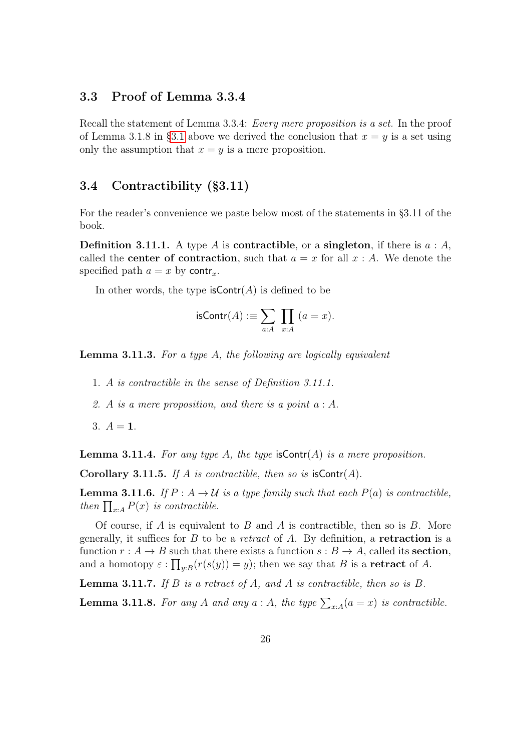## 3.3 Proof of Lemma 3.3.4

Recall the statement of Lemma 3.3.4: *Every mere proposition is a set.* In the proof of Lemma 3.1.8 in §3.1 above we derived the conclusion that $x = y$ is a set using only the assumption that $x = y$ is a mere proposition.

## 3.4 Contractibility (§3.11)

For the reader's convenience we paste below most of the statements in §3.11 of the book.

**Definition 3.11.1.** A type $A$ is **contractible**, or a **singleton**, if there is $a : A$, called the **center of contraction**, such that $a = x$ for all $x : A$. We denote the specified path $a = x$ by $\mathsf{contr}_x$.

In other words, the type $\mathsf{isContr}(A)$ is defined to be

$$\mathsf{isContr}(A) :\equiv \sum_{a:A} \prod_{x:A} (a = x).$$

**Lemma 3.11.3.** *For a type $A$, the following are logically equivalent*

1. *$A$ is contractible in the sense of Definition 3.11.1.*

2. *$A$ is a mere proposition, and there is a point $a : A$.*

3. *$A = \mathbf{1}$.*

**Lemma 3.11.4.** *For any type $A$, the type $\mathsf{isContr}(A)$ is a mere proposition.*

**Corollary 3.11.5.** *If $A$ is contractible, then so is $\mathsf{isContr}(A)$.*

**Lemma 3.11.6.** *If $P : A \to \mathcal{U}$ is a type family such that each $P(a)$ is contractible, then $\prod_{x:A} P(x)$ is contractible.*

Of course, if $A$ is equivalent to $B$ and $A$ is contractible, then so is $B$. More generally, it suffices for $B$ to be a *retract* of $A$. By definition, a **retraction** is a function $r : A \to B$ such that there exists a function $s : B \to A$, called its **section**, and a homotopy $\varepsilon : \prod_{y:B}(r(s(y)) = y)$; then we say that $B$ is a **retract** of $A$.

**Lemma 3.11.7.** *If $B$ is a retract of $A$, and $A$ is contractible, then so is $B$.*

**Lemma 3.11.8.** *For any $A$ and any $a : A$, the type $\sum_{x:A}(a = x)$ is contractible.*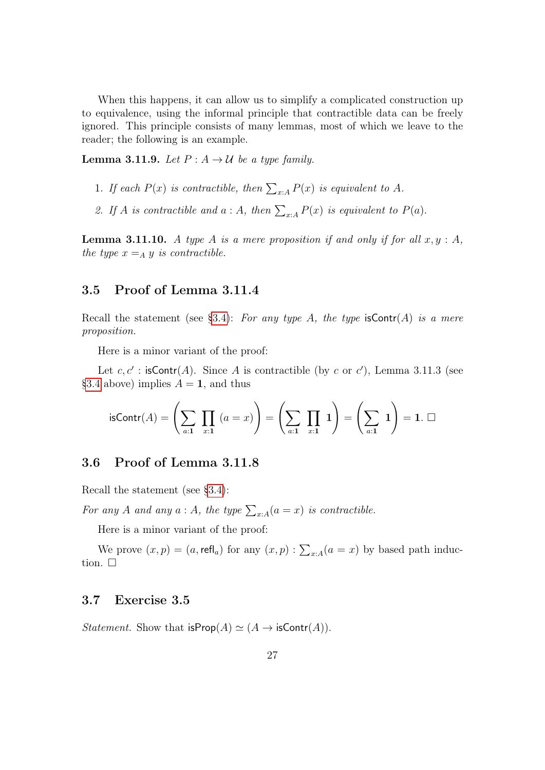When this happens, it can allow us to simplify a complicated construction up to equivalence, using the informal principle that contractible data can be freely ignored. This principle consists of many lemmas, most of which we leave to the reader; the following is an example.

**Lemma 3.11.9.** *Let $P : A \to \mathcal{U}$ be a type family.*

1. *If each $P(x)$ is contractible, then $\sum_{x:A} P(x)$ is equivalent to $A$.*
2. *If $A$ is contractible and $a : A$, then $\sum_{x:A} P(x)$ is equivalent to $P(a)$.*

**Lemma 3.11.10.** *A type $A$ is a mere proposition if and only if for all $x, y : A$, the type $x =_A y$ is contractible.*

## 3.5 Proof of Lemma 3.11.4

Recall the statement (see §3.4): *For any type $A$, the type* $\mathsf{isContr}(A)$ *is a mere proposition.*

Here is a minor variant of the proof:

Let $c, c' : \mathsf{isContr}(A)$. Since $A$ is contractible (by $c$ or $c'$), Lemma 3.11.3 (see §3.4 above) implies $A = \mathbf{1}$, and thus

$$\mathsf{isContr}(A) = \left( \sum_{a:\mathbf{1}} \prod_{x:\mathbf{1}} (a = x) \right) = \left( \sum_{a:\mathbf{1}} \prod_{x:\mathbf{1}} \mathbf{1} \right) = \left( \sum_{a:\mathbf{1}} \mathbf{1} \right) = \mathbf{1}. \ \square$$

## 3.6 Proof of Lemma 3.11.8

Recall the statement (see §3.4):

*For any $A$ and any $a : A$, the type $\sum_{x:A}(a = x)$ is contractible.*

Here is a minor variant of the proof:

We prove $(x, p) = (a, \mathsf{refl}_a)$ for any $(x, p) : \sum_{x:A}(a = x)$ by based path induction. $\square$

## 3.7 Exercise 3.5

*Statement.* Show that $\mathsf{isProp}(A) \simeq (A \to \mathsf{isContr}(A))$.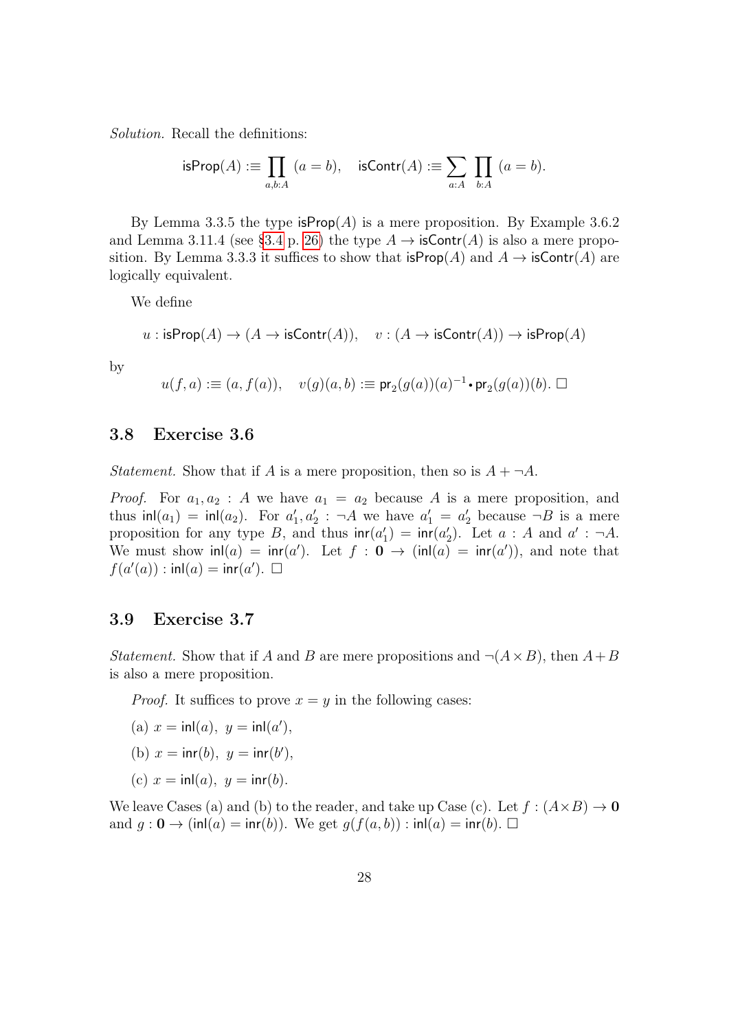*Solution.* Recall the definitions:

$$\mathsf{isProp}(A) :\equiv \prod_{a,b:A} (a = b), \quad \mathsf{isContr}(A) :\equiv \sum_{a:A} \prod_{b:A} (a = b).$$

By Lemma 3.3.5 the type $\mathsf{isProp}(A)$ is a mere proposition. By Example 3.6.2 and Lemma 3.11.4 (see §3.4 p. 26) the type $A \to \mathsf{isContr}(A)$ is also a mere proposition. By Lemma 3.3.3 it suffices to show that $\mathsf{isProp}(A)$ and $A \to \mathsf{isContr}(A)$ are logically equivalent.

We define

$$u : \mathsf{isProp}(A) \to (A \to \mathsf{isContr}(A)), \quad v : (A \to \mathsf{isContr}(A)) \to \mathsf{isProp}(A)$$

by

$$u(f, a) :\equiv (a, f(a)), \quad v(g)(a, b) :\equiv \mathsf{pr}_2(g(a))(a)^{-1} \bullet \mathsf{pr}_2(g(a))(b). \ \square$$

## 3.8 Exercise 3.6

*Statement.* Show that if $A$ is a mere proposition, then so is $A + \neg A$.

*Proof.* For $a_1, a_2 : A$ we have $a_1 = a_2$ because $A$ is a mere proposition, and thus $\mathsf{inl}(a_1) = \mathsf{inl}(a_2)$. For $a_1', a_2' : \neg A$ we have $a_1' = a_2'$ because $\neg B$ is a mere proposition for any type $B$, and thus $\mathsf{inr}(a_1') = \mathsf{inr}(a_2')$. Let $a : A$ and $a' : \neg A$. We must show $\mathsf{inl}(a) = \mathsf{inr}(a')$. Let $f : \mathbf{0} \to (\mathsf{inl}(a) = \mathsf{inr}(a'))$, and note that $f(a'(a)) : \mathsf{inl}(a) = \mathsf{inr}(a')$. $\square$

## 3.9 Exercise 3.7

*Statement.* Show that if $A$ and $B$ are mere propositions and $\neg(A \times B)$, then $A + B$ is also a mere proposition.

*Proof.* It suffices to prove $x = y$ in the following cases:

(a) $x = \mathsf{inl}(a),\ y = \mathsf{inl}(a')$,

(b) $x = \mathsf{inr}(b),\ y = \mathsf{inr}(b')$,

(c) $x = \mathsf{inl}(a),\ y = \mathsf{inr}(b)$.

We leave Cases (a) and (b) to the reader, and take up Case (c). Let $f : (A \times B) \to \mathbf{0}$ and $g : \mathbf{0} \to (\mathsf{inl}(a) = \mathsf{inr}(b))$. We get $g(f(a, b)) : \mathsf{inl}(a) = \mathsf{inr}(b)$. $\square$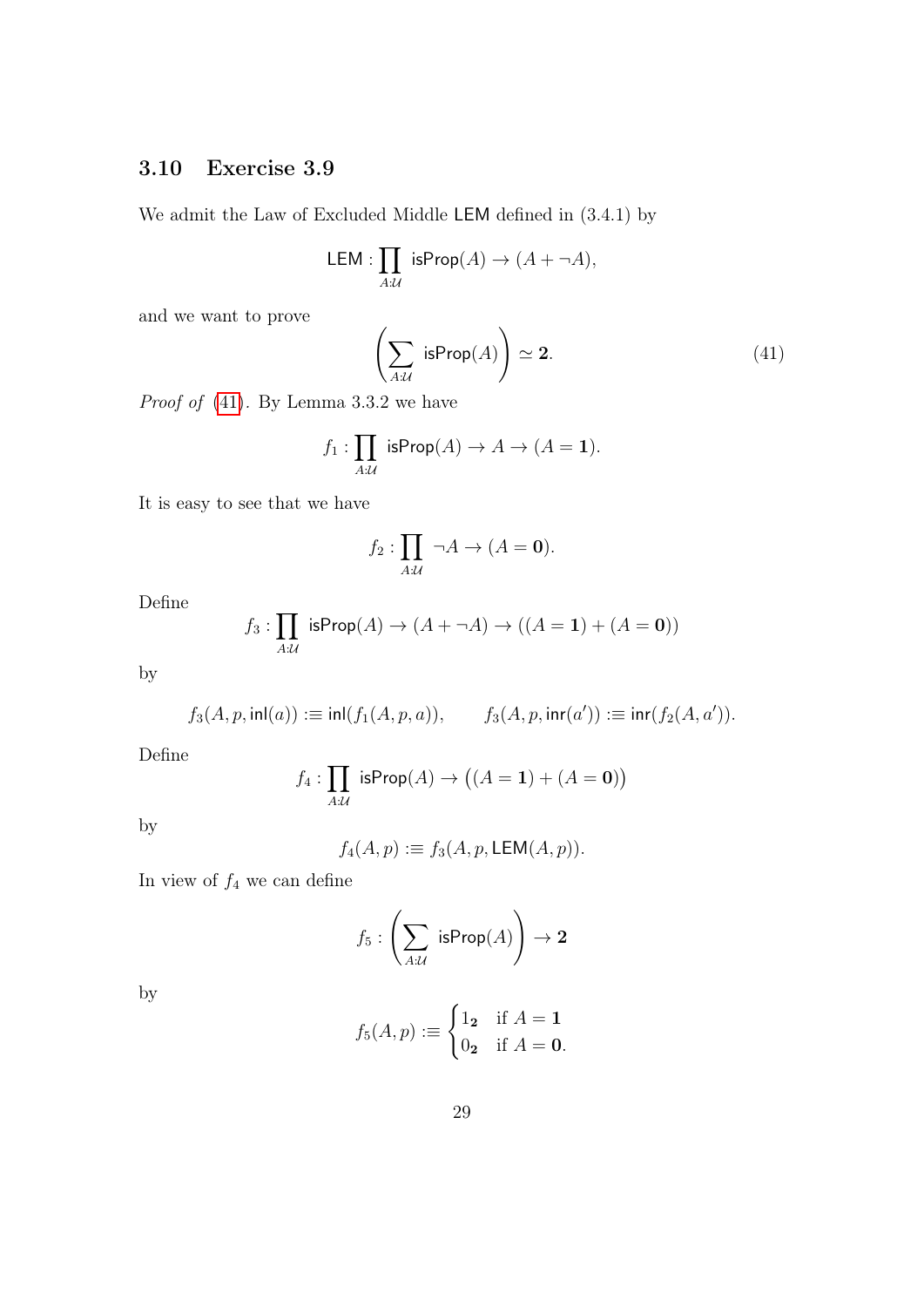## 3.10 Exercise 3.9

We admit the Law of Excluded Middle $\mathsf{LEM}$ defined in (3.4.1) by

$$\mathsf{LEM} : \prod_{A:\mathcal{U}} \mathsf{isProp}(A) \to (A + \neg A),$$

and we want to prove

$$\left( \sum_{A:\mathcal{U}} \mathsf{isProp}(A) \right) \simeq \mathbf{2}. \tag{41}$$

*Proof of* (41). By Lemma 3.3.2 we have

$$f_1 : \prod_{A:\mathcal{U}} \mathsf{isProp}(A) \to A \to (A = \mathbf{1}).$$

It is easy to see that we have

$$f_2 : \prod_{A:\mathcal{U}} \neg A \to (A = \mathbf{0}).$$

Define

$$f_3 : \prod_{A:\mathcal{U}} \mathsf{isProp}(A) \to (A + \neg A) \to ((A = \mathbf{1}) + (A = \mathbf{0}))$$

by

$$f_3(A, p, \mathsf{inl}(a)) :\equiv \mathsf{inl}(f_1(A, p, a)), \qquad f_3(A, p, \mathsf{inr}(a')) :\equiv \mathsf{inr}(f_2(A, a')).$$

Define

$$f_4 : \prod_{A:\mathcal{U}} \mathsf{isProp}(A) \to \big((A = \mathbf{1}) + (A = \mathbf{0})\big)$$

by

$$f_4(A, p) :\equiv f_3(A, p, \mathsf{LEM}(A, p)).$$

In view of $f_4$ we can define

$$f_5 : \left( \sum_{A:\mathcal{U}} \mathsf{isProp}(A) \right) \to \mathbf{2}$$

by

$$f_5(A, p) :\equiv \begin{cases} 1_{\mathbf{2}} & \text{if } A = \mathbf{1} \\ 0_{\mathbf{2}} & \text{if } A = \mathbf{0}. \end{cases}$$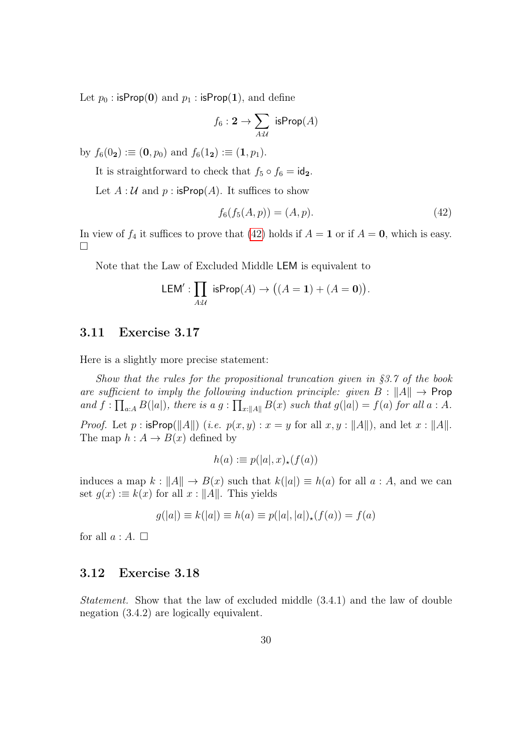Let $p_0 : \mathsf{isProp}(\mathbf{0})$ and $p_1 : \mathsf{isProp}(\mathbf{1})$, and define

$$f_6 : \mathbf{2} \to \sum_{A:\mathcal{U}} \mathsf{isProp}(A)$$

by $f_6(0_{\mathbf{2}}) :\equiv (\mathbf{0}, p_0)$ and $f_6(1_{\mathbf{2}}) :\equiv (\mathbf{1}, p_1)$.

It is straightforward to check that $f_5 \circ f_6 = \mathsf{id}_{\mathbf{2}}$.

Let $A : \mathcal{U}$ and $p : \mathsf{isProp}(A)$. It suffices to show

$$f_6(f_5(A, p)) = (A, p). \tag{42}$$

In view of $f_4$ it suffices to prove that (42) holds if $A = \mathbf{1}$ or if $A = \mathbf{0}$, which is easy. □

Note that the Law of Excluded Middle $\mathsf{LEM}$ is equivalent to

$$\mathsf{LEM}' : \prod_{A:\mathcal{U}} \mathsf{isProp}(A) \to \big((A = \mathbf{1}) + (A = \mathbf{0})\big).$$

## 3.11 Exercise 3.17

Here is a slightly more precise statement:

*Show that the rules for the propositional truncation given in §3.7 of the book are sufficient to imply the following induction principle: given* $B : \|A\| \to \mathsf{Prop}$ *and* $f : \prod_{a:A} B(|a|)$, *there is a* $g : \prod_{x:\|A\|} B(x)$ *such that* $g(|a|) = f(a)$ *for all* $a : A$.

*Proof.* Let $p : \mathsf{isProp}(\|A\|)$ (*i.e.* $p(x, y) : x = y$ for all $x, y : \|A\|$), and let $x : \|A\|$. The map $h : A \to B(x)$ defined by

$$h(a) :\equiv p(|a|, x)_\star(f(a))$$

induces a map $k : \|A\| \to B(x)$ such that $k(|a|) \equiv h(a)$ for all $a : A$, and we can set $g(x) :\equiv k(x)$ for all $x : \|A\|$. This yields

$$g(|a|) \equiv k(|a|) \equiv h(a) \equiv p(|a|, |a|)_\star(f(a)) = f(a)$$

for all $a : A$. □

## 3.12 Exercise 3.18

*Statement.* Show that the law of excluded middle (3.4.1) and the law of double negation (3.4.2) are logically equivalent.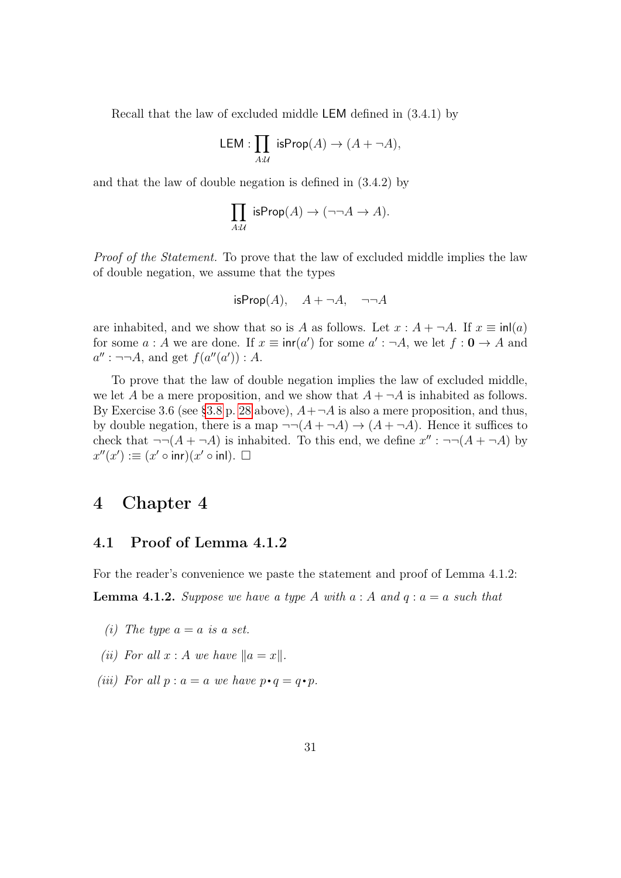Recall that the law of excluded middle LEM defined in (3.4.1) by

$$\mathsf{LEM} : \prod_{A:\mathcal{U}} \mathsf{isProp}(A) \to (A + \neg A),$$

and that the law of double negation is defined in (3.4.2) by

$$\prod_{A:\mathcal{U}} \mathsf{isProp}(A) \to (\neg\neg A \to A).$$

*Proof of the Statement.* To prove that the law of excluded middle implies the law of double negation, we assume that the types

$$\mathsf{isProp}(A), \quad A + \neg A, \quad \neg\neg A$$

are inhabited, and we show that so is $A$ as follows. Let $x : A + \neg A$. If $x \equiv \mathsf{inl}(a)$ for some $a : A$ we are done. If $x \equiv \mathsf{inr}(a')$ for some $a' : \neg A$, we let $f : \mathbf{0} \to A$ and $a'' : \neg\neg A$, and get $f(a''(a')) : A$.

To prove that the law of double negation implies the law of excluded middle, we let $A$ be a mere proposition, and we show that $A + \neg A$ is inhabited as follows. By Exercise 3.6 (see §3.8 p. 28 above), $A + \neg A$ is also a mere proposition, and thus, by double negation, there is a map $\neg\neg(A + \neg A) \to (A + \neg A)$. Hence it suffices to check that $\neg\neg(A + \neg A)$ is inhabited. To this end, we define $x'' : \neg\neg(A + \neg A)$ by $x''(x') :\equiv (x' \circ \mathsf{inr})(x' \circ \mathsf{inl})$. □

# 4 Chapter 4

## 4.1 Proof of Lemma 4.1.2

For the reader's convenience we paste the statement and proof of Lemma 4.1.2:

**Lemma 4.1.2.** *Suppose we have a type $A$ with $a : A$ and $q : a = a$ such that*

*(i) The type $a = a$ is a set.*

*(ii) For all $x : A$ we have $\|a = x\|$.*

*(iii) For all $p : a = a$ we have $p \cdot q = q \cdot p$.*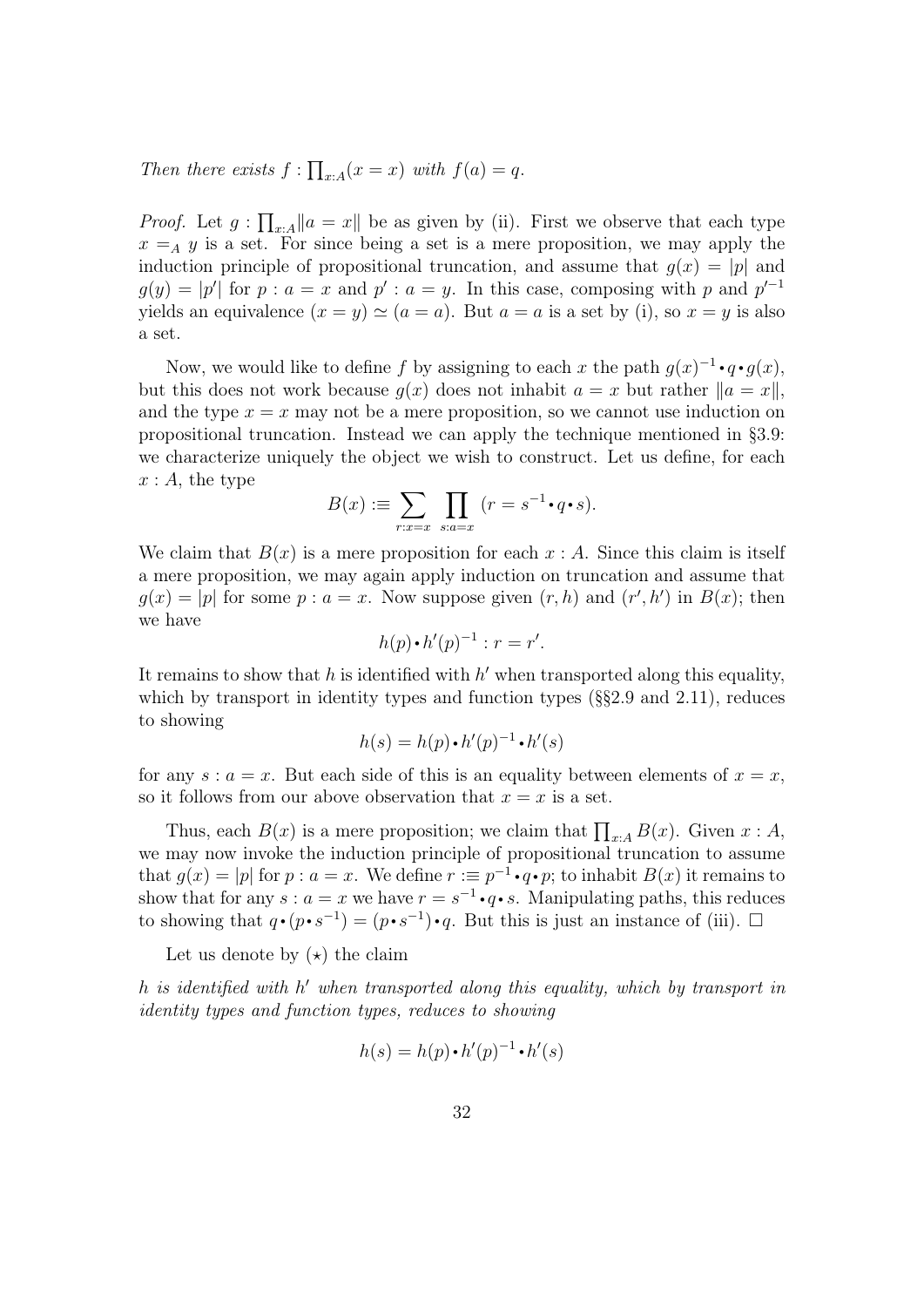*Then there exists $f : \prod_{x:A}(x = x)$ with $f(a) = q$.*

*Proof.* Let $g : \prod_{x:A} \|a = x\|$ be as given by (ii). First we observe that each type $x =_A y$ is a set. For since being a set is a mere proposition, we may apply the induction principle of propositional truncation, and assume that $g(x) = |p|$ and $g(y) = |p'|$ for $p : a = x$ and $p' : a = y$. In this case, composing with $p$ and $p'^{-1}$ yields an equivalence $(x = y) \simeq (a = a)$. But $a = a$ is a set by (i), so $x = y$ is also a set.

Now, we would like to define $f$ by assigning to each $x$ the path $g(x)^{-1} \cdot q \cdot g(x)$, but this does not work because $g(x)$ does not inhabit $a = x$ but rather $\|a = x\|$, and the type $x = x$ may not be a mere proposition, so we cannot use induction on propositional truncation. Instead we can apply the technique mentioned in §3.9: we characterize uniquely the object we wish to construct. Let us define, for each $x : A$, the type

$$B(x) :\equiv \sum_{r:x=x} \prod_{s:a=x} (r = s^{-1} \cdot q \cdot s).$$

We claim that $B(x)$ is a mere proposition for each $x : A$. Since this claim is itself a mere proposition, we may again apply induction on truncation and assume that $g(x) = |p|$ for some $p : a = x$. Now suppose given $(r, h)$ and $(r', h')$ in $B(x)$; then we have

$$h(p) \cdot h'(p)^{-1} : r = r'.$$

It remains to show that $h$ is identified with $h'$ when transported along this equality, which by transport in identity types and function types (§§2.9 and 2.11), reduces to showing

$$h(s) = h(p) \cdot h'(p)^{-1} \cdot h'(s)$$

for any $s : a = x$. But each side of this is an equality between elements of $x = x$, so it follows from our above observation that $x = x$ is a set.

Thus, each $B(x)$ is a mere proposition; we claim that $\prod_{x:A} B(x)$. Given $x : A$, we may now invoke the induction principle of propositional truncation to assume that $g(x) = |p|$ for $p : a = x$. We define $r :\equiv p^{-1} \cdot q \cdot p$; to inhabit $B(x)$ it remains to show that for any $s : a = x$ we have $r = s^{-1} \cdot q \cdot s$. Manipulating paths, this reduces to showing that $q \cdot (p \cdot s^{-1}) = (p \cdot s^{-1}) \cdot q$. But this is just an instance of (iii). $\square$

Let us denote by $(\star)$ the claim

*$h$ is identified with $h'$ when transported along this equality, which by transport in identity types and function types, reduces to showing*

$$h(s) = h(p) \cdot h'(p)^{-1} \cdot h'(s)$$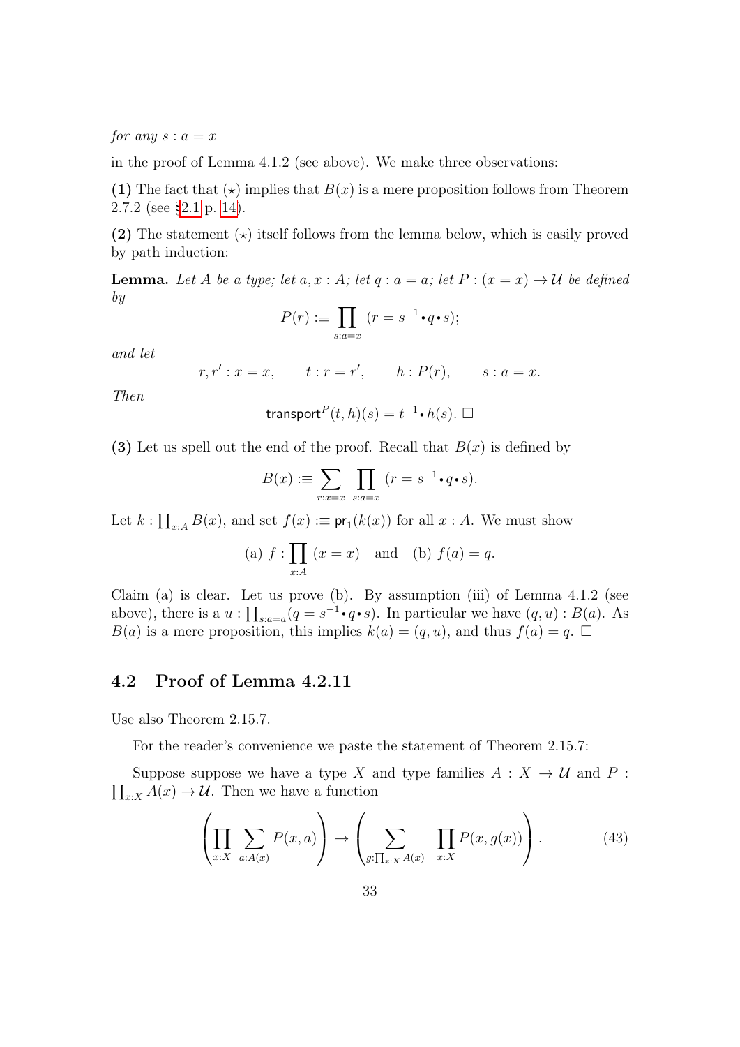*for any* $s : a = x$

in the proof of Lemma 4.1.2 (see above). We make three observations:

**(1)** The fact that $(\star)$ implies that $B(x)$ is a mere proposition follows from Theorem 2.7.2 (see §2.1 p. 14).

**(2)** The statement $(\star)$ itself follows from the lemma below, which is easily proved by path induction:

**Lemma.** *Let $A$ be a type; let $a, x : A$; let $q : a = a$; let $P : (x = x) \to \mathcal{U}$ be defined by*

$$P(r) :\equiv \prod_{s:a=x} (r = s^{-1} \centerdot q \centerdot s);$$

*and let*

$$r, r' : x = x, \qquad t : r = r', \qquad h : P(r), \qquad s : a = x.$$

*Then*

$$\mathsf{transport}^P(t, h)(s) = t^{-1} \centerdot h(s). \ \square$$

**(3)** Let us spell out the end of the proof. Recall that $B(x)$ is defined by

$$B(x) :\equiv \sum_{r:x=x} \prod_{s:a=x} (r = s^{-1} \centerdot q \centerdot s).$$

Let $k : \prod_{x:A} B(x)$, and set $f(x) :\equiv \mathsf{pr}_1(k(x))$ for all $x : A$. We must show

$$\text{(a) } f : \prod_{x:A} (x = x) \quad \text{and} \quad \text{(b) } f(a) = q.$$

Claim (a) is clear. Let us prove (b). By assumption (iii) of Lemma 4.1.2 (see above), there is a $u : \prod_{s:a=a}(q = s^{-1} \centerdot q \centerdot s)$. In particular we have $(q, u) : B(a)$. As $B(a)$ is a mere proposition, this implies $k(a) = (q, u)$, and thus $f(a) = q$. $\square$

## 4.2 Proof of Lemma 4.2.11

Use also Theorem 2.15.7.

For the reader's convenience we paste the statement of Theorem 2.15.7:

Suppose suppose we have a type $X$ and type families $A : X \to \mathcal{U}$ and $P : \prod_{x:X} A(x) \to \mathcal{U}$. Then we have a function

$$\left( \prod_{x:X} \sum_{a:A(x)} P(x, a) \right) \to \left( \sum_{g:\prod_{x:X} A(x)} \prod_{x:X} P(x, g(x)) \right). \tag{43}$$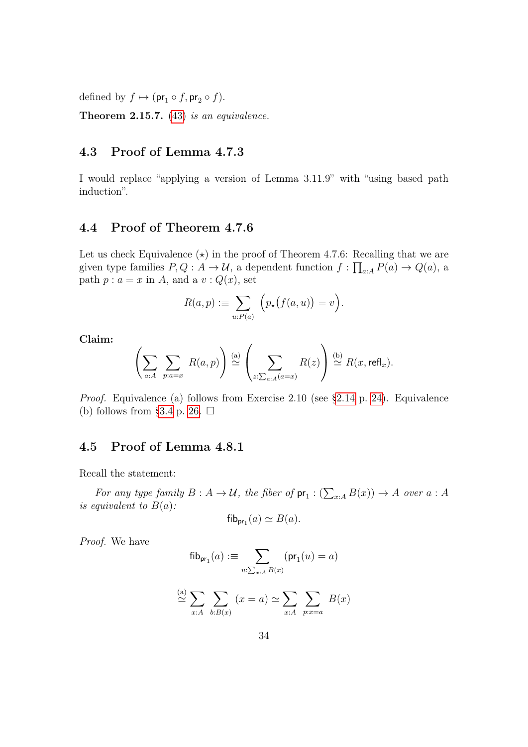defined by $f \mapsto (\mathsf{pr}_1 \circ f, \mathsf{pr}_2 \circ f)$.

**Theorem 2.15.7.** *(43) is an equivalence.*

## 4.3 Proof of Lemma 4.7.3

I would replace "applying a version of Lemma 3.11.9" with "using based path induction".

## 4.4 Proof of Theorem 4.7.6

Let us check Equivalence $(\star)$ in the proof of Theorem 4.7.6: Recalling that we are given type families $P, Q : A \to \mathcal{U}$, a dependent function $f : \prod_{a:A} P(a) \to Q(a)$, a path $p : a = x$ in $A$, and a $v : Q(x)$, set

$$R(a,p) :\equiv \sum_{u:P(a)} \Big(p_\star\big(f(a,u)\big) = v\Big).$$

**Claim:**

$$\left(\sum_{a:A} \sum_{p:a=x} R(a,p)\right) \overset{\text{(a)}}{\simeq} \left(\sum_{z:\sum_{a:A}(a=x)} R(z)\right) \overset{\text{(b)}}{\simeq} R(x, \mathsf{refl}_x).$$

*Proof.* Equivalence (a) follows from Exercise 2.10 (see §2.14 p. 24). Equivalence (b) follows from §3.4 p. 26. □

## 4.5 Proof of Lemma 4.8.1

Recall the statement:

*For any type family $B : A \to \mathcal{U}$, the fiber of $\mathsf{pr}_1 : (\sum_{x:A} B(x)) \to A$ over $a : A$ is equivalent to $B(a)$:*

$$\mathsf{fib}_{\mathsf{pr}_1}(a) \simeq B(a).$$

*Proof.* We have

$$\mathsf{fib}_{\mathsf{pr}_1}(a) :\equiv \sum_{u:\sum_{x:A} B(x)} (\mathsf{pr}_1(u) = a)$$

$$\overset{\text{(a)}}{\simeq} \sum_{x:A} \sum_{b:B(x)} (x = a) \simeq \sum_{x:A} \sum_{p:x=a} B(x)$$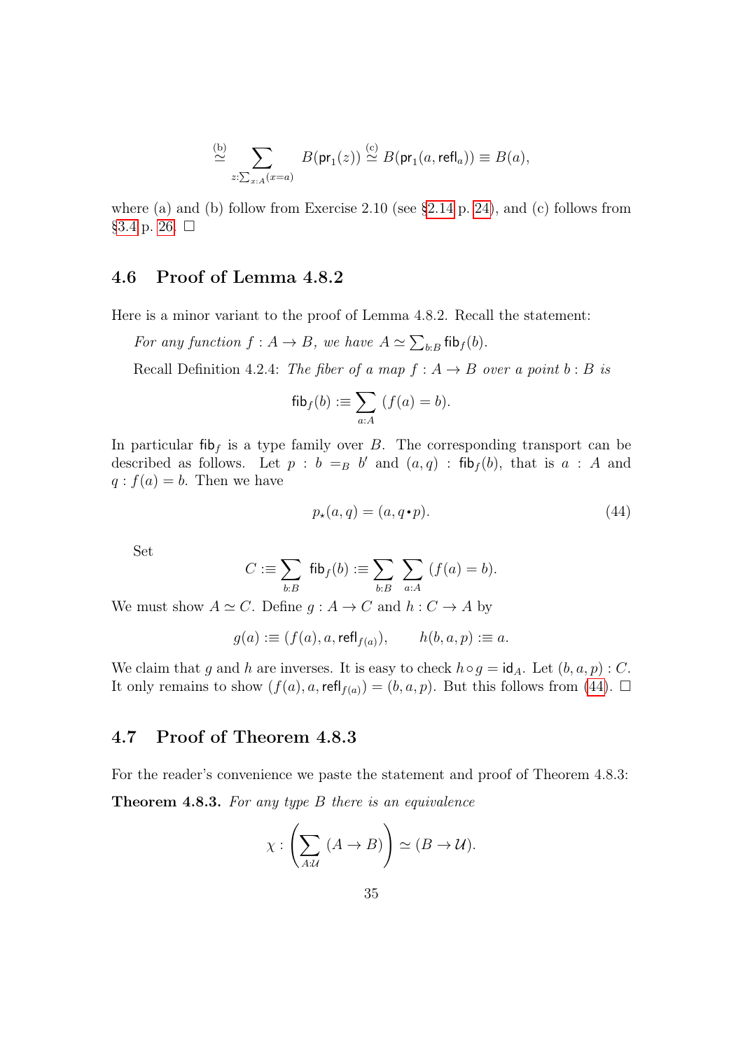$$\overset{\text{(b)}}{\simeq} \sum_{z:\sum_{x:A}(x=a)} B(\mathsf{pr}_1(z)) \overset{\text{(c)}}{\simeq} B(\mathsf{pr}_1(a, \mathsf{refl}_a)) \equiv B(a),$$

where (a) and (b) follow from Exercise 2.10 (see §2.14 p. 24), and (c) follows from §3.4 p. 26. □

## 4.6 Proof of Lemma 4.8.2

Here is a minor variant to the proof of Lemma 4.8.2. Recall the statement:

*For any function $f : A \to B$, we have $A \simeq \sum_{b:B} \mathsf{fib}_f(b)$.*

Recall Definition 4.2.4: *The fiber of a map $f : A \to B$ over a point $b : B$ is*

$$\mathsf{fib}_f(b) :\equiv \sum_{a:A} (f(a) = b).$$

In particular $\mathsf{fib}_f$ is a type family over $B$. The corresponding transport can be described as follows. Let $p : b =_B b'$ and $(a, q) : \mathsf{fib}_f(b)$, that is $a : A$ and $q : f(a) = b$. Then we have

$$p_\star(a, q) = (a, q \bullet p). \tag{44}$$

Set

$$C :\equiv \sum_{b:B} \mathsf{fib}_f(b) :\equiv \sum_{b:B} \sum_{a:A} (f(a) = b).$$

We must show $A \simeq C$. Define $g : A \to C$ and $h : C \to A$ by

$$g(a) :\equiv (f(a), a, \mathsf{refl}_{f(a)}), \qquad h(b, a, p) :\equiv a.$$

We claim that $g$ and $h$ are inverses. It is easy to check $h \circ g = \mathsf{id}_A$. Let $(b, a, p) : C$. It only remains to show $(f(a), a, \mathsf{refl}_{f(a)}) = (b, a, p)$. But this follows from (44). □

## 4.7 Proof of Theorem 4.8.3

For the reader's convenience we paste the statement and proof of Theorem 4.8.3:

**Theorem 4.8.3.** *For any type $B$ there is an equivalence*

$$\chi : \left( \sum_{A:\mathcal{U}} (A \to B) \right) \simeq (B \to \mathcal{U}).$$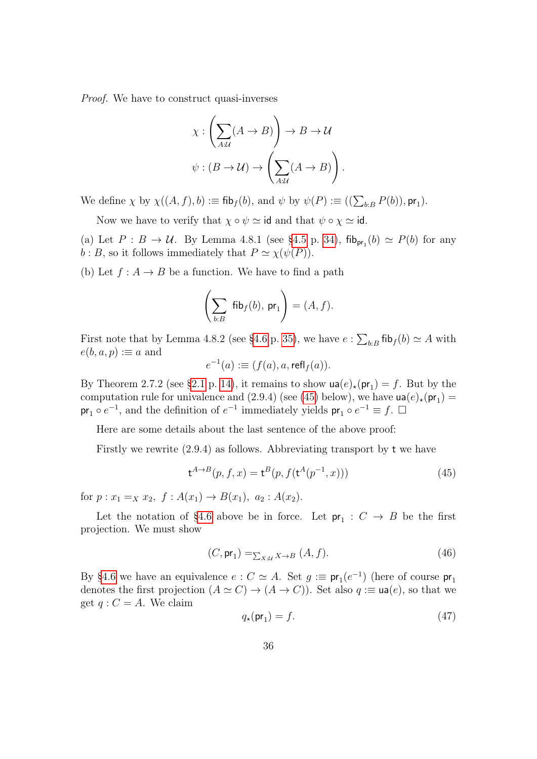*Proof.* We have to construct quasi-inverses

$$\chi : \left(\sum_{A:\mathcal{U}}(A \to B)\right) \to B \to \mathcal{U}$$

$$\psi : (B \to \mathcal{U}) \to \left(\sum_{A:\mathcal{U}}(A \to B)\right).$$

We define $\chi$ by $\chi((A, f), b) :\equiv \mathsf{fib}_f(b)$, and $\psi$ by $\psi(P) :\equiv ((\sum_{b:B} P(b)), \mathsf{pr}_1)$.

Now we have to verify that $\chi \circ \psi \simeq \mathsf{id}$ and that $\psi \circ \chi \simeq \mathsf{id}$.

(a) Let $P : B \to \mathcal{U}$. By Lemma 4.8.1 (see §4.5 p. 34), $\mathsf{fib}_{\mathsf{pr}_1}(b) \simeq P(b)$ for any $b : B$, so it follows immediately that $P \simeq \chi(\psi(P))$.

(b) Let $f : A \to B$ be a function. We have to find a path

$$\left(\sum_{b:B} \mathsf{fib}_f(b),\ \mathsf{pr}_1\right) = (A, f).$$

First note that by Lemma 4.8.2 (see §4.6 p. 35), we have $e : \sum_{b:B} \mathsf{fib}_f(b) \simeq A$ with $e(b, a, p) :\equiv a$ and

$$e^{-1}(a) :\equiv (f(a), a, \mathsf{refl}_f(a)).$$

By Theorem 2.7.2 (see §2.1 p. 14), it remains to show $\mathsf{ua}(e)_\star(\mathsf{pr}_1) = f$. But by the computation rule for univalence and (2.9.4) (see (45) below), we have $\mathsf{ua}(e)_\star(\mathsf{pr}_1) = \mathsf{pr}_1 \circ e^{-1}$, and the definition of $e^{-1}$ immediately yields $\mathsf{pr}_1 \circ e^{-1} \equiv f$. $\square$

Here are some details about the last sentence of the above proof:

Firstly we rewrite (2.9.4) as follows. Abbreviating transport by $\mathsf{t}$ we have

$$\mathsf{t}^{A\to B}(p, f, x) = \mathsf{t}^B(p, f(\mathsf{t}^A(p^{-1}, x))) \tag{45}$$

for $p : x_1 =_X x_2,\ f : A(x_1) \to B(x_1),\ a_2 : A(x_2)$.

Let the notation of §4.6 above be in force. Let $\mathsf{pr}_1 : C \to B$ be the first projection. We must show

$$(C, \mathsf{pr}_1) =_{\sum_{X:\mathcal{U}} X \to B} (A, f). \tag{46}$$

By §4.6 we have an equivalence $e : C \simeq A$. Set $g :\equiv \mathsf{pr}_1(e^{-1})$ (here of course $\mathsf{pr}_1$ denotes the first projection $(A \simeq C) \to (A \to C)$). Set also $q :\equiv \mathsf{ua}(e)$, so that we get $q : C = A$. We claim

$$q_\star(\mathsf{pr}_1) = f. \tag{47}$$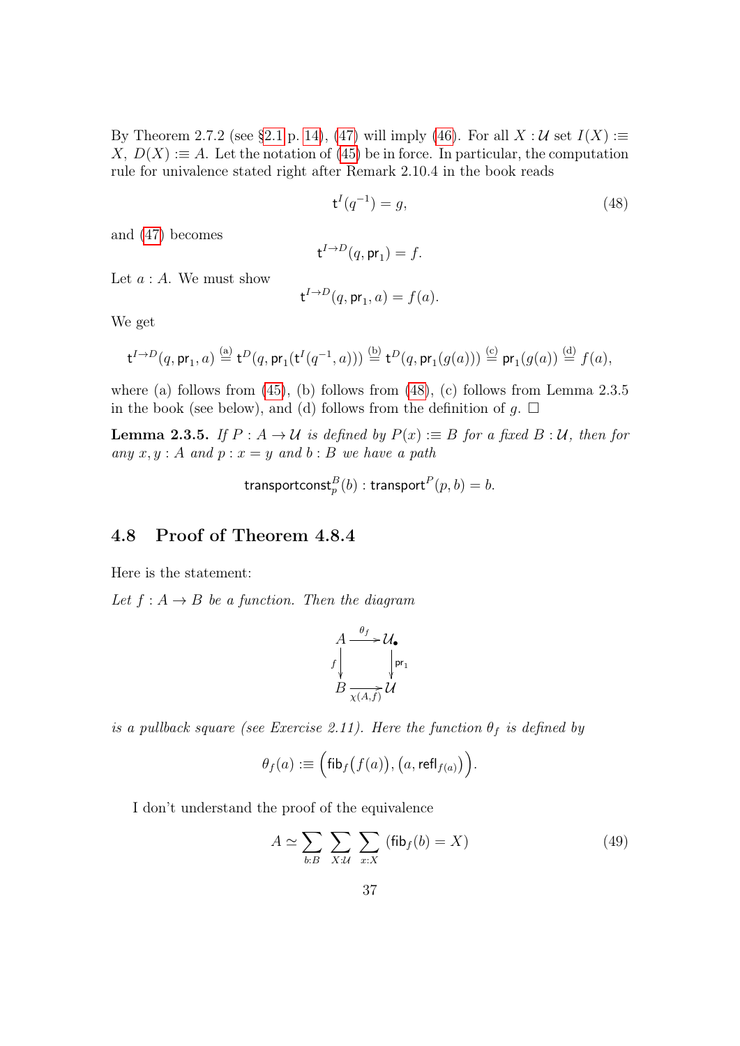By Theorem 2.7.2 (see §2.1 p. 14), (47) will imply (46). For all $X : \mathcal{U}$ set $I(X) :\equiv X$, $D(X) :\equiv A$. Let the notation of (45) be in force. In particular, the computation rule for univalence stated right after Remark 2.10.4 in the book reads

$$\mathsf{t}^I(q^{-1}) = g, \tag{48}$$

and (47) becomes

$$\mathsf{t}^{I \to D}(q, \mathsf{pr}_1) = f.$$

Let $a : A$. We must show

$$\mathsf{t}^{I \to D}(q, \mathsf{pr}_1, a) = f(a).$$

We get

$$\mathsf{t}^{I \to D}(q, \mathsf{pr}_1, a) \overset{\text{(a)}}{=} \mathsf{t}^D(q, \mathsf{pr}_1(\mathsf{t}^I(q^{-1}, a))) \overset{\text{(b)}}{=} \mathsf{t}^D(q, \mathsf{pr}_1(g(a))) \overset{\text{(c)}}{=} \mathsf{pr}_1(g(a)) \overset{\text{(d)}}{=} f(a),$$

where (a) follows from (45), (b) follows from (48), (c) follows from Lemma 2.3.5 in the book (see below), and (d) follows from the definition of $g$. $\square$

**Lemma 2.3.5.** *If $P : A \to \mathcal{U}$ is defined by $P(x) :\equiv B$ for a fixed $B : \mathcal{U}$, then for any $x, y : A$ and $p : x = y$ and $b : B$ we have a path*

$$\mathsf{transportconst}^B_p(b) : \mathsf{transport}^P(p, b) = b.$$

## 4.8 Proof of Theorem 4.8.4

Here is the statement:

*Let $f : A \to B$ be a function. Then the diagram*

$$\begin{array}{ccc} A & \xrightarrow{\theta_f} & \mathcal{U}_\bullet \\ {\scriptstyle f}\downarrow & & \downarrow{\scriptstyle \mathsf{pr}_1} \\ B & \xrightarrow[\chi(A,f)]{} & \mathcal{U} \end{array}$$

*is a pullback square (see Exercise 2.11). Here the function $\theta_f$ is defined by*

$$\theta_f(a) :\equiv \Big(\mathsf{fib}_f\big(f(a)\big), \big(a, \mathsf{refl}_{f(a)}\big)\Big).$$

I don't understand the proof of the equivalence

$$A \simeq \sum_{b:B} \sum_{X:\mathcal{U}} \sum_{x:X} (\mathsf{fib}_f(b) = X) \tag{49}$$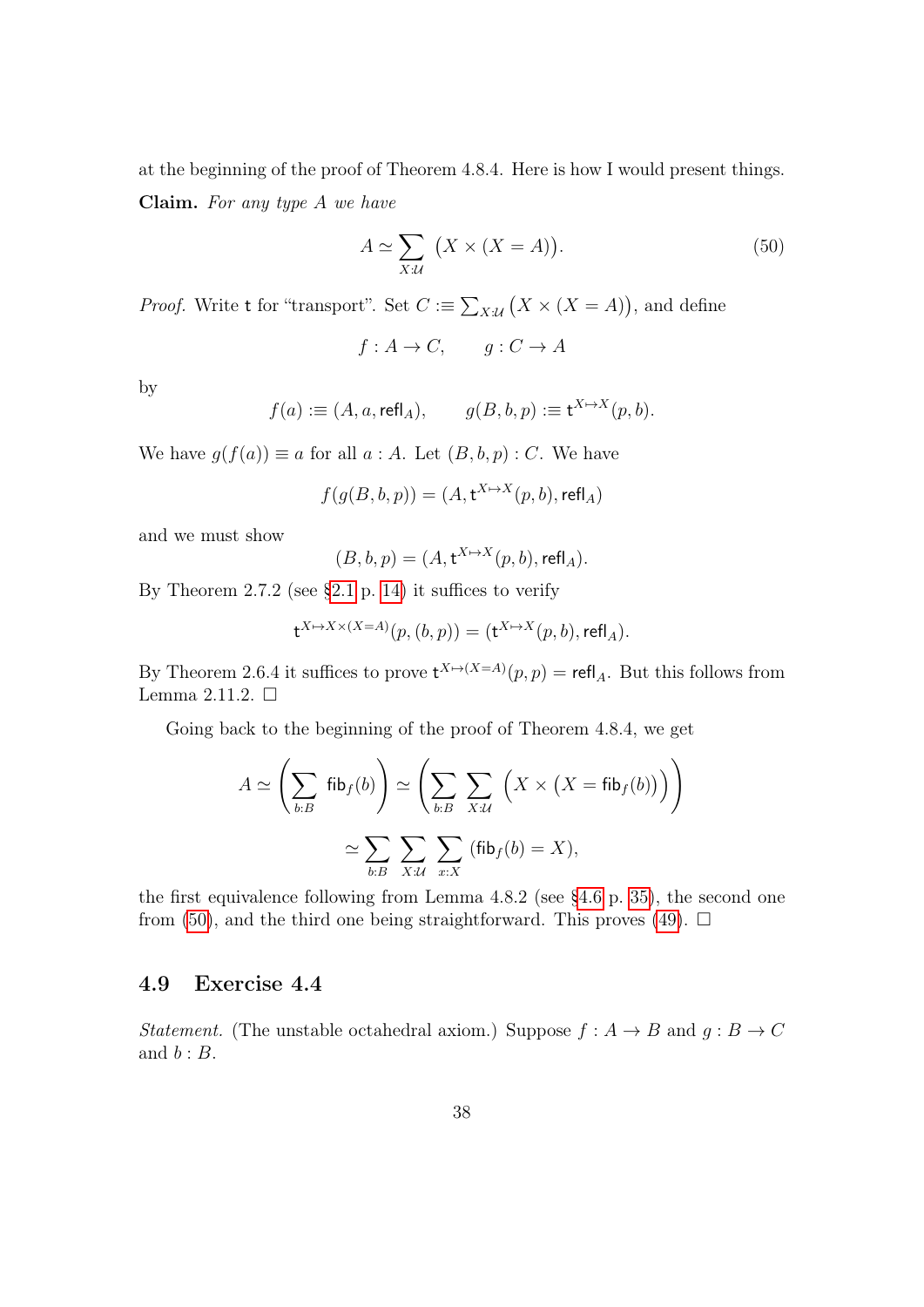at the beginning of the proof of Theorem 4.8.4. Here is how I would present things.

**Claim.** *For any type $A$ we have*

$$A \simeq \sum_{X:\mathcal{U}} \big(X \times (X = A)\big). \tag{50}$$

*Proof.* Write $\mathsf{t}$ for "transport". Set $C :\equiv \sum_{X:\mathcal{U}} \big(X \times (X = A)\big)$, and define

$$f : A \to C, \qquad g : C \to A$$

by

$$f(a) :\equiv (A, a, \mathsf{refl}_A), \qquad g(B, b, p) :\equiv \mathsf{t}^{X \mapsto X}(p, b).$$

We have $g(f(a)) \equiv a$ for all $a : A$. Let $(B, b, p) : C$. We have

$$f(g(B, b, p)) = (A, \mathsf{t}^{X \mapsto X}(p, b), \mathsf{refl}_A)$$

and we must show

$$(B, b, p) = (A, \mathsf{t}^{X \mapsto X}(p, b), \mathsf{refl}_A).$$

By Theorem 2.7.2 (see §2.1 p. 14) it suffices to verify

$$\mathsf{t}^{X \mapsto X \times (X = A)}(p, (b, p)) = (\mathsf{t}^{X \mapsto X}(p, b), \mathsf{refl}_A).$$

By Theorem 2.6.4 it suffices to prove $\mathsf{t}^{X \mapsto (X = A)}(p, p) = \mathsf{refl}_A$. But this follows from Lemma 2.11.2. □

Going back to the beginning of the proof of Theorem 4.8.4, we get

$$A \simeq \left(\sum_{b:B} \mathsf{fib}_f(b)\right) \simeq \left(\sum_{b:B} \sum_{X:\mathcal{U}} \Big(X \times \big(X = \mathsf{fib}_f(b)\big)\Big)\right)$$

$$\simeq \sum_{b:B} \sum_{X:\mathcal{U}} \sum_{x:X} (\mathsf{fib}_f(b) = X),$$

the first equivalence following from Lemma 4.8.2 (see §4.6 p. 35), the second one from (50), and the third one being straightforward. This proves (49). □

## 4.9 Exercise 4.4

*Statement.* (The unstable octahedral axiom.) Suppose $f : A \to B$ and $g : B \to C$ and $b : B$.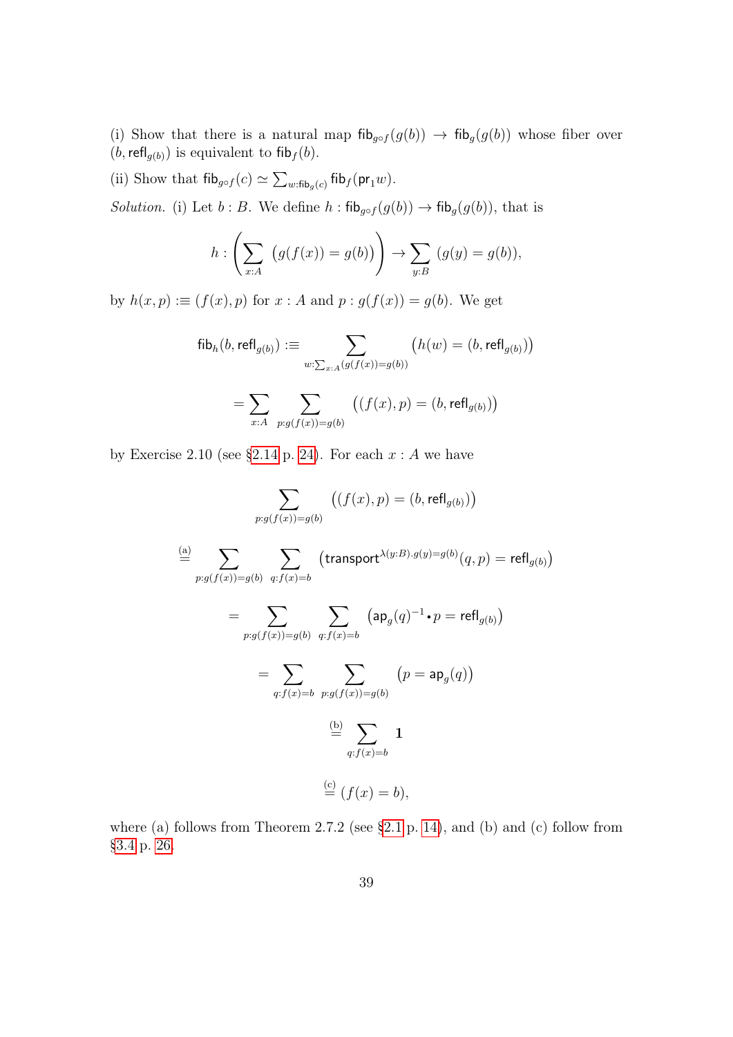(i) Show that there is a natural map $\mathsf{fib}_{g\circ f}(g(b)) \to \mathsf{fib}_g(g(b))$ whose fiber over $(b, \mathsf{refl}_{g(b)})$ is equivalent to $\mathsf{fib}_f(b)$.

(ii) Show that $\mathsf{fib}_{g\circ f}(c) \simeq \sum_{w:\mathsf{fib}_g(c)} \mathsf{fib}_f(\mathsf{pr}_1 w)$.

*Solution.* (i) Let $b : B$. We define $h : \mathsf{fib}_{g\circ f}(g(b)) \to \mathsf{fib}_g(g(b))$, that is

$$h : \left( \sum_{x:A} \big(g(f(x)) = g(b)\big) \right) \to \sum_{y:B} \,(g(y) = g(b)),$$

by $h(x,p) :\equiv (f(x), p)$ for $x : A$ and $p : g(f(x)) = g(b)$. We get

$$\mathsf{fib}_h(b, \mathsf{refl}_{g(b)}) :\equiv \sum_{w:\sum_{x:A}(g(f(x))=g(b))} \big(h(w) = (b, \mathsf{refl}_{g(b)})\big)$$

$$= \sum_{x:A} \sum_{p:g(f(x))=g(b)} \big((f(x), p) = (b, \mathsf{refl}_{g(b)})\big)$$

by Exercise 2.10 (see §2.14 p. 24). For each $x : A$ we have

$$\sum_{p:g(f(x))=g(b)} \big((f(x), p) = (b, \mathsf{refl}_{g(b)})\big)$$

$$\overset{\text{(a)}}{=} \sum_{p:g(f(x))=g(b)} \sum_{q:f(x)=b} \big(\mathsf{transport}^{\lambda(y:B).g(y)=g(b)}(q, p) = \mathsf{refl}_{g(b)}\big)$$

$$= \sum_{p:g(f(x))=g(b)} \sum_{q:f(x)=b} \big(\mathsf{ap}_g(q)^{-1} \cdot p = \mathsf{refl}_{g(b)}\big)$$

$$= \sum_{q:f(x)=b} \sum_{p:g(f(x))=g(b)} \big(p = \mathsf{ap}_g(q)\big)$$

$$\overset{\text{(b)}}{=} \sum_{q:f(x)=b} \mathbf{1}$$

$$\overset{\text{(c)}}{=} (f(x) = b),$$

where (a) follows from Theorem 2.7.2 (see §2.1 p. 14), and (b) and (c) follow from §3.4 p. 26.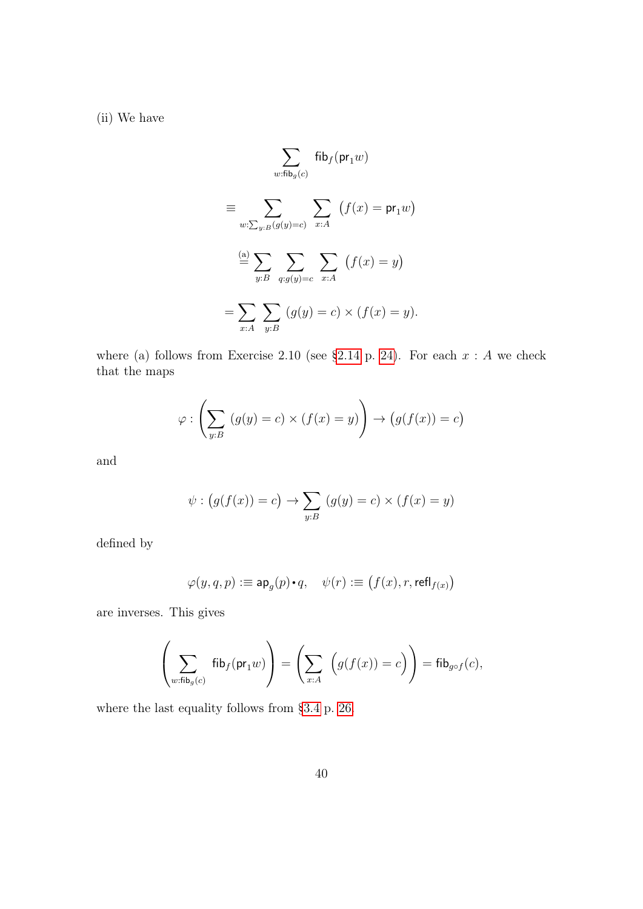(ii) We have

$$\sum_{w:\mathsf{fib}_g(c)} \mathsf{fib}_f(\mathsf{pr}_1 w)$$

$$\equiv \sum_{w:\sum_{y:B}(g(y)=c)} \ \sum_{x:A} \big(f(x) = \mathsf{pr}_1 w\big)$$

$$\overset{\text{(a)}}{=} \sum_{y:B} \ \sum_{q:g(y)=c} \ \sum_{x:A} \big(f(x) = y\big)$$

$$= \sum_{x:A} \ \sum_{y:B} \, (g(y) = c) \times (f(x) = y).$$

where (a) follows from Exercise 2.10 (see §2.14 p. 24). For each $x : A$ we check that the maps

$$\varphi : \left(\sum_{y:B} \, (g(y) = c) \times (f(x) = y)\right) \to \big(g(f(x)) = c\big)$$

and

$$\psi : \big(g(f(x)) = c\big) \to \sum_{y:B} \, (g(y) = c) \times (f(x) = y)$$

defined by

$$\varphi(y, q, p) :\equiv \mathsf{ap}_g(p) \cdot q, \quad \psi(r) :\equiv \big(f(x), r, \mathsf{refl}_{f(x)}\big)$$

are inverses. This gives

$$\left(\sum_{w:\mathsf{fib}_g(c)} \mathsf{fib}_f(\mathsf{pr}_1 w)\right) = \left(\sum_{x:A} \ \Big(g(f(x)) = c\Big)\right) = \mathsf{fib}_{g\circ f}(c),$$

where the last equality follows from §3.4 p. 26.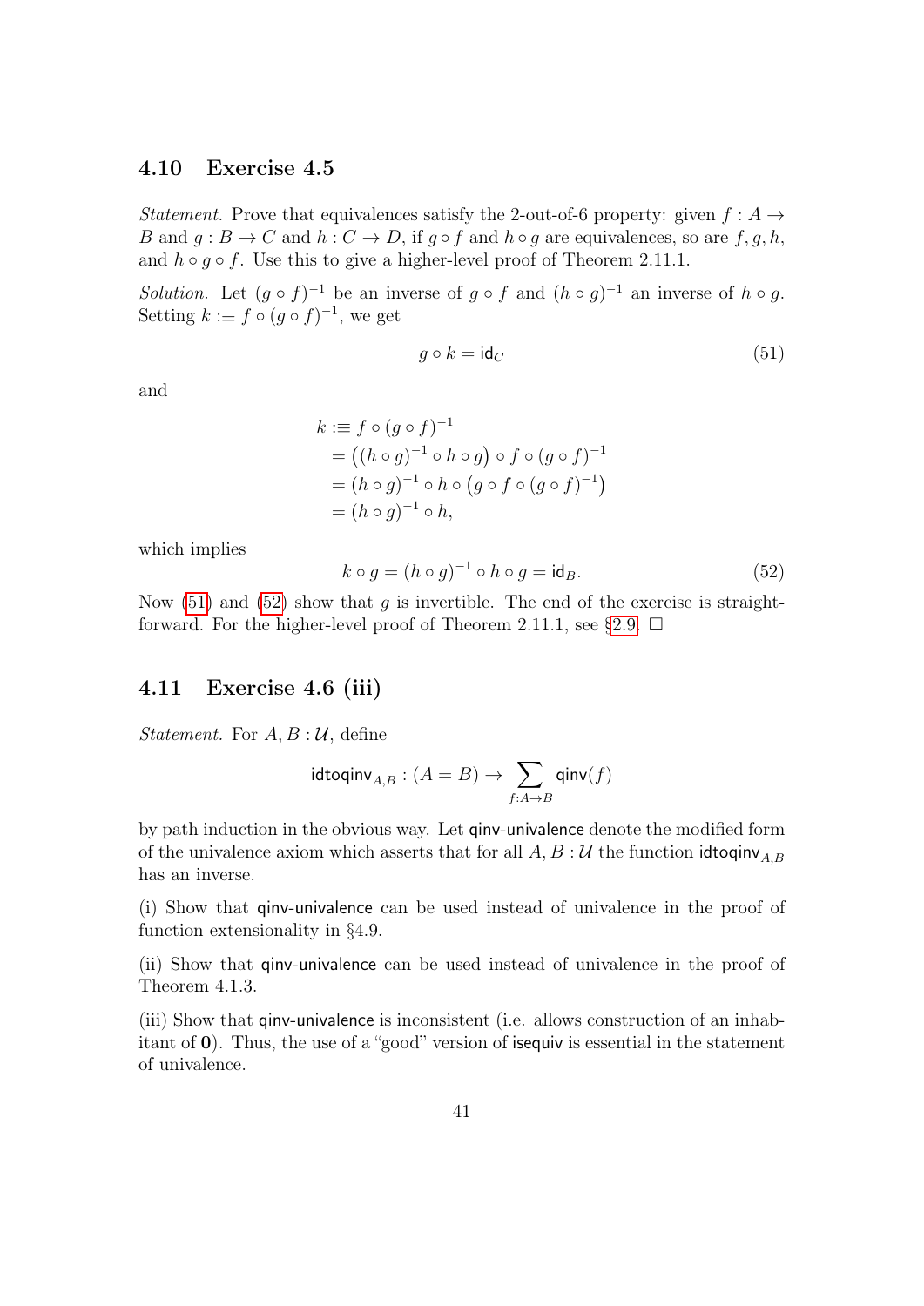## 4.10 Exercise 4.5

*Statement.* Prove that equivalences satisfy the 2-out-of-6 property: given $f : A \to B$ and $g : B \to C$ and $h : C \to D$, if $g \circ f$ and $h \circ g$ are equivalences, so are $f, g, h$, and $h \circ g \circ f$. Use this to give a higher-level proof of Theorem 2.11.1.

*Solution.* Let $(g \circ f)^{-1}$ be an inverse of $g \circ f$ and $(h \circ g)^{-1}$ an inverse of $h \circ g$. Setting $k :\equiv f \circ (g \circ f)^{-1}$, we get

$$g \circ k = \mathsf{id}_C \tag{51}$$

and

$$\begin{aligned}
k &:\equiv f \circ (g \circ f)^{-1} \\
&= \big((h \circ g)^{-1} \circ h \circ g\big) \circ f \circ (g \circ f)^{-1} \\
&= (h \circ g)^{-1} \circ h \circ \big(g \circ f \circ (g \circ f)^{-1}\big) \\
&= (h \circ g)^{-1} \circ h,
\end{aligned}$$

which implies

$$k \circ g = (h \circ g)^{-1} \circ h \circ g = \mathsf{id}_B. \tag{52}$$

Now (51) and (52) show that $g$ is invertible. The end of the exercise is straightforward. For the higher-level proof of Theorem 2.11.1, see §2.9. $\square$

## 4.11 Exercise 4.6 (iii)

*Statement.* For $A, B : \mathcal{U}$, define

$$\mathsf{idtoqinv}_{A,B} : (A = B) \to \sum_{f : A \to B} \mathsf{qinv}(f)$$

by path induction in the obvious way. Let qinv-univalence denote the modified form of the univalence axiom which asserts that for all $A, B : \mathcal{U}$ the function $\mathsf{idtoqinv}_{A,B}$ has an inverse.

(i) Show that qinv-univalence can be used instead of univalence in the proof of function extensionality in §4.9.

(ii) Show that qinv-univalence can be used instead of univalence in the proof of Theorem 4.1.3.

(iii) Show that qinv-univalence is inconsistent (i.e. allows construction of an inhabitant of $\mathbf{0}$). Thus, the use of a "good" version of isequiv is essential in the statement of univalence.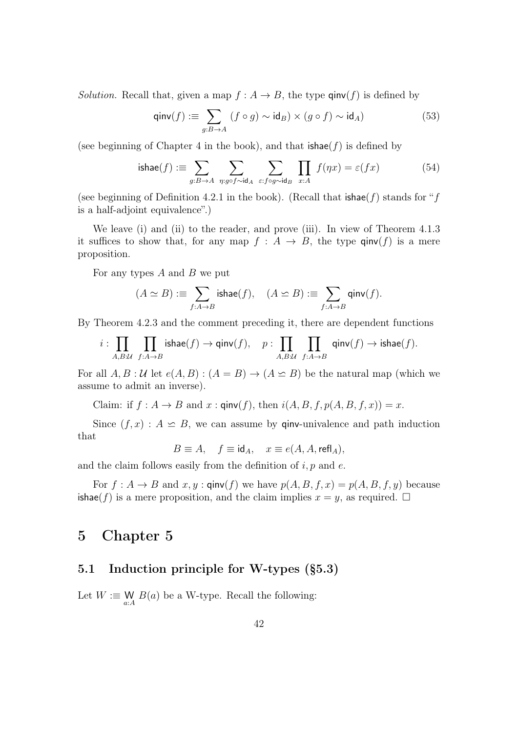*Solution.* Recall that, given a map $f : A \to B$, the type $\mathsf{qinv}(f)$ is defined by

$$\mathsf{qinv}(f) :\equiv \sum_{g:B\to A} \, (f \circ g) \sim \mathsf{id}_B) \times (g \circ f) \sim \mathsf{id}_A) \tag{53}$$

(see beginning of Chapter 4 in the book), and that $\mathsf{ishae}(f)$ is defined by

$$\mathsf{ishae}(f) :\equiv \sum_{g:B\to A} \; \sum_{\eta:g\circ f\sim \mathsf{id}_A} \; \sum_{\varepsilon:f\circ g\sim \mathsf{id}_B} \; \prod_{x:A} f(\eta x) = \varepsilon(fx) \tag{54}$$

(see beginning of Definition 4.2.1 in the book). (Recall that $\mathsf{ishae}(f)$ stands for "$f$ is a half-adjoint equivalence".)

We leave (i) and (ii) to the reader, and prove (iii). In view of Theorem 4.1.3 it suffices to show that, for any map $f : A \to B$, the type $\mathsf{qinv}(f)$ is a mere proposition.

For any types $A$ and $B$ we put

$$(A \simeq B) :\equiv \sum_{f:A\to B} \mathsf{ishae}(f), \quad (A \backsimeq B) :\equiv \sum_{f:A\to B} \mathsf{qinv}(f).$$

By Theorem 4.2.3 and the comment preceding it, there are dependent functions

$$i : \prod_{A,B:\mathcal{U}} \; \prod_{f:A\to B} \mathsf{ishae}(f) \to \mathsf{qinv}(f), \quad p : \prod_{A,B:\mathcal{U}} \; \prod_{f:A\to B} \mathsf{qinv}(f) \to \mathsf{ishae}(f).$$

For all $A, B : \mathcal{U}$ let $e(A, B) : (A = B) \to (A \backsimeq B)$ be the natural map (which we assume to admit an inverse).

Claim: if $f : A \to B$ and $x : \mathsf{qinv}(f)$, then $i(A, B, f, p(A, B, f, x)) = x$.

Since $(f, x) : A \backsimeq B$, we can assume by $\mathsf{qinv}$-univalence and path induction that

$$B \equiv A, \quad f \equiv \mathsf{id}_A, \quad x \equiv e(A, A, \mathsf{refl}_A),$$

and the claim follows easily from the definition of $i, p$ and $e$.

For $f : A \to B$ and $x, y : \mathsf{qinv}(f)$ we have $p(A, B, f, x) = p(A, B, f, y)$ because $\mathsf{ishae}(f)$ is a mere proposition, and the claim implies $x = y$, as required. $\square$

# 5 Chapter 5

## 5.1 Induction principle for W-types (§5.3)

Let $W :\equiv \mathsf{W}_{a:A} \, B(a)$ be a W-type. Recall the following: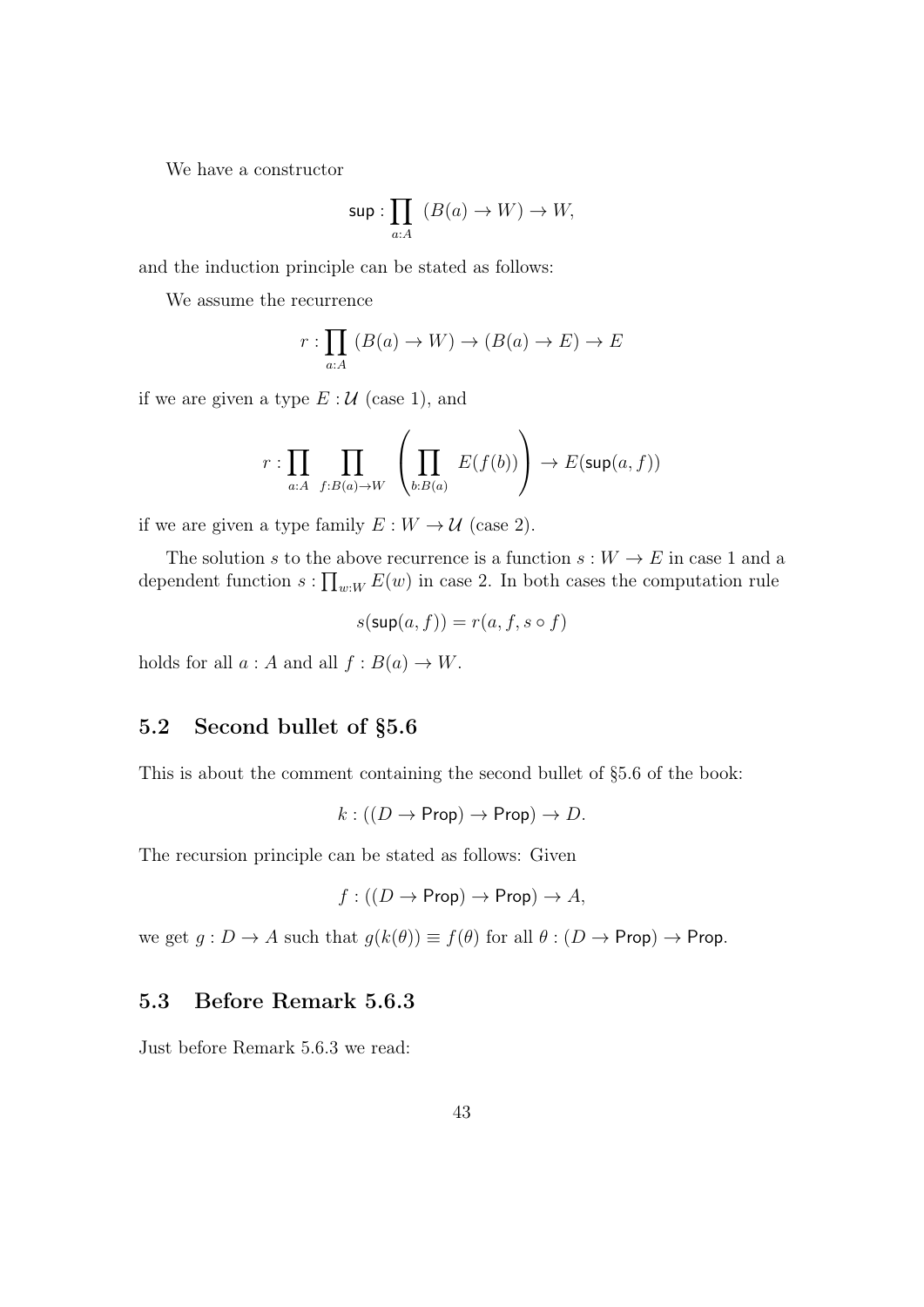We have a constructor

$$\mathsf{sup} : \prod_{a:A} (B(a) \to W) \to W,$$

and the induction principle can be stated as follows:

We assume the recurrence

$$r : \prod_{a:A} (B(a) \to W) \to (B(a) \to E) \to E$$

if we are given a type $E : \mathcal{U}$ (case 1), and

$$r : \prod_{a:A} \prod_{f:B(a) \to W} \left( \prod_{b:B(a)} E(f(b)) \right) \to E(\mathsf{sup}(a, f))$$

if we are given a type family $E : W \to \mathcal{U}$ (case 2).

The solution $s$ to the above recurrence is a function $s : W \to E$ in case 1 and a dependent function $s : \prod_{w:W} E(w)$ in case 2. In both cases the computation rule

$$s(\mathsf{sup}(a, f)) = r(a, f, s \circ f)$$

holds for all $a : A$ and all $f : B(a) \to W$.

## 5.2 Second bullet of §5.6

This is about the comment containing the second bullet of §5.6 of the book:

$$k : ((D \to \mathsf{Prop}) \to \mathsf{Prop}) \to D.$$

The recursion principle can be stated as follows: Given

$$f : ((D \to \mathsf{Prop}) \to \mathsf{Prop}) \to A,$$

we get $g : D \to A$ such that $g(k(\theta)) \equiv f(\theta)$ for all $\theta : (D \to \mathsf{Prop}) \to \mathsf{Prop}$.

## 5.3 Before Remark 5.6.3

Just before Remark 5.6.3 we read: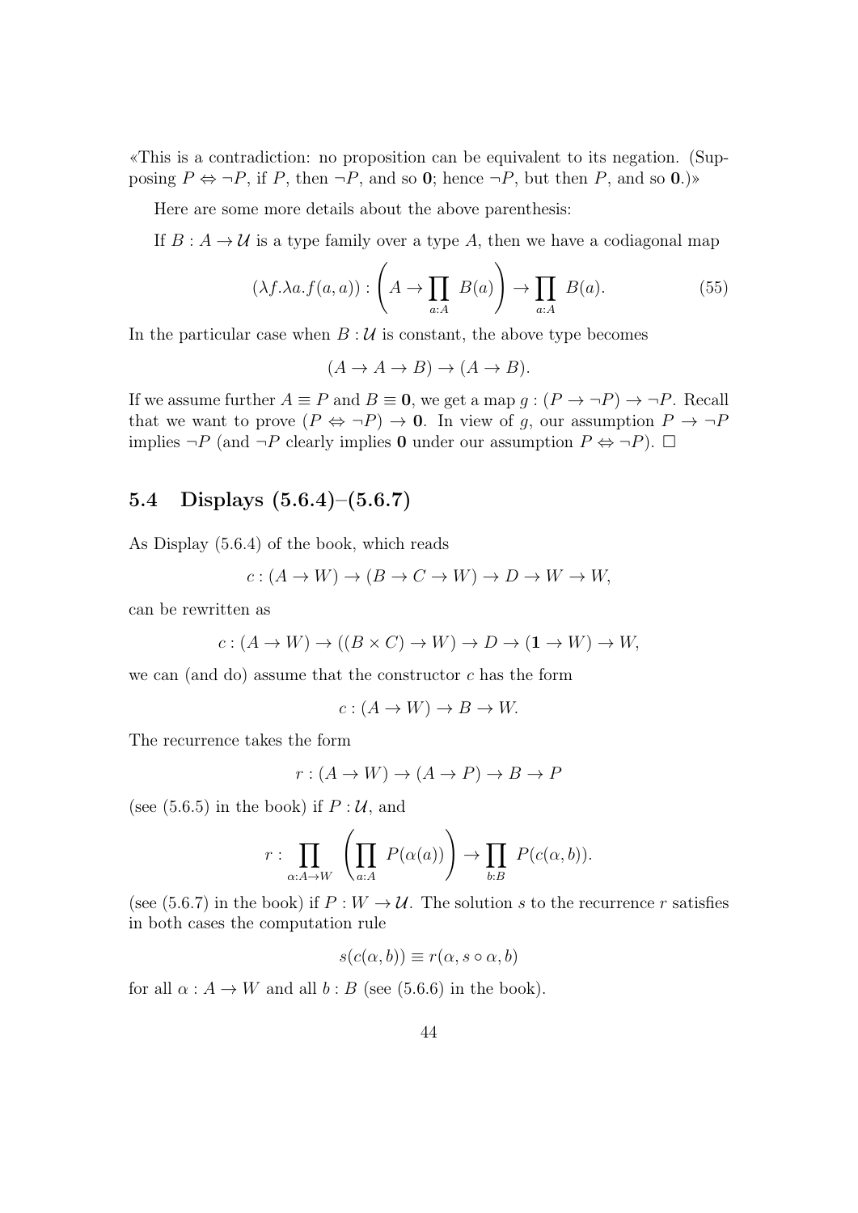«This is a contradiction: no proposition can be equivalent to its negation. (Supposing $P \Leftrightarrow \neg P$, if $P$, then $\neg P$, and so $\mathbf{0}$; hence $\neg P$, but then $P$, and so $\mathbf{0}$.)»

Here are some more details about the above parenthesis:

If $B : A \to \mathcal{U}$ is a type family over a type $A$, then we have a codiagonal map

$$(\lambda f.\lambda a.f(a,a)) : \left( A \to \prod_{a:A} B(a) \right) \to \prod_{a:A} B(a). \tag{55}$$

In the particular case when $B : \mathcal{U}$ is constant, the above type becomes

$$(A \to A \to B) \to (A \to B).$$

If we assume further $A \equiv P$ and $B \equiv \mathbf{0}$, we get a map $g : (P \to \neg P) \to \neg P$. Recall that we want to prove $(P \Leftrightarrow \neg P) \to \mathbf{0}$. In view of $g$, our assumption $P \to \neg P$ implies $\neg P$ (and $\neg P$ clearly implies $\mathbf{0}$ under our assumption $P \Leftrightarrow \neg P$). $\square$

## 5.4 Displays (5.6.4)–(5.6.7)

As Display (5.6.4) of the book, which reads

$$c : (A \to W) \to (B \to C \to W) \to D \to W \to W,$$

can be rewritten as

$$c : (A \to W) \to ((B \times C) \to W) \to D \to (\mathbf{1} \to W) \to W,$$

we can (and do) assume that the constructor $c$ has the form

$$c : (A \to W) \to B \to W.$$

The recurrence takes the form

$$r : (A \to W) \to (A \to P) \to B \to P$$

(see (5.6.5) in the book) if $P : \mathcal{U}$, and

$$r : \prod_{\alpha : A \to W} \left( \prod_{a:A} P(\alpha(a)) \right) \to \prod_{b:B} P(c(\alpha, b)).$$

(see (5.6.7) in the book) if $P : W \to \mathcal{U}$. The solution $s$ to the recurrence $r$ satisfies in both cases the computation rule

$$s(c(\alpha, b)) \equiv r(\alpha, s \circ \alpha, b)$$

for all $\alpha : A \to W$ and all $b : B$ (see (5.6.6) in the book).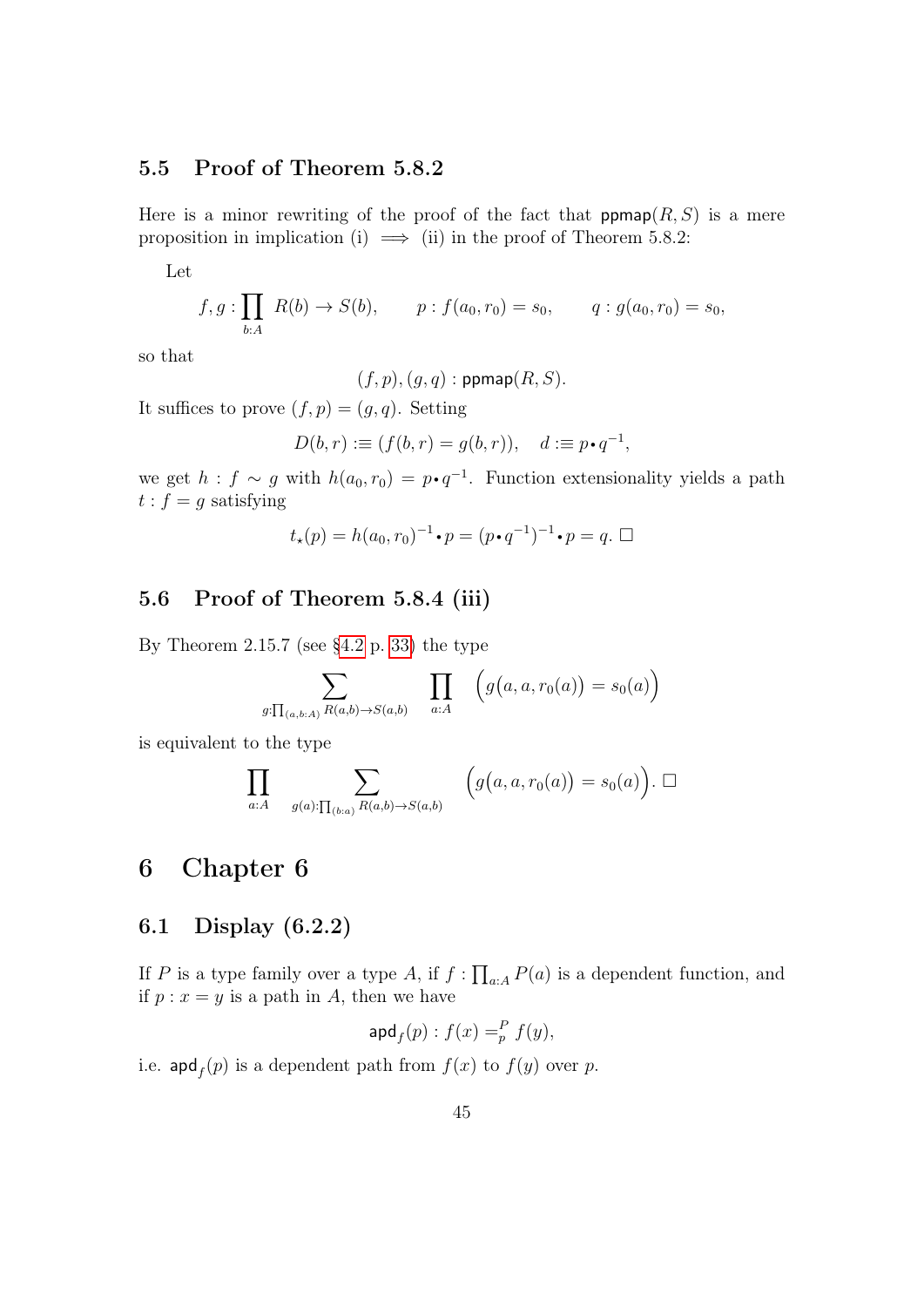## 5.5 Proof of Theorem 5.8.2

Here is a minor rewriting of the proof of the fact that $\mathsf{ppmap}(R,S)$ is a mere proposition in implication (i) $\implies$ (ii) in the proof of Theorem 5.8.2:

Let

$$f,g:\prod_{b:A} R(b)\to S(b),\qquad p:f(a_0,r_0)=s_0,\qquad q:g(a_0,r_0)=s_0,$$

so that

$$(f,p),(g,q):\mathsf{ppmap}(R,S).$$

It suffices to prove $(f,p)=(g,q)$. Setting

$$D(b,r):\equiv(f(b,r)=g(b,r)),\quad d:\equiv p\bullet q^{-1},$$

we get $h:f\sim g$ with $h(a_0,r_0)=p\bullet q^{-1}$. Function extensionality yields a path $t:f=g$ satisfying

$$t_\star(p)=h(a_0,r_0)^{-1}\bullet p=(p\bullet q^{-1})^{-1}\bullet p=q.\ \square$$

## 5.6 Proof of Theorem 5.8.4 (iii)

By Theorem 2.15.7 (see §4.2 p. 33) the type

$$\sum_{g:\prod_{(a,b:A)} R(a,b)\to S(a,b)}\ \prod_{a:A}\ \Big(g\big(a,a,r_0(a)\big)=s_0(a)\Big)$$

is equivalent to the type

$$\prod_{a:A}\ \sum_{g(a):\prod_{(b:a)} R(a,b)\to S(a,b)}\ \Big(g\big(a,a,r_0(a)\big)=s_0(a)\Big).\ \square$$

# 6 Chapter 6

## 6.1 Display (6.2.2)

If $P$ is a type family over a type $A$, if $f:\prod_{a:A}P(a)$ is a dependent function, and if $p:x=y$ is a path in $A$, then we have

$$\mathsf{apd}_f(p):f(x)=^P_p f(y),$$

i.e. $\mathsf{apd}_f(p)$ is a dependent path from $f(x)$ to $f(y)$ over $p$.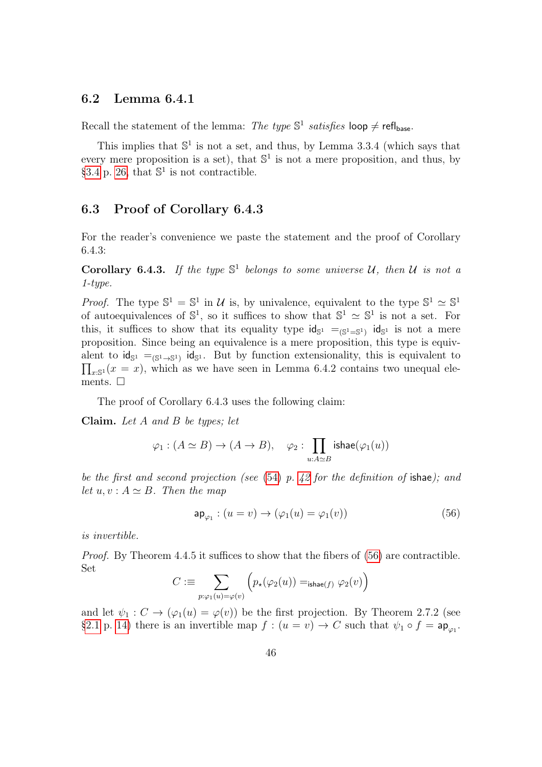## 6.2 Lemma 6.4.1

Recall the statement of the lemma: *The type $\mathbb{S}^1$ satisfies* $\mathsf{loop} \neq \mathsf{refl}_{\mathsf{base}}$.

This implies that $\mathbb{S}^1$ is not a set, and thus, by Lemma 3.3.4 (which says that every mere proposition is a set), that $\mathbb{S}^1$ is not a mere proposition, and thus, by §3.4 p. 26, that $\mathbb{S}^1$ is not contractible.

## 6.3 Proof of Corollary 6.4.3

For the reader's convenience we paste the statement and the proof of Corollary 6.4.3:

**Corollary 6.4.3.** *If the type $\mathbb{S}^1$ belongs to some universe $\mathcal{U}$, then $\mathcal{U}$ is not a 1-type.*

*Proof.* The type $\mathbb{S}^1 = \mathbb{S}^1$ in $\mathcal{U}$ is, by univalence, equivalent to the type $\mathbb{S}^1 \simeq \mathbb{S}^1$ of autoequivalences of $\mathbb{S}^1$, so it suffices to show that $\mathbb{S}^1 \simeq \mathbb{S}^1$ is not a set. For this, it suffices to show that its equality type $\mathsf{id}_{\mathbb{S}^1} =_{(\mathbb{S}^1 = \mathbb{S}^1)} \mathsf{id}_{\mathbb{S}^1}$ is not a mere proposition. Since being an equivalence is a mere proposition, this type is equivalent to $\mathsf{id}_{\mathbb{S}^1} =_{(\mathbb{S}^1 \to \mathbb{S}^1)} \mathsf{id}_{\mathbb{S}^1}$. But by function extensionality, this is equivalent to $\prod_{x:\mathbb{S}^1}(x = x)$, which as we have seen in Lemma 6.4.2 contains two unequal elements. $\square$

The proof of Corollary 6.4.3 uses the following claim:

**Claim.** *Let $A$ and $B$ be types; let*

$$\varphi_1 : (A \simeq B) \to (A \to B), \quad \varphi_2 : \prod_{u:A \simeq B} \mathsf{ishae}(\varphi_1(u))$$

*be the first and second projection (see (54) p. 42 for the definition of* $\mathsf{ishae}$*); and let $u, v : A \simeq B$. Then the map*

$$\mathsf{ap}_{\varphi_1} : (u = v) \to (\varphi_1(u) = \varphi_1(v)) \tag{56}$$

*is invertible.*

*Proof.* By Theorem 4.4.5 it suffices to show that the fibers of (56) are contractible. Set

$$C :\equiv \sum_{p:\varphi_1(u)=\varphi(v)} \Big( p_\star(\varphi_2(u)) =_{\mathsf{ishae}(f)} \varphi_2(v) \Big)$$

and let $\psi_1 : C \to (\varphi_1(u) = \varphi(v))$ be the first projection. By Theorem 2.7.2 (see §2.1 p. 14) there is an invertible map $f : (u = v) \to C$ such that $\psi_1 \circ f = \mathsf{ap}_{\varphi_1}$.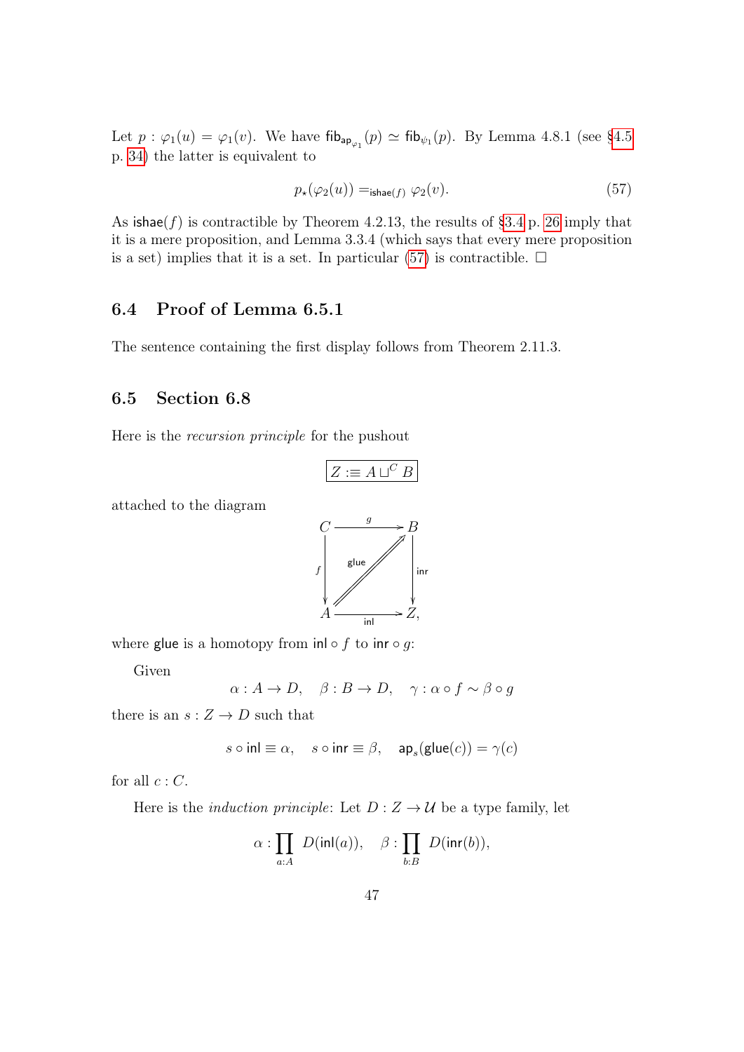Let $p : \varphi_1(u) = \varphi_1(v)$. We have $\mathsf{fib}_{\mathsf{ap}_{\varphi_1}}(p) \simeq \mathsf{fib}_{\psi_1}(p)$. By Lemma 4.8.1 (see §4.5 p. 34) the latter is equivalent to

$$p_\star(\varphi_2(u)) =_{\mathsf{ishae}(f)} \varphi_2(v). \tag{57}$$

As $\mathsf{ishae}(f)$ is contractible by Theorem 4.2.13, the results of §3.4 p. 26 imply that it is a mere proposition, and Lemma 3.3.4 (which says that every mere proposition is a set) implies that it is a set. In particular (57) is contractible. □

## 6.4 Proof of Lemma 6.5.1

The sentence containing the first display follows from Theorem 2.11.3.

## 6.5 Section 6.8

Here is the *recursion principle* for the pushout

$$\boxed{Z :\equiv A \sqcup^C B}$$

attached to the diagram

$$\begin{array}{ccc} C & \xrightarrow{g} & B \\ {\scriptstyle f}\downarrow & \overset{\mathsf{glue}}{\nearrow\!\!\!\nearrow} & \downarrow{\scriptstyle \mathsf{inr}} \\ A & \xrightarrow[\mathsf{inl}]{} & Z, \end{array}$$

where $\mathsf{glue}$ is a homotopy from $\mathsf{inl} \circ f$ to $\mathsf{inr} \circ g$:

Given

$$\alpha : A \to D, \quad \beta : B \to D, \quad \gamma : \alpha \circ f \sim \beta \circ g$$

there is an $s : Z \to D$ such that

$$s \circ \mathsf{inl} \equiv \alpha, \quad s \circ \mathsf{inr} \equiv \beta, \quad \mathsf{ap}_s(\mathsf{glue}(c)) = \gamma(c)$$

for all $c : C$.

Here is the *induction principle*: Let $D : Z \to \mathcal{U}$ be a type family, let

$$\alpha : \prod_{a:A} D(\mathsf{inl}(a)), \quad \beta : \prod_{b:B} D(\mathsf{inr}(b)),$$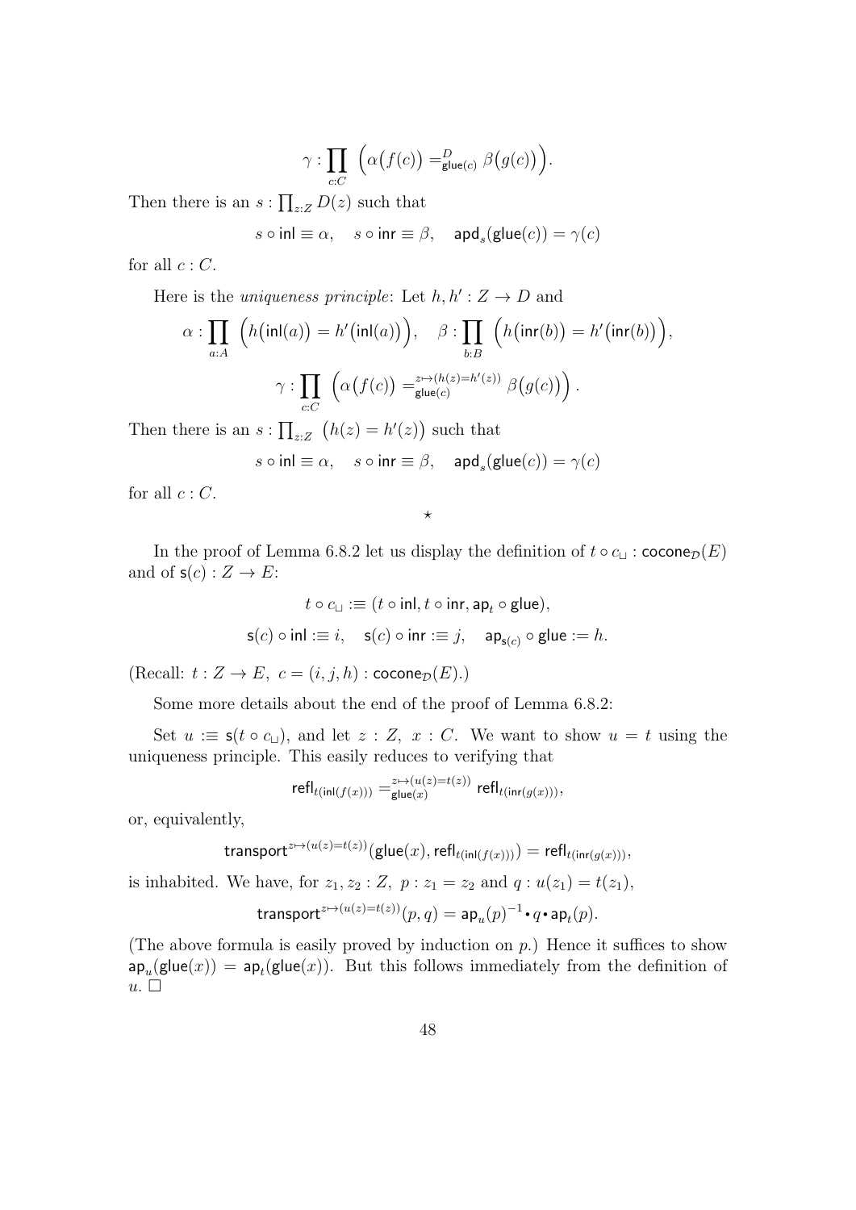$$\gamma : \prod_{c:C} \Big(\alpha\big(f(c)\big) =^D_{\mathsf{glue}(c)} \beta\big(g(c)\big)\Big).$$

Then there is an $s : \prod_{z:Z} D(z)$ such that

$$s \circ \mathsf{inl} \equiv \alpha, \quad s \circ \mathsf{inr} \equiv \beta, \quad \mathsf{apd}_s(\mathsf{glue}(c)) = \gamma(c)$$

for all $c : C$.

Here is the *uniqueness principle*: Let $h, h' : Z \to D$ and

$$\alpha : \prod_{a:A} \Big(h\big(\mathsf{inl}(a)\big) = h'\big(\mathsf{inl}(a)\big)\Big), \quad \beta : \prod_{b:B} \Big(h\big(\mathsf{inr}(b)\big) = h'\big(\mathsf{inr}(b)\big)\Big),$$

$$\gamma : \prod_{c:C} \Big(\alpha\big(f(c)\big) =^{z \mapsto (h(z)=h'(z))}_{\mathsf{glue}(c)} \beta\big(g(c)\big)\Big).$$

Then there is an $s : \prod_{z:Z} \big(h(z) = h'(z)\big)$ such that

$$s \circ \mathsf{inl} \equiv \alpha, \quad s \circ \mathsf{inr} \equiv \beta, \quad \mathsf{apd}_s(\mathsf{glue}(c)) = \gamma(c)$$

for all $c : C$.

$\star$

In the proof of Lemma 6.8.2 let us display the definition of $t \circ c_\sqcup : \mathsf{cocone}_\mathcal{D}(E)$ and of $\mathsf{s}(c) : Z \to E$:

$$t \circ c_\sqcup :\equiv (t \circ \mathsf{inl}, t \circ \mathsf{inr}, \mathsf{ap}_t \circ \mathsf{glue}),$$

$$\mathsf{s}(c) \circ \mathsf{inl} :\equiv i, \quad \mathsf{s}(c) \circ \mathsf{inr} :\equiv j, \quad \mathsf{ap}_{\mathsf{s}(c)} \circ \mathsf{glue} := h.$$

(Recall: $t : Z \to E,\ c = (i, j, h) : \mathsf{cocone}_\mathcal{D}(E)$.)

Some more details about the end of the proof of Lemma 6.8.2:

Set $u :\equiv \mathsf{s}(t \circ c_\sqcup)$, and let $z : Z,\ x : C$. We want to show $u = t$ using the uniqueness principle. This easily reduces to verifying that

$$\mathsf{refl}_{t(\mathsf{inl}(f(x)))} =^{z \mapsto (u(z)=t(z))}_{\mathsf{glue}(x)} \mathsf{refl}_{t(\mathsf{inr}(g(x)))},$$

or, equivalently,

$$\mathsf{transport}^{z \mapsto (u(z)=t(z))}(\mathsf{glue}(x), \mathsf{refl}_{t(\mathsf{inl}(f(x)))}) = \mathsf{refl}_{t(\mathsf{inr}(g(x)))},$$

is inhabited. We have, for $z_1, z_2 : Z,\ p : z_1 = z_2$ and $q : u(z_1) = t(z_1)$,

$$\mathsf{transport}^{z \mapsto (u(z)=t(z))}(p, q) = \mathsf{ap}_u(p)^{-1} \bullet q \bullet \mathsf{ap}_t(p).$$

(The above formula is easily proved by induction on $p$.) Hence it suffices to show $\mathsf{ap}_u(\mathsf{glue}(x)) = \mathsf{ap}_t(\mathsf{glue}(x))$. But this follows immediately from the definition of $u$. $\square$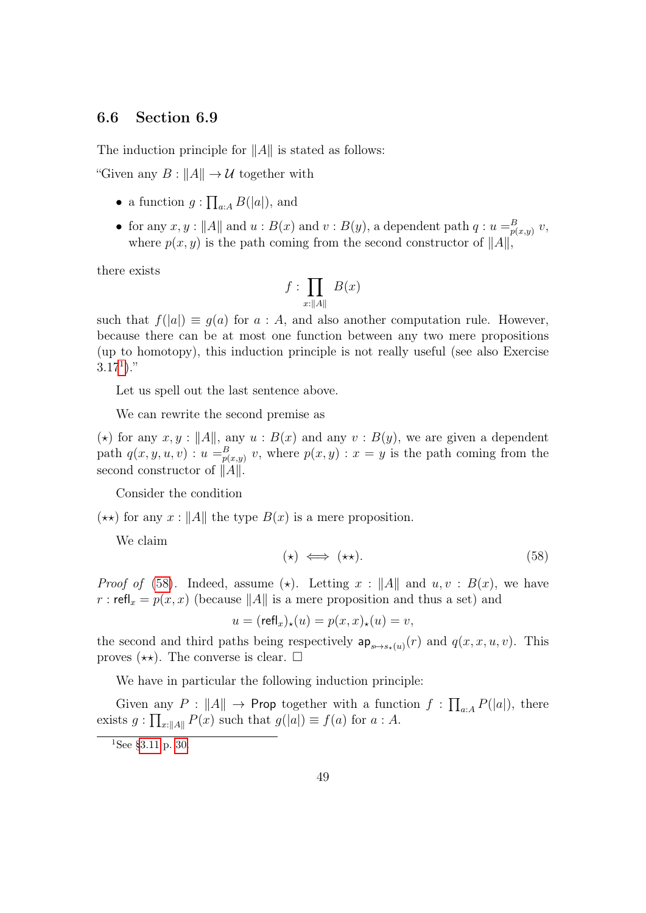## 6.6 Section 6.9

The induction principle for $\|A\|$ is stated as follows:

"Given any $B : \|A\| \to \mathcal{U}$ together with

- a function $g : \prod_{a:A} B(|a|)$, and
- for any $x, y : \|A\|$ and $u : B(x)$ and $v : B(y)$, a dependent path $q : u =^B_{p(x,y)} v$, where $p(x, y)$ is the path coming from the second constructor of $\|A\|$,

there exists

$$f : \prod_{x:\|A\|} B(x)$$

such that $f(|a|) \equiv g(a)$ for $a : A$, and also another computation rule. However, because there can be at most one function between any two mere propositions (up to homotopy), this induction principle is not really useful (see also Exercise 3.17[1])."

Let us spell out the last sentence above.

We can rewrite the second premise as

($\star$) for any $x, y : \|A\|$, any $u : B(x)$ and any $v : B(y)$, we are given a dependent path $q(x, y, u, v) : u =^B_{p(x,y)} v$, where $p(x, y) : x = y$ is the path coming from the second constructor of $\|A\|$.

Consider the condition

($\star\star$) for any $x : \|A\|$ the type $B(x)$ is a mere proposition.

We claim

$$(\star) \iff (\star\star). \tag{58}$$

*Proof of* (58). Indeed, assume ($\star$). Letting $x : \|A\|$ and $u, v : B(x)$, we have $r : \mathsf{refl}_x = p(x, x)$ (because $\|A\|$ is a mere proposition and thus a set) and

$$u = (\mathsf{refl}_x)_\star(u) = p(x, x)_\star(u) = v,$$

the second and third paths being respectively $\mathsf{ap}_{s \mapsto s_\star(u)}(r)$ and $q(x, x, u, v)$. This proves ($\star\star$). The converse is clear. $\square$

We have in particular the following induction principle:

Given any $P : \|A\| \to \mathsf{Prop}$ together with a function $f : \prod_{a:A} P(|a|)$, there exists $g : \prod_{x:\|A\|} P(x)$ such that $g(|a|) \equiv f(a)$ for $a : A$.

[1] See §3.11 p. 30.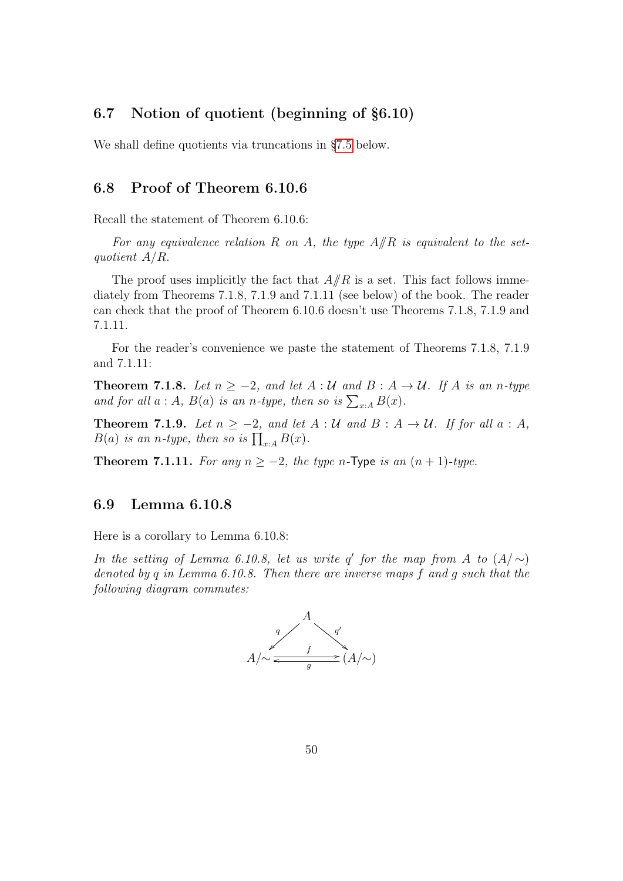## 6.7 Notion of quotient (beginning of §6.10)

We shall define quotients via truncations in §7.5 below.

## 6.8 Proof of Theorem 6.10.6

Recall the statement of Theorem 6.10.6:

*For any equivalence relation $R$ on $A$, the type $A /\!\!/ R$ is equivalent to the set-quotient $A/R$.*

The proof uses implicitly the fact that $A /\!\!/ R$ is a set. This fact follows immediately from Theorems 7.1.8, 7.1.9 and 7.1.11 (see below) of the book. The reader can check that the proof of Theorem 6.10.6 doesn't use Theorems 7.1.8, 7.1.9 and 7.1.11.

For the reader's convenience we paste the statement of Theorems 7.1.8, 7.1.9 and 7.1.11:

**Theorem 7.1.8.** *Let $n \geq -2$, and let $A : \mathcal{U}$ and $B : A \to \mathcal{U}$. If $A$ is an $n$-type and for all $a : A$, $B(a)$ is an $n$-type, then so is $\sum_{x:A} B(x)$.*

**Theorem 7.1.9.** *Let $n \geq -2$, and let $A : \mathcal{U}$ and $B : A \to \mathcal{U}$. If for all $a : A$, $B(a)$ is an $n$-type, then so is $\prod_{x:A} B(x)$.*

**Theorem 7.1.11.** *For any $n \geq -2$, the type $n$-$\mathsf{Type}$ is an $(n+1)$-type.*

## 6.9 Lemma 6.10.8

Here is a corollary to Lemma 6.10.8:

*In the setting of Lemma 6.10.8, let us write $q'$ for the map from $A$ to $(A/\!\sim)$ denoted by $q$ in Lemma 6.10.8. Then there are inverse maps $f$ and $g$ such that the following diagram commutes:*

$$
\begin{array}{ccc}
 & A & \\
{\scriptstyle q} \swarrow & & \searrow {\scriptstyle q'} \\
A/\!\sim & \underset{g}{\overset{f}{\rightleftarrows}} & (A/\!\sim)
\end{array}
$$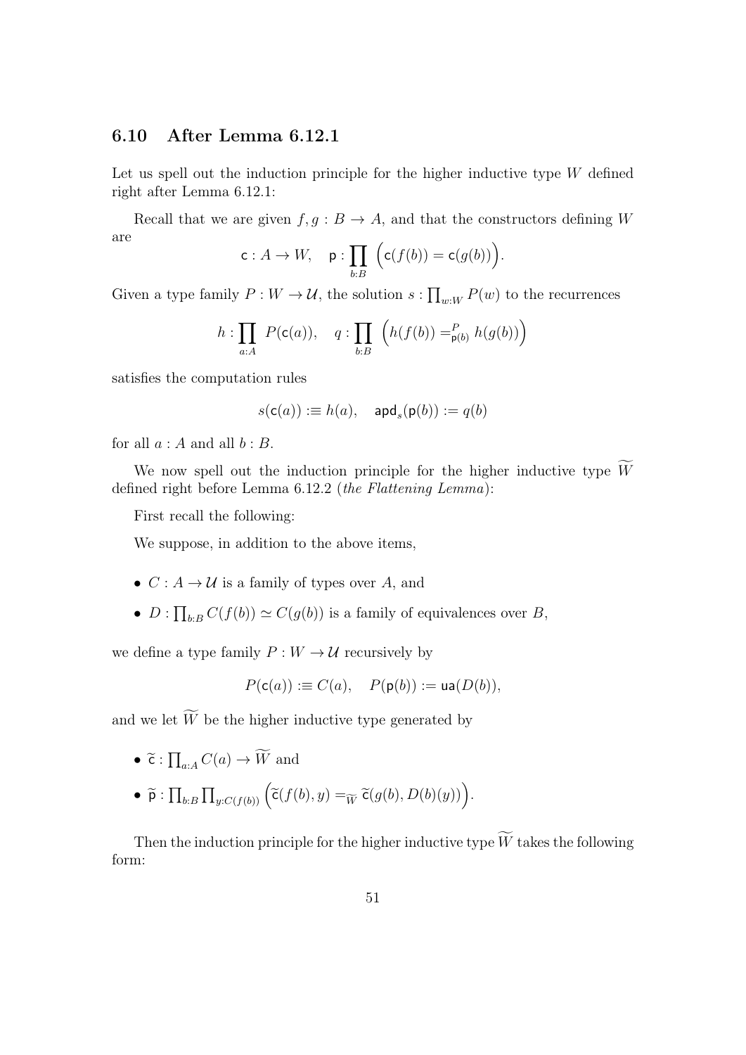## 6.10 After Lemma 6.12.1

Let us spell out the induction principle for the higher inductive type $W$ defined right after Lemma 6.12.1:

Recall that we are given $f, g : B \to A$, and that the constructors defining $W$ are

$$\mathsf{c} : A \to W, \quad \mathsf{p} : \prod_{b:B} \Big( \mathsf{c}(f(b)) = \mathsf{c}(g(b)) \Big).$$

Given a type family $P : W \to \mathcal{U}$, the solution $s : \prod_{w:W} P(w)$ to the recurrences

$$h : \prod_{a:A} P(\mathsf{c}(a)), \quad q : \prod_{b:B} \Big( h(f(b)) =^{P}_{\mathsf{p}(b)} h(g(b)) \Big)$$

satisfies the computation rules

$$s(\mathsf{c}(a)) :\equiv h(a), \quad \mathsf{apd}_s(\mathsf{p}(b)) := q(b)$$

for all $a : A$ and all $b : B$.

We now spell out the induction principle for the higher inductive type $\widetilde{W}$ defined right before Lemma 6.12.2 (*the Flattening Lemma*):

First recall the following:

We suppose, in addition to the above items,

- $C : A \to \mathcal{U}$ is a family of types over $A$, and
- $D : \prod_{b:B} C(f(b)) \simeq C(g(b))$ is a family of equivalences over $B$,

we define a type family $P : W \to \mathcal{U}$ recursively by

$$P(\mathsf{c}(a)) :\equiv C(a), \quad P(\mathsf{p}(b)) := \mathsf{ua}(D(b)),$$

and we let $\widetilde{W}$ be the higher inductive type generated by

- $\widetilde{\mathsf{c}} : \prod_{a:A} C(a) \to \widetilde{W}$ and
- $\widetilde{\mathsf{p}} : \prod_{b:B} \prod_{y:C(f(b))} \Big( \widetilde{\mathsf{c}}(f(b), y) =_{\widetilde{W}} \widetilde{\mathsf{c}}(g(b), D(b)(y)) \Big)$.

Then the induction principle for the higher inductive type $\widetilde{W}$ takes the following form: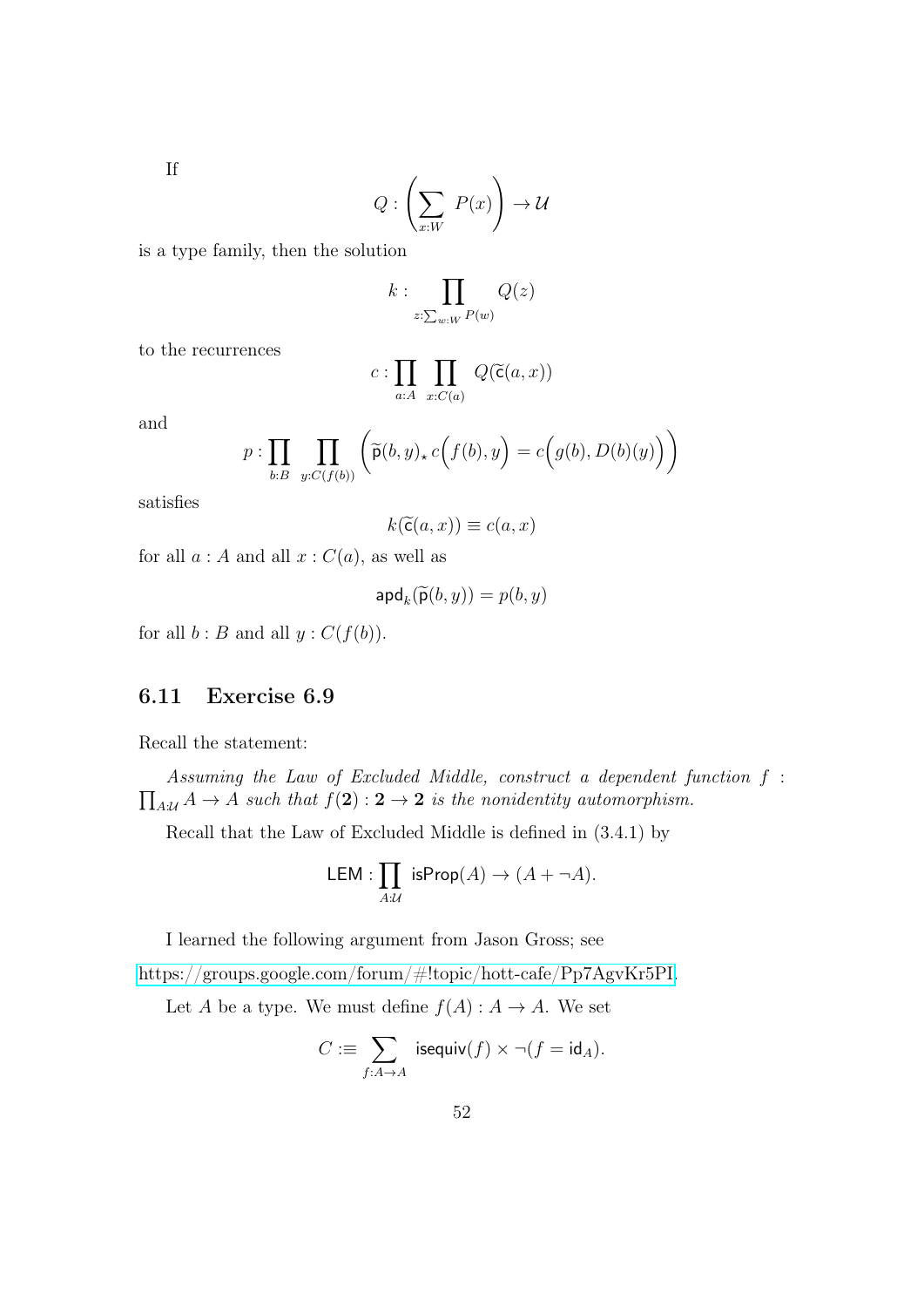If

$$Q : \left( \sum_{x:W} P(x) \right) \to \mathcal{U}$$

is a type family, then the solution

$$k : \prod_{z:\sum_{w:W} P(w)} Q(z)$$

to the recurrences

$$c : \prod_{a:A} \prod_{x:C(a)} Q(\widetilde{\mathsf{c}}(a,x))$$

and

$$p : \prod_{b:B} \prod_{y:C(f(b))} \Big( \widetilde{\mathsf{p}}(b,y)_\star \, c\Big(f(b), y\Big) = c\Big(g(b), D(b)(y)\Big) \Big)$$

satisfies

$$k(\widetilde{\mathsf{c}}(a,x)) \equiv c(a,x)$$

for all $a : A$ and all $x : C(a)$, as well as

$$\mathsf{apd}_k(\widetilde{\mathsf{p}}(b,y)) = p(b,y)$$

for all $b : B$ and all $y : C(f(b))$.

## 6.11 Exercise 6.9

Recall the statement:

*Assuming the Law of Excluded Middle, construct a dependent function $f : \prod_{A:\mathcal{U}} A \to A$ such that $f(\mathbf{2}) : \mathbf{2} \to \mathbf{2}$ is the nonidentity automorphism.*

Recall that the Law of Excluded Middle is defined in (3.4.1) by

$$\mathsf{LEM} : \prod_{A:\mathcal{U}} \mathsf{isProp}(A) \to (A + \neg A).$$

I learned the following argument from Jason Gross; see

https://groups.google.com/forum/#!topic/hott-cafe/Pp7AgvKr5PI.

Let $A$ be a type. We must define $f(A) : A \to A$. We set

$$C :\equiv \sum_{f:A\to A} \mathsf{isequiv}(f) \times \neg(f = \mathsf{id}_A).$$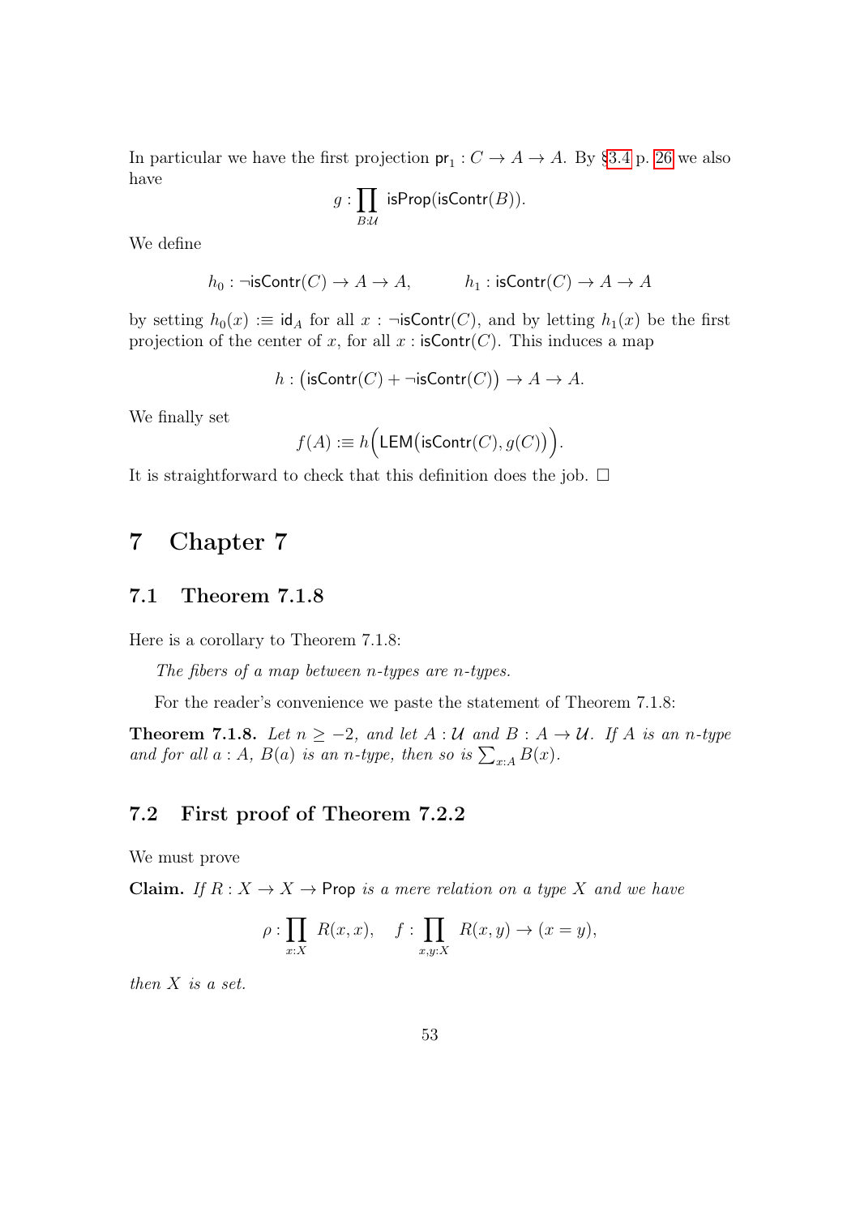In particular we have the first projection $\mathsf{pr}_1 : C \to A \to A$. By §3.4 p. 26 we also have

$$g : \prod_{B:\mathcal{U}} \mathsf{isProp}(\mathsf{isContr}(B)).$$

We define

$$h_0 : \neg\mathsf{isContr}(C) \to A \to A, \qquad h_1 : \mathsf{isContr}(C) \to A \to A$$

by setting $h_0(x) :\equiv \mathsf{id}_A$ for all $x : \neg\mathsf{isContr}(C)$, and by letting $h_1(x)$ be the first projection of the center of $x$, for all $x : \mathsf{isContr}(C)$. This induces a map

$$h : \big(\mathsf{isContr}(C) + \neg\mathsf{isContr}(C)\big) \to A \to A.$$

We finally set

$$f(A) :\equiv h\Big(\mathsf{LEM}\big(\mathsf{isContr}(C), g(C)\big)\Big).$$

It is straightforward to check that this definition does the job. □

# 7 Chapter 7

## 7.1 Theorem 7.1.8

Here is a corollary to Theorem 7.1.8:

*The fibers of a map between $n$-types are $n$-types.*

For the reader's convenience we paste the statement of Theorem 7.1.8:

**Theorem 7.1.8.** *Let $n \geq -2$, and let $A : \mathcal{U}$ and $B : A \to \mathcal{U}$. If $A$ is an $n$-type and for all $a : A$, $B(a)$ is an $n$-type, then so is $\sum_{x:A} B(x)$.*

## 7.2 First proof of Theorem 7.2.2

We must prove

**Claim.** *If $R : X \to X \to \mathsf{Prop}$ is a mere relation on a type $X$ and we have*

$$\rho : \prod_{x:X} R(x,x), \quad f : \prod_{x,y:X} R(x,y) \to (x = y),$$

*then $X$ is a set.*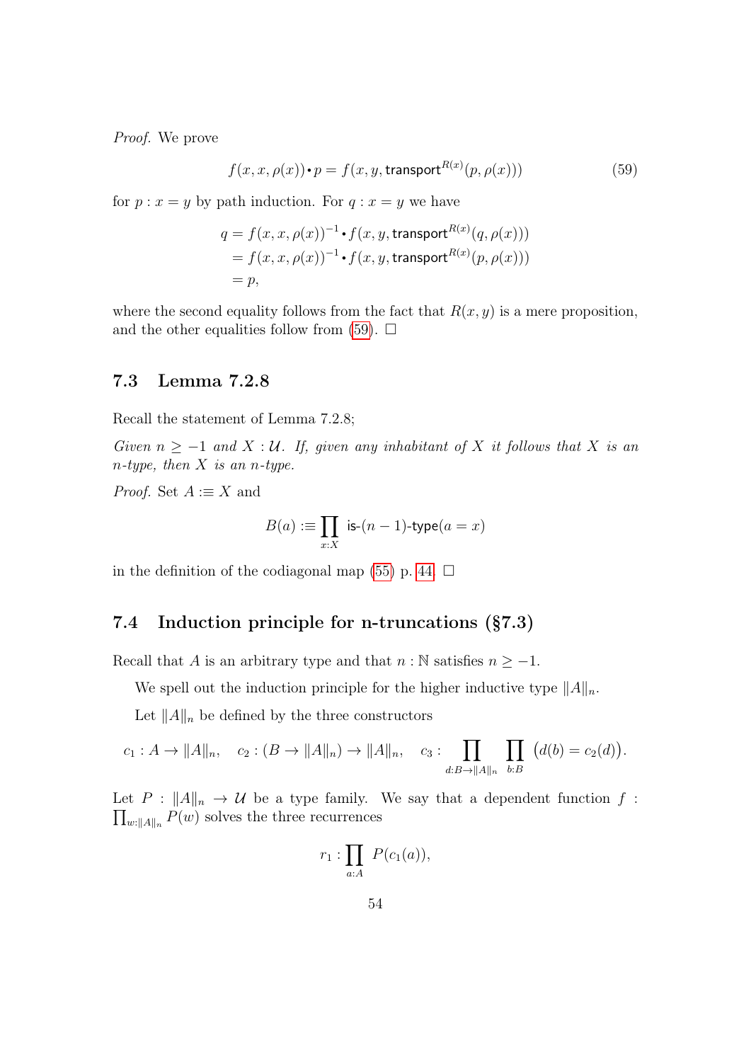*Proof.* We prove

$$f(x, x, \rho(x)) \bullet p = f(x, y, \mathsf{transport}^{R(x)}(p, \rho(x))) \tag{59}$$

for $p : x = y$ by path induction. For $q : x = y$ we have

$$\begin{aligned} q &= f(x, x, \rho(x))^{-1} \bullet f(x, y, \mathsf{transport}^{R(x)}(q, \rho(x))) \\ &= f(x, x, \rho(x))^{-1} \bullet f(x, y, \mathsf{transport}^{R(x)}(p, \rho(x))) \\ &= p, \end{aligned}$$

where the second equality follows from the fact that $R(x, y)$ is a mere proposition, and the other equalities follow from (59). □

## 7.3 Lemma 7.2.8

Recall the statement of Lemma 7.2.8;

*Given $n \geq -1$ and $X : \mathcal{U}$. If, given any inhabitant of $X$ it follows that $X$ is an $n$-type, then $X$ is an $n$-type.*

*Proof.* Set $A :\equiv X$ and

$$B(a) :\equiv \prod_{x:X} \mathsf{is}\text{-}(n-1)\text{-}\mathsf{type}(a = x)$$

in the definition of the codiagonal map (55) p. 44. □

## 7.4 Induction principle for n-truncations (§7.3)

Recall that $A$ is an arbitrary type and that $n : \mathbb{N}$ satisfies $n \geq -1$.

We spell out the induction principle for the higher inductive type $\|A\|_n$.

Let $\|A\|_n$ be defined by the three constructors

$$c_1 : A \to \|A\|_n, \quad c_2 : (B \to \|A\|_n) \to \|A\|_n, \quad c_3 : \prod_{d:B \to \|A\|_n} \prod_{b:B} \big(d(b) = c_2(d)\big).$$

Let $P : \|A\|_n \to \mathcal{U}$ be a type family. We say that a dependent function $f : \prod_{w:\|A\|_n} P(w)$ solves the three recurrences

$$r_1 : \prod_{a:A} P(c_1(a)),$$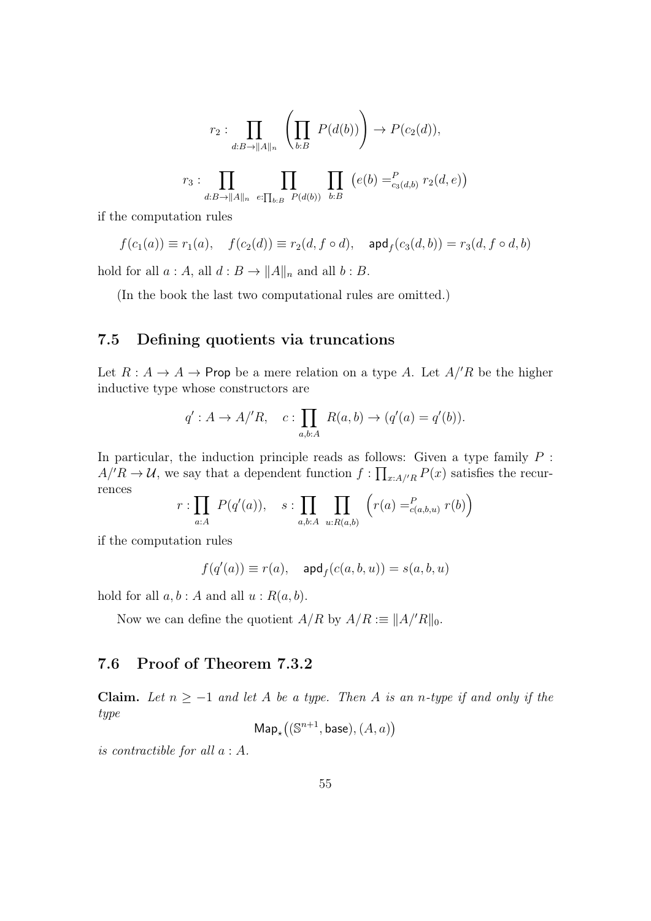$$r_2 : \prod_{d:B \to \|A\|_n} \left( \prod_{b:B} P(d(b)) \right) \to P(c_2(d)),$$

$$r_3 : \prod_{d:B \to \|A\|_n} \prod_{e:\prod_{b:B} P(d(b))} \prod_{b:B} \left( e(b) =^P_{c_3(d,b)} r_2(d,e) \right)$$

if the computation rules

$$f(c_1(a)) \equiv r_1(a), \quad f(c_2(d)) \equiv r_2(d, f \circ d), \quad \mathsf{apd}_f(c_3(d,b)) = r_3(d, f \circ d, b)$$

hold for all $a : A$, all $d : B \to \|A\|_n$ and all $b : B$.

(In the book the last two computational rules are omitted.)

## 7.5 Defining quotients via truncations

Let $R : A \to A \to \mathsf{Prop}$ be a mere relation on a type $A$. Let $A/'R$ be the higher inductive type whose constructors are

$$q' : A \to A/'R, \quad c : \prod_{a,b:A} R(a,b) \to (q'(a) = q'(b)).$$

In particular, the induction principle reads as follows: Given a type family $P : A/'R \to \mathcal{U}$, we say that a dependent function $f : \prod_{x:A/'R} P(x)$ satisfies the recurrences

$$r : \prod_{a:A} P(q'(a)), \quad s : \prod_{a,b:A} \prod_{u:R(a,b)} \left( r(a) =^P_{c(a,b,u)} r(b) \right)$$

if the computation rules

$$f(q'(a)) \equiv r(a), \quad \mathsf{apd}_f(c(a,b,u)) = s(a,b,u)$$

hold for all $a, b : A$ and all $u : R(a,b)$.

Now we can define the quotient $A/R$ by $A/R :\equiv \|A/'R\|_0$.

## 7.6 Proof of Theorem 7.3.2

**Claim.** *Let $n \geq -1$ and let $A$ be a type. Then $A$ is an $n$-type if and only if the type*

$$\mathsf{Map}_\star\big((\mathbb{S}^{n+1}, \mathsf{base}), (A, a)\big)$$

*is contractible for all $a : A$.*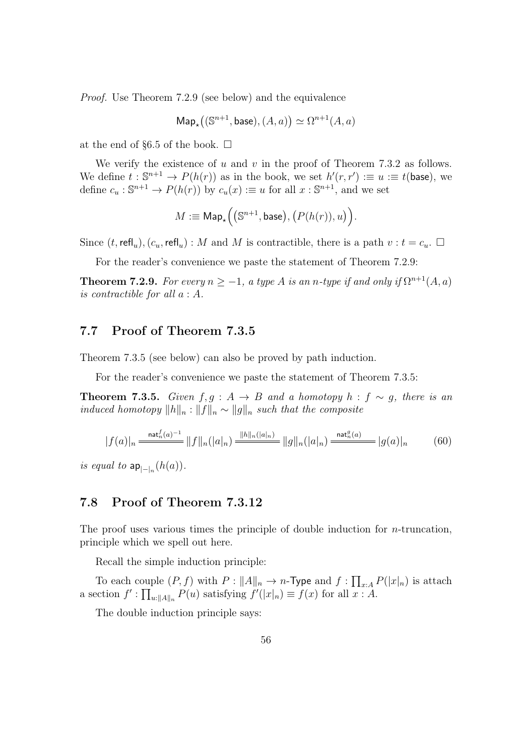*Proof.* Use Theorem 7.2.9 (see below) and the equivalence

$$\mathsf{Map}_\star\big((\mathbb{S}^{n+1}, \mathsf{base}), (A, a)\big) \simeq \Omega^{n+1}(A, a)$$

at the end of §6.5 of the book. □

We verify the existence of $u$ and $v$ in the proof of Theorem 7.3.2 as follows. We define $t : \mathbb{S}^{n+1} \to P(h(r))$ as in the book, we set $h'(r, r') :\equiv u :\equiv t(\mathsf{base})$, we define $c_u : \mathbb{S}^{n+1} \to P(h(r))$ by $c_u(x) :\equiv u$ for all $x : \mathbb{S}^{n+1}$, and we set

$$M :\equiv \mathsf{Map}_\star\Big(\big(\mathbb{S}^{n+1}, \mathsf{base}\big), \big(P(h(r)), u\big)\Big).$$

Since $(t, \mathsf{refl}_u), (c_u, \mathsf{refl}_u) : M$ and $M$ is contractible, there is a path $v : t = c_u$. □

For the reader's convenience we paste the statement of Theorem 7.2.9:

**Theorem 7.2.9.** *For every $n \geq -1$, a type $A$ is an $n$-type if and only if $\Omega^{n+1}(A, a)$ is contractible for all $a : A$.*

## 7.7 Proof of Theorem 7.3.5

Theorem 7.3.5 (see below) can also be proved by path induction.

For the reader's convenience we paste the statement of Theorem 7.3.5:

**Theorem 7.3.5.** *Given $f, g : A \to B$ and a homotopy $h : f \sim g$, there is an induced homotopy $\|h\|_n : \|f\|_n \sim \|g\|_n$ such that the composite*

$$|f(a)|_n \xlongequal{\mathsf{nat}^f_n(a)^{-1}} \|f\|_n(|a|_n) \xlongequal{\|h\|_n(|a|_n)} \|g\|_n(|a|_n) \xlongequal{\mathsf{nat}^g_n(a)} |g(a)|_n \tag{60}$$

*is equal to $\mathsf{ap}_{|-|_n}(h(a))$.*

## 7.8 Proof of Theorem 7.3.12

The proof uses various times the principle of double induction for $n$-truncation, principle which we spell out here.

Recall the simple induction principle:

To each couple $(P, f)$ with $P : \|A\|_n \to n\text{-}\mathsf{Type}$ and $f : \prod_{x:A} P(|x|_n)$ is attach a section $f' : \prod_{u:\|A\|_n} P(u)$ satisfying $f'(|x|_n) \equiv f(x)$ for all $x : A$.

The double induction principle says: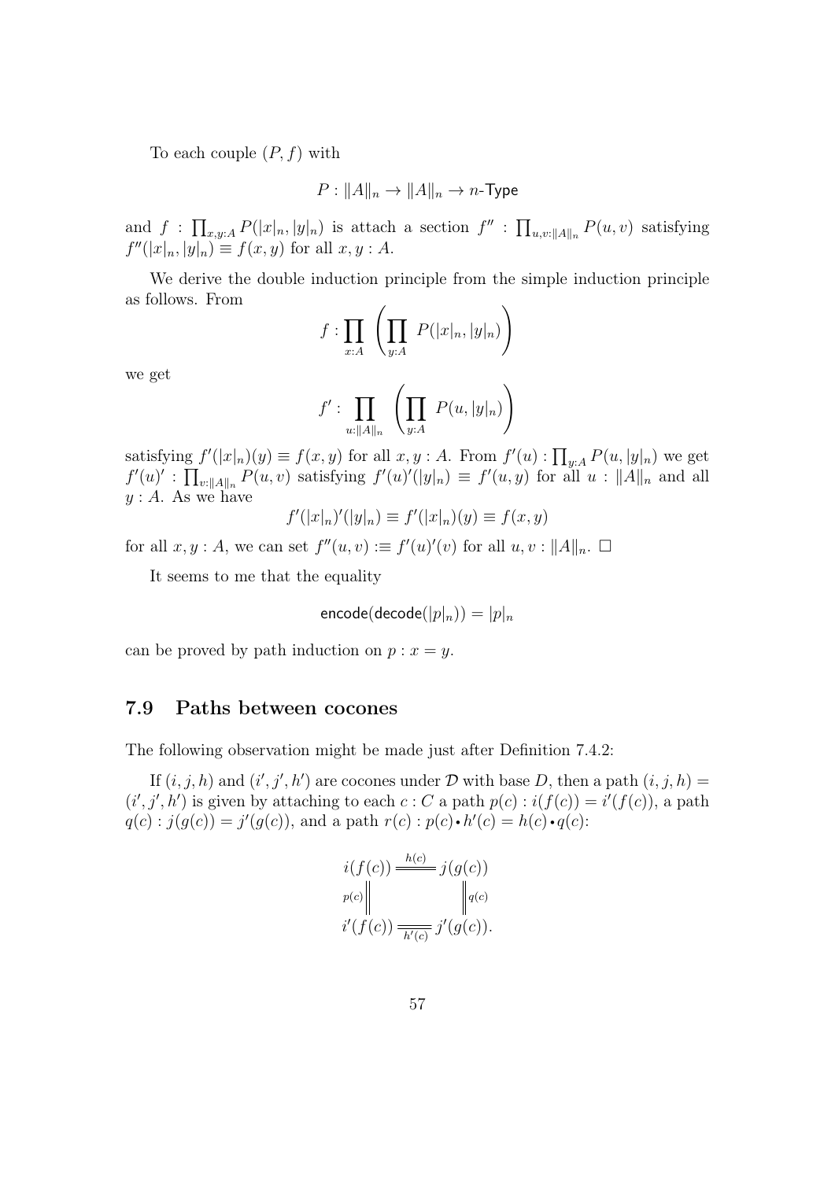To each couple $(P, f)$ with

$$P : \|A\|_n \to \|A\|_n \to n\text{-}\mathsf{Type}$$

and $f : \prod_{x,y:A} P(|x|_n, |y|_n)$ is attach a section $f'' : \prod_{u,v:\|A\|_n} P(u,v)$ satisfying $f''(|x|_n, |y|_n) \equiv f(x,y)$ for all $x, y : A$.

We derive the double induction principle from the simple induction principle as follows. From

$$f : \prod_{x:A} \left( \prod_{y:A} P(|x|_n, |y|_n) \right)$$

we get

$$f' : \prod_{u:\|A\|_n} \left( \prod_{y:A} P(u, |y|_n) \right)$$

satisfying $f'(|x|_n)(y) \equiv f(x,y)$ for all $x, y : A$. From $f'(u) : \prod_{y:A} P(u, |y|_n)$ we get $f'(u)' : \prod_{v:\|A\|_n} P(u,v)$ satisfying $f'(u)'(|y|_n) \equiv f'(u,y)$ for all $u : \|A\|_n$ and all $y : A$. As we have

$$f'(|x|_n)'(|y|_n) \equiv f'(|x|_n)(y) \equiv f(x,y)$$

for all $x, y : A$, we can set $f''(u,v) :\equiv f'(u)'(v)$ for all $u, v : \|A\|_n$. $\square$

It seems to me that the equality

$$\mathsf{encode}(\mathsf{decode}(|p|_n)) = |p|_n$$

can be proved by path induction on $p : x = y$.

## 7.9 Paths between cocones

The following observation might be made just after Definition 7.4.2:

If $(i, j, h)$ and $(i', j', h')$ are cocones under $\mathcal{D}$ with base $D$, then a path $(i, j, h) = (i', j', h')$ is given by attaching to each $c : C$ a path $p(c) : i(f(c)) = i'(f(c))$, a path $q(c) : j(g(c)) = j'(g(c))$, and a path $r(c) : p(c) \bullet h'(c) = h(c) \bullet q(c)$:

$$\begin{array}{ccc} i(f(c)) & \overset{h(c)}{=\!=\!=} & j(g(c)) \\ {\scriptstyle p(c)}\| & & \|{\scriptstyle q(c)} \\ i'(f(c)) & \underset{h'(c)}{=\!=\!=} & j'(g(c)). \end{array}$$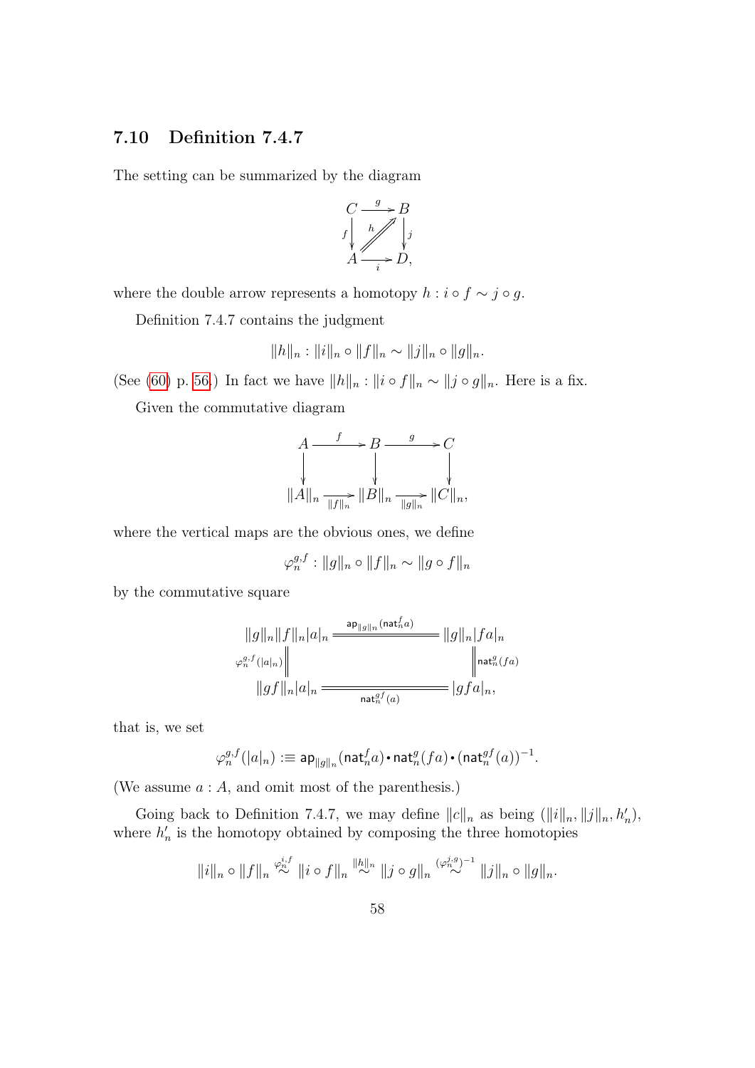## 7.10 Definition 7.4.7

The setting can be summarized by the diagram

$$\begin{array}{ccc} C & \xrightarrow{g} & B \\ {\scriptstyle f}\downarrow & \overset{h}{\nearrow\!\!\!\nearrow} & \downarrow{\scriptstyle j} \\ A & \xrightarrow[i]{} & D, \end{array}$$

where the double arrow represents a homotopy $h : i \circ f \sim j \circ g$.

Definition 7.4.7 contains the judgment

$$\|h\|_n : \|i\|_n \circ \|f\|_n \sim \|j\|_n \circ \|g\|_n.$$

(See (60) p. 56.) In fact we have $\|h\|_n : \|i \circ f\|_n \sim \|j \circ g\|_n$. Here is a fix.

Given the commutative diagram

$$\begin{array}{ccccc} A & \xrightarrow{f} & B & \xrightarrow{g} & C \\ \downarrow & & \downarrow & & \downarrow \\ \|A\|_n & \xrightarrow[\|f\|_n]{} & \|B\|_n & \xrightarrow[\|g\|_n]{} & \|C\|_n, \end{array}$$

where the vertical maps are the obvious ones, we define

$$\varphi_n^{g,f} : \|g\|_n \circ \|f\|_n \sim \|g \circ f\|_n$$

by the commutative square

$$\begin{array}{ccc} \|g\|_n \|f\|_n |a|_n & \overset{\mathsf{ap}_{\|g\|_n}(\mathsf{nat}_n^f a)}{=\!=\!=\!=\!=\!=} & \|g\|_n |fa|_n \\ {\scriptstyle \varphi_n^{g,f}(|a|_n)} \Big\| & & \Big\| {\scriptstyle \mathsf{nat}_n^g(fa)} \\ \|gf\|_n |a|_n & \underset{\mathsf{nat}_n^{gf}(a)}{=\!=\!=\!=\!=\!=} & |gfa|_n, \end{array}$$

that is, we set

$$\varphi_n^{g,f}(|a|_n) :\equiv \mathsf{ap}_{\|g\|_n}(\mathsf{nat}_n^f a) \cdot \mathsf{nat}_n^g(fa) \cdot (\mathsf{nat}_n^{gf}(a))^{-1}.$$

(We assume $a : A$, and omit most of the parenthesis.)

Going back to Definition 7.4.7, we may define $\|c\|_n$ as being $(\|i\|_n, \|j\|_n, h'_n)$, where $h'_n$ is the homotopy obtained by composing the three homotopies

$$\|i\|_n \circ \|f\|_n \overset{\varphi_n^{i,f}}{\sim} \|i \circ f\|_n \overset{\|h\|_n}{\sim} \|j \circ g\|_n \overset{(\varphi_n^{j,g})^{-1}}{\sim} \|j\|_n \circ \|g\|_n.$$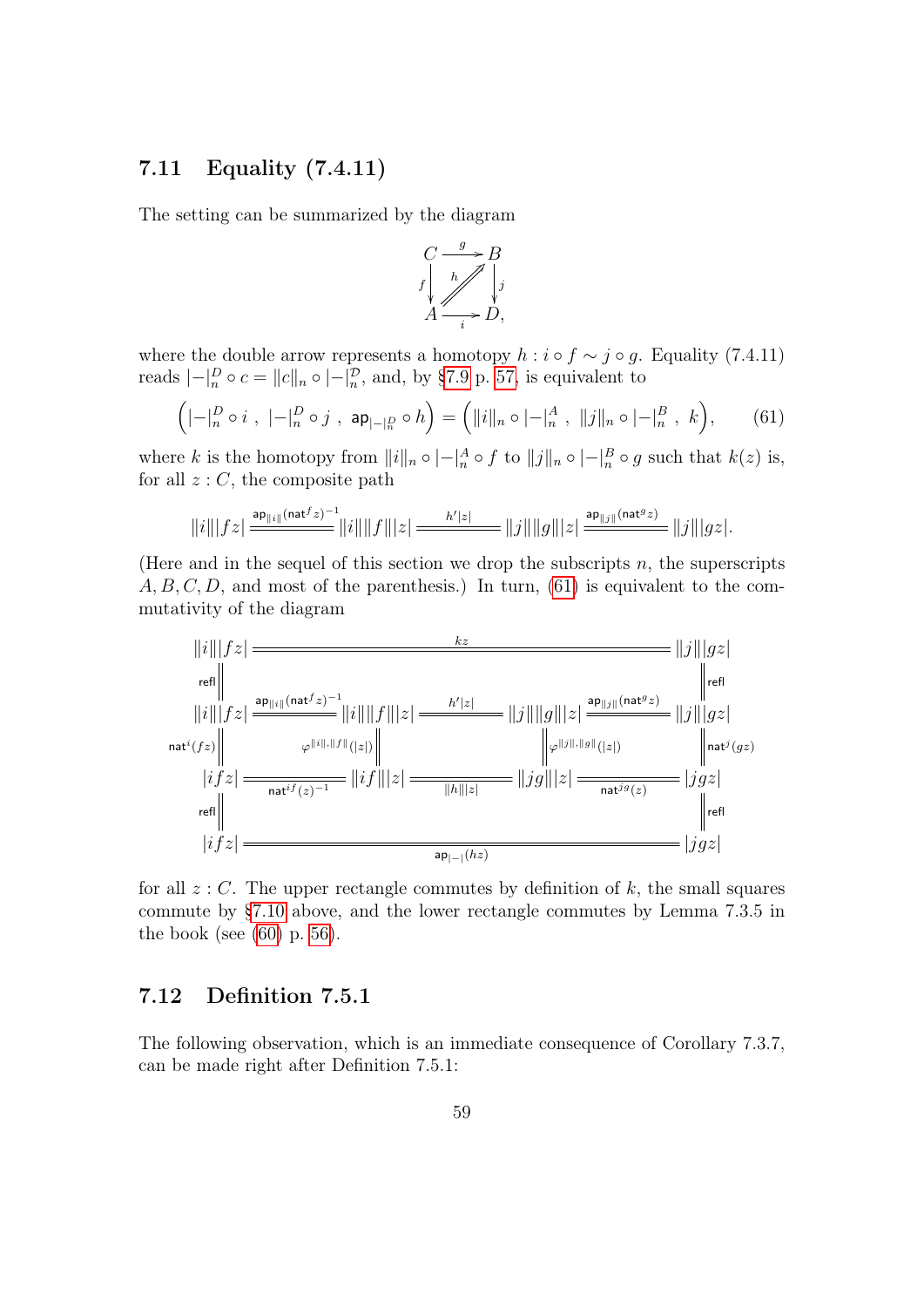## 7.11 Equality (7.4.11)

The setting can be summarized by the diagram

$$\begin{array}{ccc} C & \xrightarrow{g} & B \\ {\scriptstyle f}\downarrow & \overset{h}{\nearrow\!\!\!\!\nearrow} & \downarrow{\scriptstyle j} \\ A & \xrightarrow[i]{} & D, \end{array}$$

where the double arrow represents a homotopy $h : i \circ f \sim j \circ g$. Equality (7.4.11) reads $|-|_n^D \circ c = \|c\|_n \circ |-|_n^{\mathcal{D}}$, and, by §7.9 p. 57, is equivalent to

$$\Big(|-|_n^D \circ i \ , \ |-|_n^D \circ j \ , \ \mathsf{ap}_{|-|_n^D} \circ h\Big) = \Big(\|i\|_n \circ |-|_n^A \ , \ \|j\|_n \circ |-|_n^B \ , \ k\Big), \tag{61}$$

where $k$ is the homotopy from $\|i\|_n \circ |-|_n^A \circ f$ to $\|j\|_n \circ |-|_n^B \circ g$ such that $k(z)$ is, for all $z : C$, the composite path

$$\|i\||fz| \xrightarrow{\mathsf{ap}_{\|i\|}(\mathsf{nat}^f z)^{-1}} \|i\|\|f\||z| \xrightarrow{h'|z|} \|j\|\|g\||z| \xrightarrow{\mathsf{ap}_{\|j\|}(\mathsf{nat}^g z)} \|j\||gz|.$$

(Here and in the sequel of this section we drop the subscripts $n$, the superscripts $A, B, C, D$, and most of the parenthesis.) In turn, (61) is equivalent to the commutativity of the diagram

$$\begin{array}{ccccccc}
\|i\||fz| & & \xrightarrow{\quad kz \quad} & & & & \|j\||gz| \\
\| {\scriptstyle \mathsf{refl}} & & & & & & \| {\scriptstyle \mathsf{refl}} \\
\|i\||fz| & \xrightarrow{\mathsf{ap}_{\|i\|}(\mathsf{nat}^f z)^{-1}} & \|i\|\|f\||z| & \xrightarrow{h'|z|} & \|j\|\|g\||z| & \xrightarrow{\mathsf{ap}_{\|j\|}(\mathsf{nat}^g z)} & \|j\||gz| \\
\| {\scriptstyle \mathsf{nat}^i(fz)} & & \| {\scriptstyle \varphi^{\|i\|,\|f\|}(|z|)} & & \| {\scriptstyle \varphi^{\|j\|,\|g\|}(|z|)} & & \| {\scriptstyle \mathsf{nat}^j(gz)} \\
|ifz| & \xrightarrow[\mathsf{nat}^{if}(z)^{-1}]{} & \|if\||z| & \xrightarrow[\|h\||z|]{} & \|jg\||z| & \xrightarrow[\mathsf{nat}^{jg}(z)]{} & |jgz| \\
\| {\scriptstyle \mathsf{refl}} & & & & & & \| {\scriptstyle \mathsf{refl}} \\
|ifz| & & \xrightarrow[\mathsf{ap}_{|-|}(hz)]{} & & & & |jgz|
\end{array}$$

for all $z : C$. The upper rectangle commutes by definition of $k$, the small squares commute by §7.10 above, and the lower rectangle commutes by Lemma 7.3.5 in the book (see (60) p. 56).

## 7.12 Definition 7.5.1

The following observation, which is an immediate consequence of Corollary 7.3.7, can be made right after Definition 7.5.1: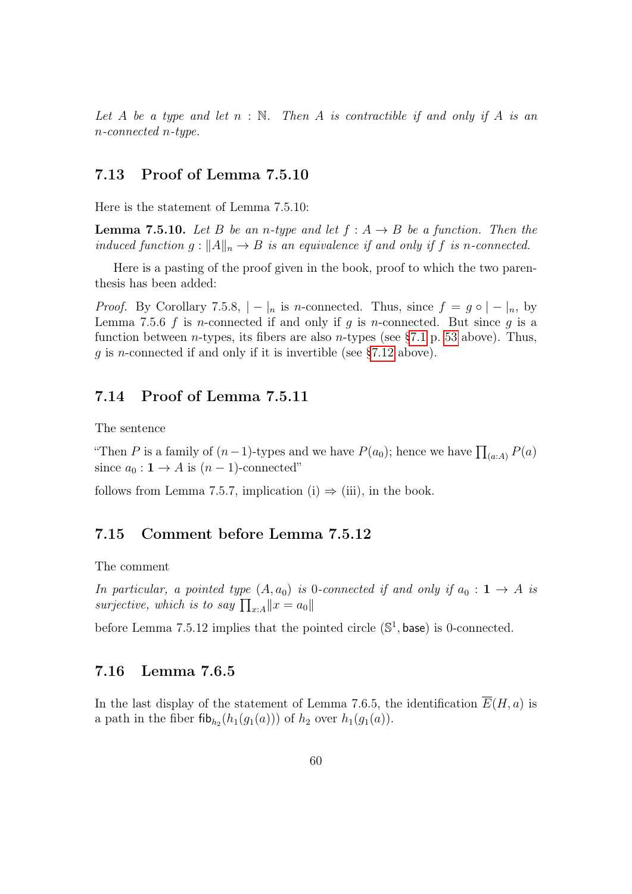*Let $A$ be a type and let $n : \mathbb{N}$. Then $A$ is contractible if and only if $A$ is an $n$-connected $n$-type.*

## 7.13 Proof of Lemma 7.5.10

Here is the statement of Lemma 7.5.10:

**Lemma 7.5.10.** *Let $B$ be an $n$-type and let $f : A \to B$ be a function. Then the induced function $g : \|A\|_n \to B$ is an equivalence if and only if $f$ is $n$-connected.*

Here is a pasting of the proof given in the book, proof to which the two parenthesis has been added:

*Proof.* By Corollary 7.5.8, $|-|_n$ is $n$-connected. Thus, since $f = g \circ |-|_n$, by Lemma 7.5.6 $f$ is $n$-connected if and only if $g$ is $n$-connected. But since $g$ is a function between $n$-types, its fibers are also $n$-types (see §7.1 p. 53 above). Thus, $g$ is $n$-connected if and only if it is invertible (see §7.12 above).

## 7.14 Proof of Lemma 7.5.11

The sentence

"Then $P$ is a family of $(n-1)$-types and we have $P(a_0)$; hence we have $\prod_{(a:A)} P(a)$ since $a_0 : \mathbf{1} \to A$ is $(n-1)$-connected"

follows from Lemma 7.5.7, implication (i) $\Rightarrow$ (iii), in the book.

## 7.15 Comment before Lemma 7.5.12

The comment

*In particular, a pointed type $(A, a_0)$ is 0-connected if and only if $a_0 : \mathbf{1} \to A$ is surjective, which is to say $\prod_{x:A} \|x = a_0\|$*

before Lemma 7.5.12 implies that the pointed circle $(\mathbb{S}^1, \mathsf{base})$ is 0-connected.

## 7.16 Lemma 7.6.5

In the last display of the statement of Lemma 7.6.5, the identification $\overline{E}(H, a)$ is a path in the fiber $\mathsf{fib}_{h_2}(h_1(g_1(a)))$ of $h_2$ over $h_1(g_1(a))$.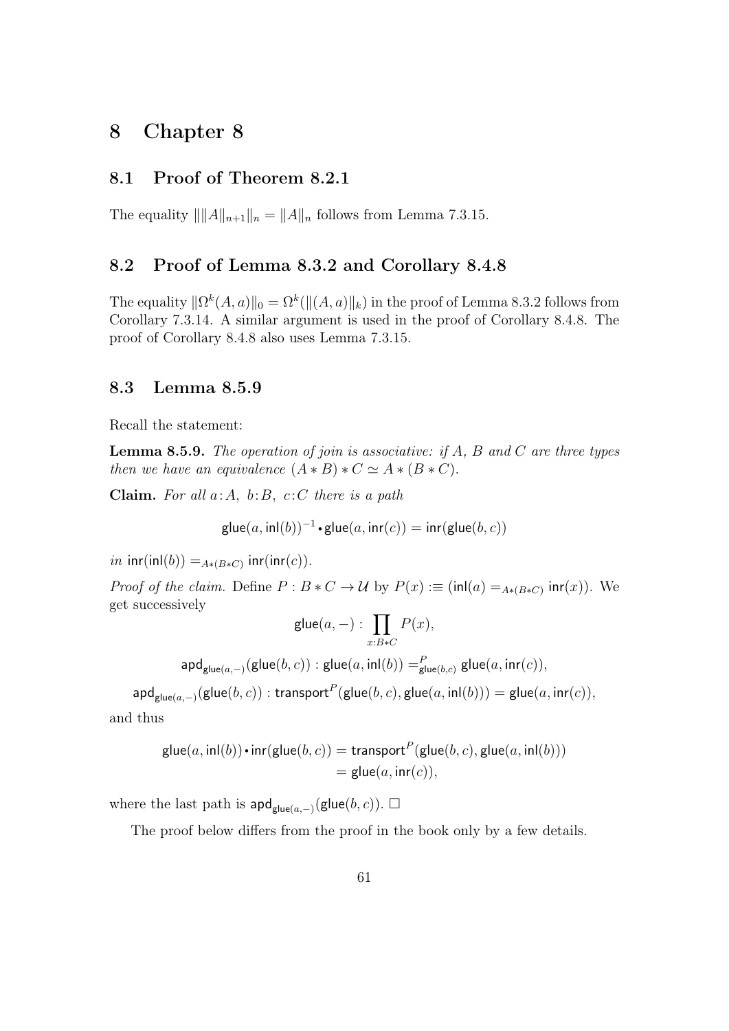# 8 Chapter 8

## 8.1 Proof of Theorem 8.2.1

The equality $\|\|A\|_{n+1}\|_n = \|A\|_n$ follows from Lemma 7.3.15.

## 8.2 Proof of Lemma 8.3.2 and Corollary 8.4.8

The equality $\|\Omega^k(A, a)\|_0 = \Omega^k(\|(A, a)\|_k)$ in the proof of Lemma 8.3.2 follows from Corollary 7.3.14. A similar argument is used in the proof of Corollary 8.4.8. The proof of Corollary 8.4.8 also uses Lemma 7.3.15.

## 8.3 Lemma 8.5.9

Recall the statement:

**Lemma 8.5.9.** *The operation of join is associative: if $A$, $B$ and $C$ are three types then we have an equivalence $(A * B) * C \simeq A * (B * C)$.*

**Claim.** *For all $a : A,\ b : B,\ c : C$ there is a path*

$$\mathsf{glue}(a, \mathsf{inl}(b))^{-1} \centerdot \mathsf{glue}(a, \mathsf{inr}(c)) = \mathsf{inr}(\mathsf{glue}(b, c))$$

*in $\mathsf{inr}(\mathsf{inl}(b)) =_{A*(B*C)} \mathsf{inr}(\mathsf{inr}(c))$.*

*Proof of the claim.* Define $P : B * C \to \mathcal{U}$ by $P(x) :\equiv (\mathsf{inl}(a) =_{A*(B*C)} \mathsf{inr}(x))$. We get successively

$$\mathsf{glue}(a, -) : \prod_{x : B*C} P(x),$$

$$\mathsf{apd}_{\mathsf{glue}(a,-)}(\mathsf{glue}(b, c)) : \mathsf{glue}(a, \mathsf{inl}(b)) =^P_{\mathsf{glue}(b,c)} \mathsf{glue}(a, \mathsf{inr}(c)),$$

$$\mathsf{apd}_{\mathsf{glue}(a,-)}(\mathsf{glue}(b, c)) : \mathsf{transport}^P(\mathsf{glue}(b, c), \mathsf{glue}(a, \mathsf{inl}(b))) = \mathsf{glue}(a, \mathsf{inr}(c)),$$

and thus

$$\begin{aligned}
\mathsf{glue}(a, \mathsf{inl}(b)) \centerdot \mathsf{inr}(\mathsf{glue}(b, c)) &= \mathsf{transport}^P(\mathsf{glue}(b, c), \mathsf{glue}(a, \mathsf{inl}(b))) \\
&= \mathsf{glue}(a, \mathsf{inr}(c)),
\end{aligned}$$

where the last path is $\mathsf{apd}_{\mathsf{glue}(a,-)}(\mathsf{glue}(b, c))$. $\square$

The proof below differs from the proof in the book only by a few details.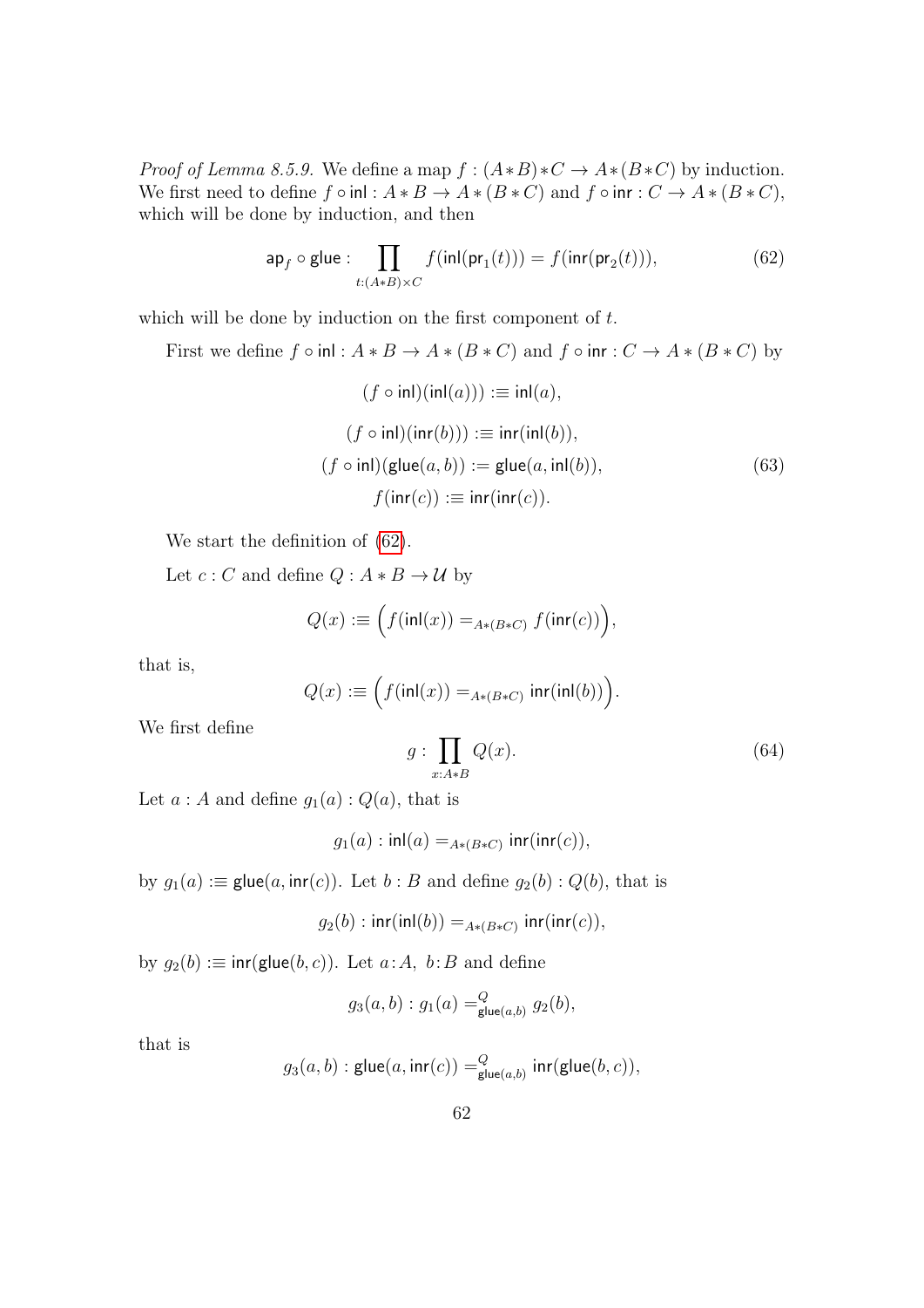*Proof of Lemma 8.5.9.* We define a map $f : (A*B)*C \to A*(B*C)$ by induction. We first need to define $f \circ \mathsf{inl} : A*B \to A*(B*C)$ and $f \circ \mathsf{inr} : C \to A*(B*C)$, which will be done by induction, and then

$$\mathsf{ap}_f \circ \mathsf{glue} : \prod_{t:(A*B)\times C} f(\mathsf{inl}(\mathsf{pr}_1(t))) = f(\mathsf{inr}(\mathsf{pr}_2(t))), \tag{62}$$

which will be done by induction on the first component of $t$.

First we define $f \circ \mathsf{inl} : A*B \to A*(B*C)$ and $f \circ \mathsf{inr} : C \to A*(B*C)$ by

$$\begin{aligned}
(f \circ \mathsf{inl})(\mathsf{inl}(a))) &:\equiv \mathsf{inl}(a), \\
(f \circ \mathsf{inl})(\mathsf{inr}(b))) &:\equiv \mathsf{inr}(\mathsf{inl}(b)), \\
(f \circ \mathsf{inl})(\mathsf{glue}(a,b)) &:= \mathsf{glue}(a, \mathsf{inl}(b)), \\
f(\mathsf{inr}(c)) &:\equiv \mathsf{inr}(\mathsf{inr}(c)).
\end{aligned} \tag{63}$$

We start the definition of (62).

Let $c : C$ and define $Q : A*B \to \mathcal{U}$ by

$$Q(x) :\equiv \Big(f(\mathsf{inl}(x)) =_{A*(B*C)} f(\mathsf{inr}(c))\Big),$$

that is,

$$Q(x) :\equiv \Big(f(\mathsf{inl}(x)) =_{A*(B*C)} \mathsf{inr}(\mathsf{inl}(b))\Big).$$

We first define

$$g : \prod_{x:A*B} Q(x). \tag{64}$$

Let $a : A$ and define $g_1(a) : Q(a)$, that is

$$g_1(a) : \mathsf{inl}(a) =_{A*(B*C)} \mathsf{inr}(\mathsf{inr}(c)),$$

by $g_1(a) :\equiv \mathsf{glue}(a, \mathsf{inr}(c))$. Let $b : B$ and define $g_2(b) : Q(b)$, that is

$$g_2(b) : \mathsf{inr}(\mathsf{inl}(b)) =_{A*(B*C)} \mathsf{inr}(\mathsf{inr}(c)),$$

by $g_2(b) :\equiv \mathsf{inr}(\mathsf{glue}(b,c))$. Let $a : A,\ b : B$ and define

$$g_3(a,b) : g_1(a) =^{Q}_{\mathsf{glue}(a,b)} g_2(b),$$

that is

$$g_3(a,b) : \mathsf{glue}(a, \mathsf{inr}(c)) =^{Q}_{\mathsf{glue}(a,b)} \mathsf{inr}(\mathsf{glue}(b,c)),$$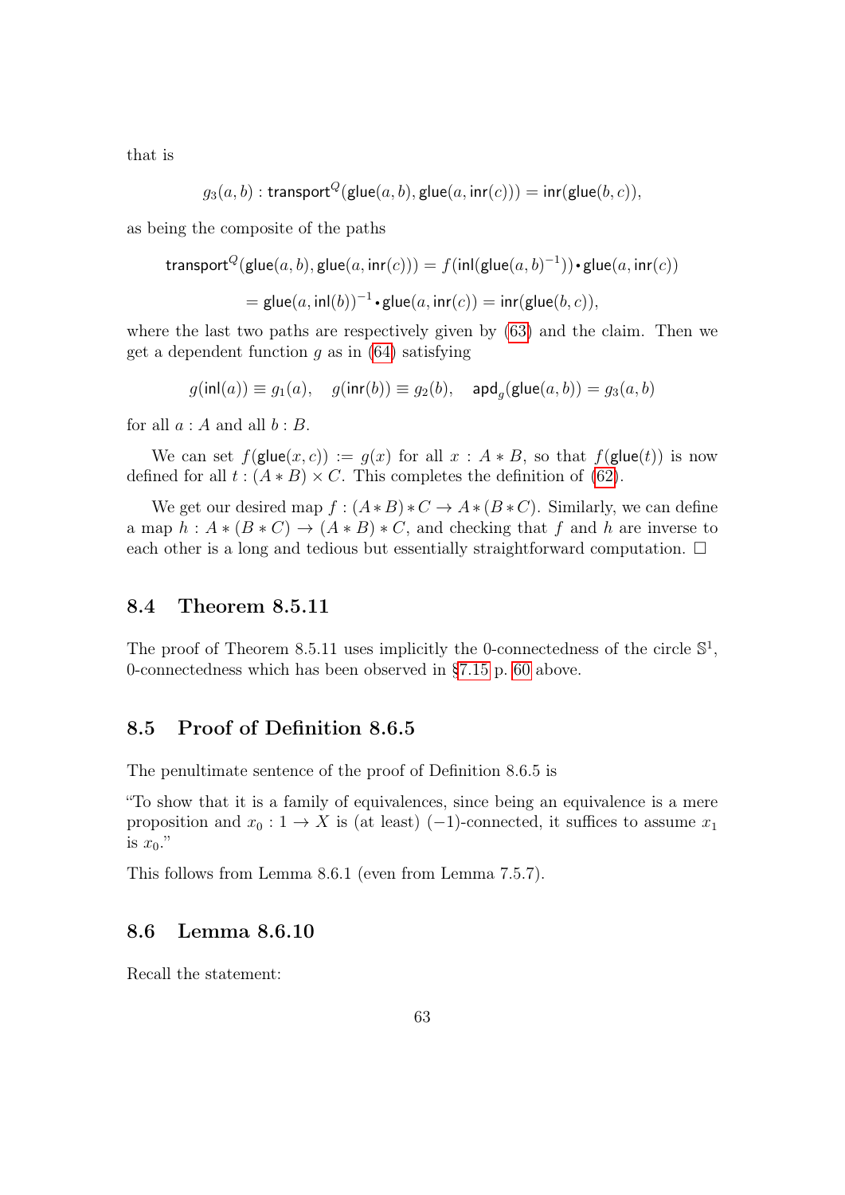that is

$$g_3(a,b) : \mathsf{transport}^Q(\mathsf{glue}(a,b), \mathsf{glue}(a, \mathsf{inr}(c))) = \mathsf{inr}(\mathsf{glue}(b,c)),$$

as being the composite of the paths

$$\mathsf{transport}^Q(\mathsf{glue}(a,b), \mathsf{glue}(a, \mathsf{inr}(c))) = f(\mathsf{inl}(\mathsf{glue}(a,b)^{-1})) \cdot \mathsf{glue}(a, \mathsf{inr}(c))$$

$$= \mathsf{glue}(a, \mathsf{inl}(b))^{-1} \cdot \mathsf{glue}(a, \mathsf{inr}(c)) = \mathsf{inr}(\mathsf{glue}(b,c)),$$

where the last two paths are respectively given by (63) and the claim. Then we get a dependent function $g$ as in (64) satisfying

$$g(\mathsf{inl}(a)) \equiv g_1(a), \quad g(\mathsf{inr}(b)) \equiv g_2(b), \quad \mathsf{apd}_g(\mathsf{glue}(a,b)) = g_3(a,b)$$

for all $a : A$ and all $b : B$.

We can set $f(\mathsf{glue}(x,c)) := g(x)$ for all $x : A * B$, so that $f(\mathsf{glue}(t))$ is now defined for all $t : (A * B) \times C$. This completes the definition of (62).

We get our desired map $f : (A * B) * C \to A * (B * C)$. Similarly, we can define a map $h : A * (B * C) \to (A * B) * C$, and checking that $f$ and $h$ are inverse to each other is a long and tedious but essentially straightforward computation. $\square$

## 8.4 Theorem 8.5.11

The proof of Theorem 8.5.11 uses implicitly the 0-connectedness of the circle $\mathbb{S}^1$, 0-connectedness which has been observed in §7.15 p. 60 above.

## 8.5 Proof of Definition 8.6.5

The penultimate sentence of the proof of Definition 8.6.5 is

"To show that it is a family of equivalences, since being an equivalence is a mere proposition and $x_0 : 1 \to X$ is (at least) $(-1)$-connected, it suffices to assume $x_1$ is $x_0$."

This follows from Lemma 8.6.1 (even from Lemma 7.5.7).

## 8.6 Lemma 8.6.10

Recall the statement: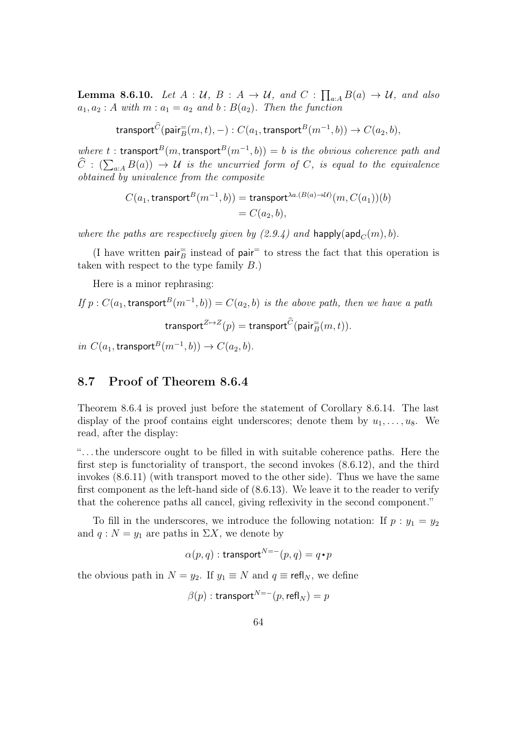**Lemma 8.6.10.** *Let $A : \mathcal{U}$, $B : A \to \mathcal{U}$, and $C : \prod_{a:A} B(a) \to \mathcal{U}$, and also $a_1, a_2 : A$ with $m : a_1 = a_2$ and $b : B(a_2)$. Then the function*

$$\mathsf{transport}^{\widehat{C}}(\mathsf{pair}^{=}_{B}(m,t),-) : C(a_1, \mathsf{transport}^{B}(m^{-1}, b)) \to C(a_2, b),$$

*where $t : \mathsf{transport}^{B}(m, \mathsf{transport}^{B}(m^{-1}, b)) = b$ is the obvious coherence path and $\widehat{C} : (\sum_{a:A} B(a)) \to \mathcal{U}$ is the uncurried form of $C$, is equal to the equivalence obtained by univalence from the composite*

$$\begin{aligned} C(a_1, \mathsf{transport}^{B}(m^{-1}, b)) &= \mathsf{transport}^{\lambda a.(B(a)\to\mathcal{U})}(m, C(a_1))(b) \\ &= C(a_2, b), \end{aligned}$$

*where the paths are respectively given by (2.9.4) and $\mathsf{happly}(\mathsf{apd}_C(m), b)$.*

(I have written $\mathsf{pair}^{=}_{B}$ instead of $\mathsf{pair}^{=}$ to stress the fact that this operation is taken with respect to the type family $B$.)

Here is a minor rephrasing:

*If $p : C(a_1, \mathsf{transport}^{B}(m^{-1}, b)) = C(a_2, b)$ is the above path, then we have a path*

$$\mathsf{transport}^{Z \mapsto Z}(p) = \mathsf{transport}^{\widehat{C}}(\mathsf{pair}^{=}_{B}(m,t)).$$

*in $C(a_1, \mathsf{transport}^{B}(m^{-1}, b)) \to C(a_2, b)$.*

## 8.7 Proof of Theorem 8.6.4

Theorem 8.6.4 is proved just before the statement of Corollary 8.6.14. The last display of the proof contains eight underscores; denote them by $u_1, \dots, u_8$. We read, after the display:

"...the underscore ought to be filled in with suitable coherence paths. Here the first step is functoriality of transport, the second invokes (8.6.12), and the third invokes (8.6.11) (with transport moved to the other side). Thus we have the same first component as the left-hand side of (8.6.13). We leave it to the reader to verify that the coherence paths all cancel, giving reflexivity in the second component."

To fill in the underscores, we introduce the following notation: If $p : y_1 = y_2$ and $q : N = y_1$ are paths in $\Sigma X$, we denote by

$$\alpha(p, q) : \mathsf{transport}^{N=-}(p, q) = q \cdot p$$

the obvious path in $N = y_2$. If $y_1 \equiv N$ and $q \equiv \mathsf{refl}_N$, we define

$$\beta(p) : \mathsf{transport}^{N=-}(p, \mathsf{refl}_N) = p$$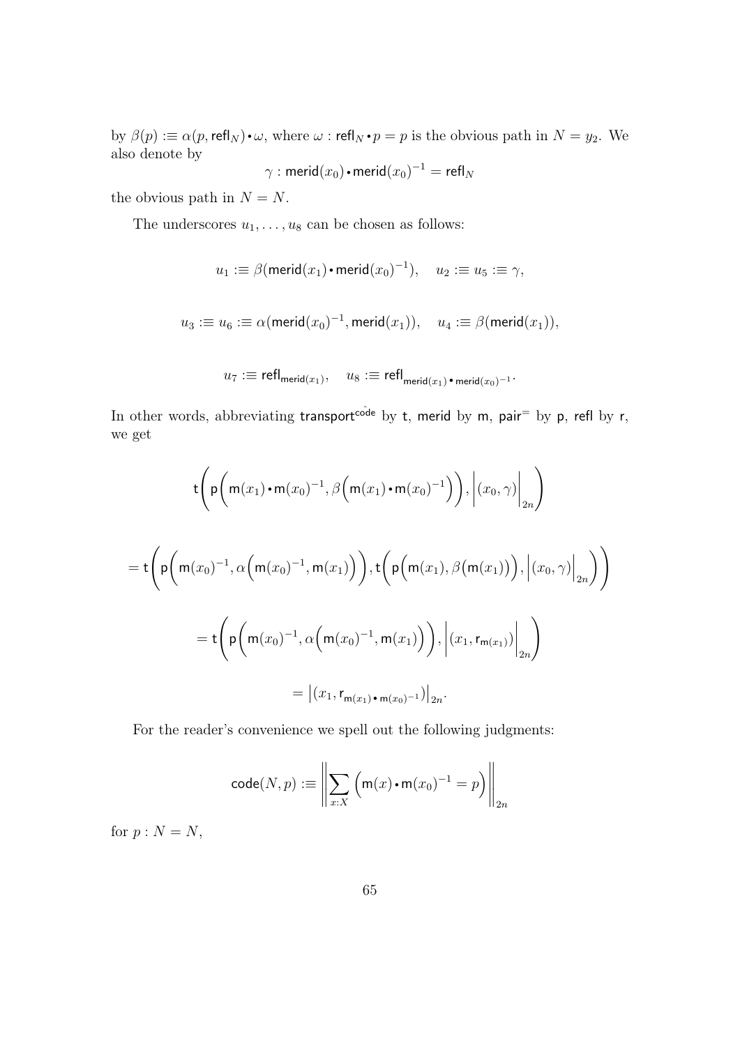by $\beta(p) :\equiv \alpha(p, \mathsf{refl}_N) \cdot \omega$, where $\omega : \mathsf{refl}_N \cdot p = p$ is the obvious path in $N = y_2$. We also denote by

$$\gamma : \mathsf{merid}(x_0) \cdot \mathsf{merid}(x_0)^{-1} = \mathsf{refl}_N$$

the obvious path in $N = N$.

The underscores $u_1, \ldots, u_8$ can be chosen as follows:

$$u_1 :\equiv \beta(\mathsf{merid}(x_1) \cdot \mathsf{merid}(x_0)^{-1}), \quad u_2 :\equiv u_5 :\equiv \gamma,$$

$$u_3 :\equiv u_6 :\equiv \alpha(\mathsf{merid}(x_0)^{-1}, \mathsf{merid}(x_1)), \quad u_4 :\equiv \beta(\mathsf{merid}(x_1)),$$

$$u_7 :\equiv \mathsf{refl}_{\mathsf{merid}(x_1)}, \quad u_8 :\equiv \mathsf{refl}_{\mathsf{merid}(x_1) \cdot \mathsf{merid}(x_0)^{-1}}.$$

In other words, abbreviating $\mathsf{transport}^{\hat{\mathsf{code}}}$ by $\mathsf{t}$, $\mathsf{merid}$ by $\mathsf{m}$, $\mathsf{pair}^{=}$ by $\mathsf{p}$, $\mathsf{refl}$ by $\mathsf{r}$, we get

$$\mathsf{t}\bigg(\mathsf{p}\Big(\mathsf{m}(x_1) \cdot \mathsf{m}(x_0)^{-1}, \beta\Big(\mathsf{m}(x_1) \cdot \mathsf{m}(x_0)^{-1}\Big)\Big), \Big|(x_0, \gamma)\Big|_{2n}\bigg)$$

$$= \mathsf{t}\bigg(\mathsf{p}\Big(\mathsf{m}(x_0)^{-1}, \alpha\Big(\mathsf{m}(x_0)^{-1}, \mathsf{m}(x_1)\Big)\Big), \mathsf{t}\Big(\mathsf{p}\Big(\mathsf{m}(x_1), \beta\big(\mathsf{m}(x_1)\big)\Big), \Big|(x_0, \gamma)\Big|_{2n}\Big)\bigg)$$

$$= \mathsf{t}\bigg(\mathsf{p}\Big(\mathsf{m}(x_0)^{-1}, \alpha\Big(\mathsf{m}(x_0)^{-1}, \mathsf{m}(x_1)\Big)\Big), \Big|(x_1, \mathsf{r}_{\mathsf{m}(x_1)})\Big|_{2n}\bigg)$$

$$= \big|(x_1, \mathsf{r}_{\mathsf{m}(x_1) \cdot \mathsf{m}(x_0)^{-1}})\big|_{2n}.$$

For the reader's convenience we spell out the following judgments:

$$\mathsf{code}(N, p) :\equiv \left\| \sum_{x:X} \Big(\mathsf{m}(x) \cdot \mathsf{m}(x_0)^{-1} = p\Big) \right\|_{2n}$$

for $p : N = N$,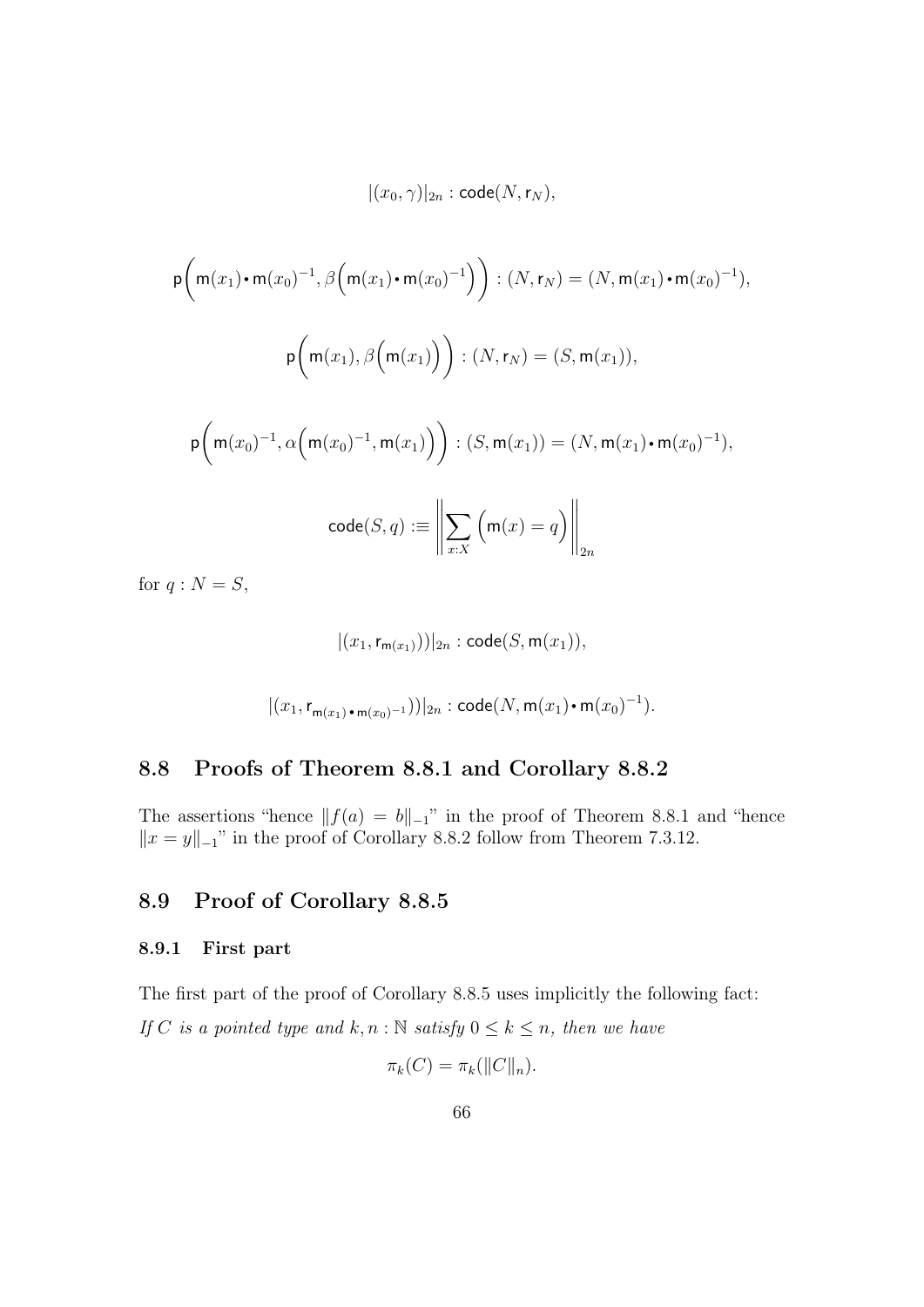$$|(x_0, \gamma)|_{2n} : \mathsf{code}(N, \mathsf{r}_N),$$

$$\mathsf{p}\Big(\mathsf{m}(x_1) \bullet \mathsf{m}(x_0)^{-1}, \beta\Big(\mathsf{m}(x_1) \bullet \mathsf{m}(x_0)^{-1}\Big)\Big) : (N, \mathsf{r}_N) = (N, \mathsf{m}(x_1) \bullet \mathsf{m}(x_0)^{-1}),$$

$$\mathsf{p}\Big(\mathsf{m}(x_1), \beta\Big(\mathsf{m}(x_1)\Big)\Big) : (N, \mathsf{r}_N) = (S, \mathsf{m}(x_1)),$$

$$\mathsf{p}\Big(\mathsf{m}(x_0)^{-1}, \alpha\Big(\mathsf{m}(x_0)^{-1}, \mathsf{m}(x_1)\Big)\Big) : (S, \mathsf{m}(x_1)) = (N, \mathsf{m}(x_1) \bullet \mathsf{m}(x_0)^{-1}),$$

$$\mathsf{code}(S, q) :\equiv \left\| \sum_{x:X} \Big(\mathsf{m}(x) = q\Big) \right\|_{2n}$$

for $q : N = S$,

$$|(x_1, \mathsf{r}_{\mathsf{m}(x_1)}))|_{2n} : \mathsf{code}(S, \mathsf{m}(x_1)),$$

$$|(x_1, \mathsf{r}_{\mathsf{m}(x_1) \bullet \mathsf{m}(x_0)^{-1}}))|_{2n} : \mathsf{code}(N, \mathsf{m}(x_1) \bullet \mathsf{m}(x_0)^{-1}).$$

## 8.8 Proofs of Theorem 8.8.1 and Corollary 8.8.2

The assertions "hence $\|f(a) = b\|_{-1}$" in the proof of Theorem 8.8.1 and "hence $\|x = y\|_{-1}$" in the proof of Corollary 8.8.2 follow from Theorem 7.3.12.

## 8.9 Proof of Corollary 8.8.5

### 8.9.1 First part

The first part of the proof of Corollary 8.8.5 uses implicitly the following fact:

*If $C$ is a pointed type and $k, n : \mathbb{N}$ satisfy $0 \leq k \leq n$, then we have*

$$\pi_k(C) = \pi_k(\|C\|_n).$$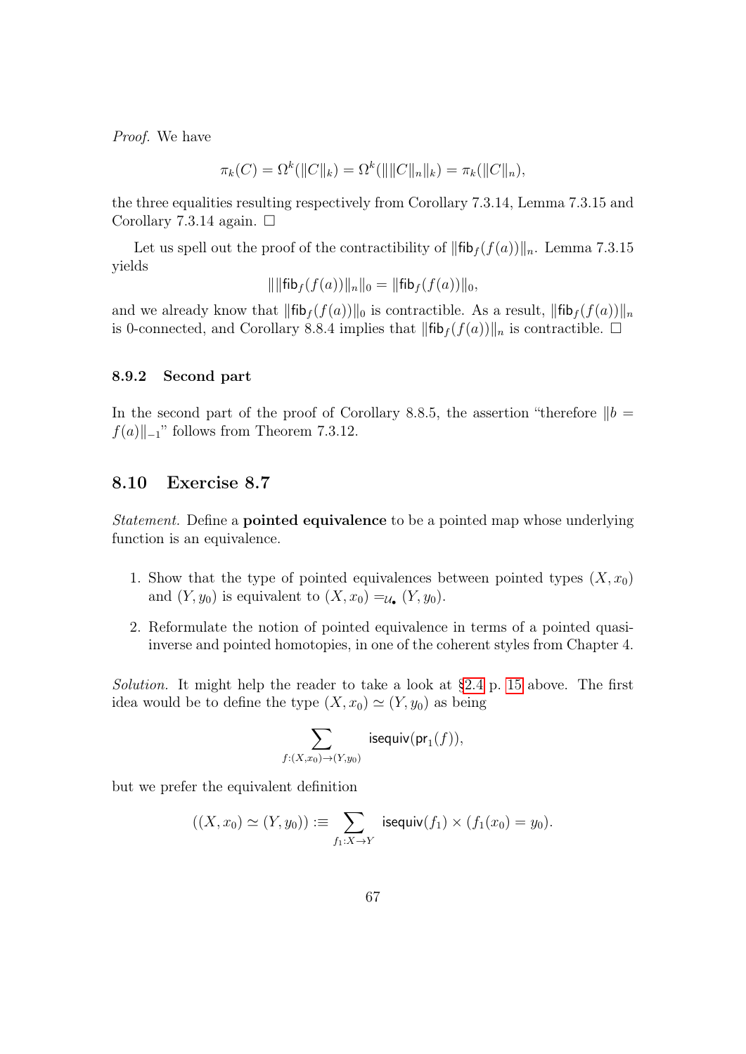*Proof.* We have

$$\pi_k(C) = \Omega^k(\|C\|_k) = \Omega^k(\|\|C\|_n\|_k) = \pi_k(\|C\|_n),$$

the three equalities resulting respectively from Corollary 7.3.14, Lemma 7.3.15 and Corollary 7.3.14 again. □

Let us spell out the proof of the contractibility of $\|\mathsf{fib}_f(f(a))\|_n$. Lemma 7.3.15 yields

$$\|\|\mathsf{fib}_f(f(a))\|_n\|_0 = \|\mathsf{fib}_f(f(a))\|_0,$$

and we already know that $\|\mathsf{fib}_f(f(a))\|_0$ is contractible. As a result, $\|\mathsf{fib}_f(f(a))\|_n$ is 0-connected, and Corollary 8.8.4 implies that $\|\mathsf{fib}_f(f(a))\|_n$ is contractible. □

### 8.9.2 Second part

In the second part of the proof of Corollary 8.8.5, the assertion "therefore $\|b = f(a)\|_{-1}$" follows from Theorem 7.3.12.

## 8.10 Exercise 8.7

*Statement.* Define a **pointed equivalence** to be a pointed map whose underlying function is an equivalence.

1. Show that the type of pointed equivalences between pointed types $(X, x_0)$ and $(Y, y_0)$ is equivalent to $(X, x_0) =_{\mathcal{U}_\bullet} (Y, y_0)$.
2. Reformulate the notion of pointed equivalence in terms of a pointed quasi-inverse and pointed homotopies, in one of the coherent styles from Chapter 4.

*Solution.* It might help the reader to take a look at §2.4 p. 15 above. The first idea would be to define the type $(X, x_0) \simeq (Y, y_0)$ as being

$$\sum_{f:(X,x_0)\to(Y,y_0)} \mathsf{isequiv}(\mathsf{pr}_1(f)),$$

but we prefer the equivalent definition

$$((X, x_0) \simeq (Y, y_0)) :\equiv \sum_{f_1:X\to Y} \mathsf{isequiv}(f_1) \times (f_1(x_0) = y_0).$$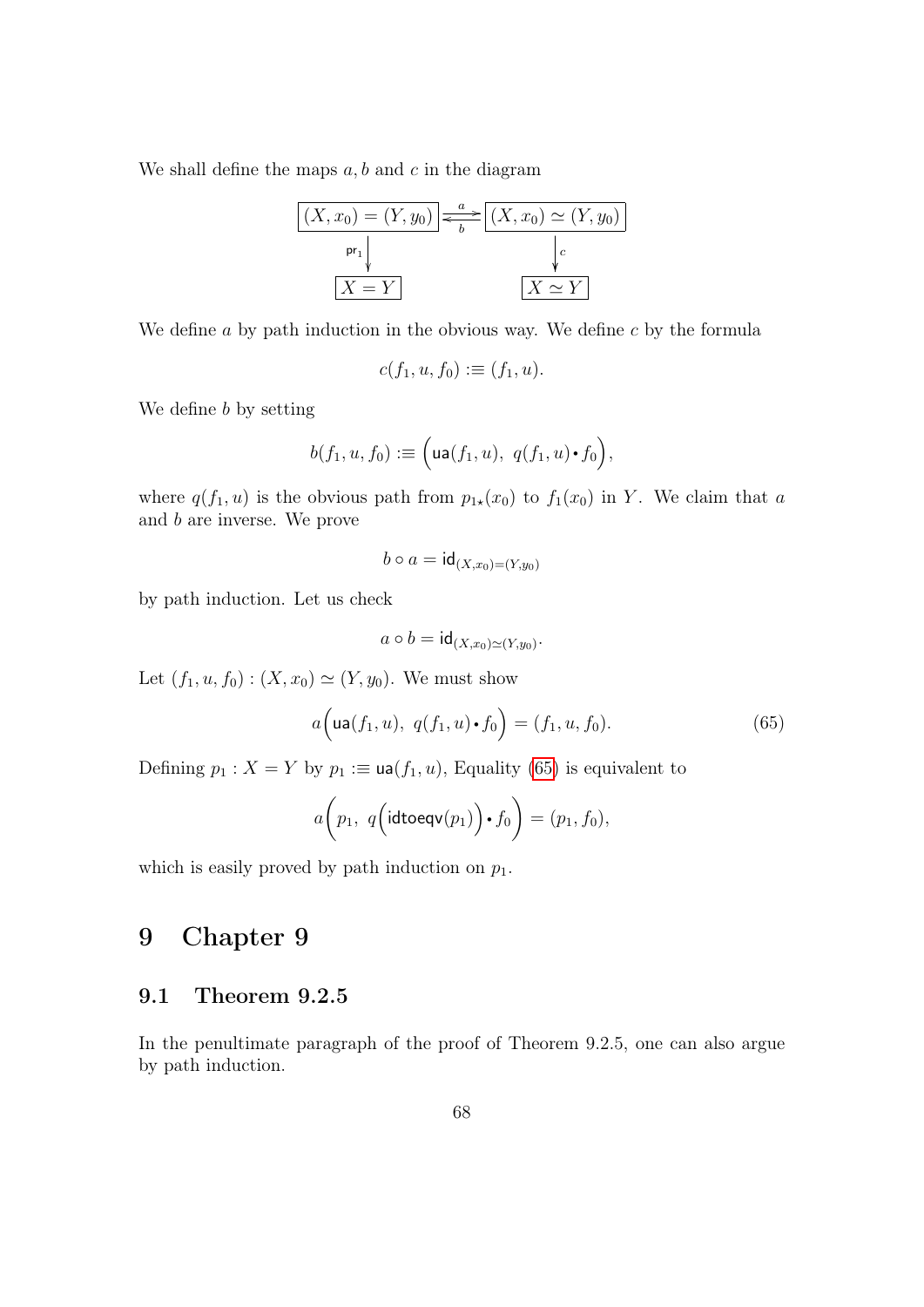We shall define the maps $a, b$ and $c$ in the diagram

$$\begin{array}{ccc}
\boxed{(X,x_0)=(Y,y_0)} & \underset{b}{\overset{a}{\rightleftarrows}} & \boxed{(X,x_0)\simeq(Y,y_0)} \\
\Big\downarrow{\scriptstyle \mathsf{pr}_1} & & \Big\downarrow{\scriptstyle c} \\
\boxed{X=Y} & & \boxed{X\simeq Y}
\end{array}$$

We define $a$ by path induction in the obvious way. We define $c$ by the formula

$$c(f_1, u, f_0) :\equiv (f_1, u).$$

We define $b$ by setting

$$b(f_1, u, f_0) :\equiv \Big(\mathsf{ua}(f_1, u),\ q(f_1, u) \cdot f_0\Big),$$

where $q(f_1, u)$ is the obvious path from $p_{1\star}(x_0)$ to $f_1(x_0)$ in $Y$. We claim that $a$ and $b$ are inverse. We prove

$$b \circ a = \mathsf{id}_{(X,x_0)=(Y,y_0)}$$

by path induction. Let us check

$$a \circ b = \mathsf{id}_{(X,x_0)\simeq(Y,y_0)}.$$

Let $(f_1, u, f_0) : (X, x_0) \simeq (Y, y_0)$. We must show

$$a\Big(\mathsf{ua}(f_1, u),\ q(f_1, u) \cdot f_0\Big) = (f_1, u, f_0). \tag{65}$$

Defining $p_1 : X = Y$ by $p_1 :\equiv \mathsf{ua}(f_1, u)$, Equality (65) is equivalent to

$$a\bigg(p_1,\ q\Big(\mathsf{idtoeqv}(p_1)\Big) \cdot f_0\bigg) = (p_1, f_0),$$

which is easily proved by path induction on $p_1$.

# 9 Chapter 9

## 9.1 Theorem 9.2.5

In the penultimate paragraph of the proof of Theorem 9.2.5, one can also argue by path induction.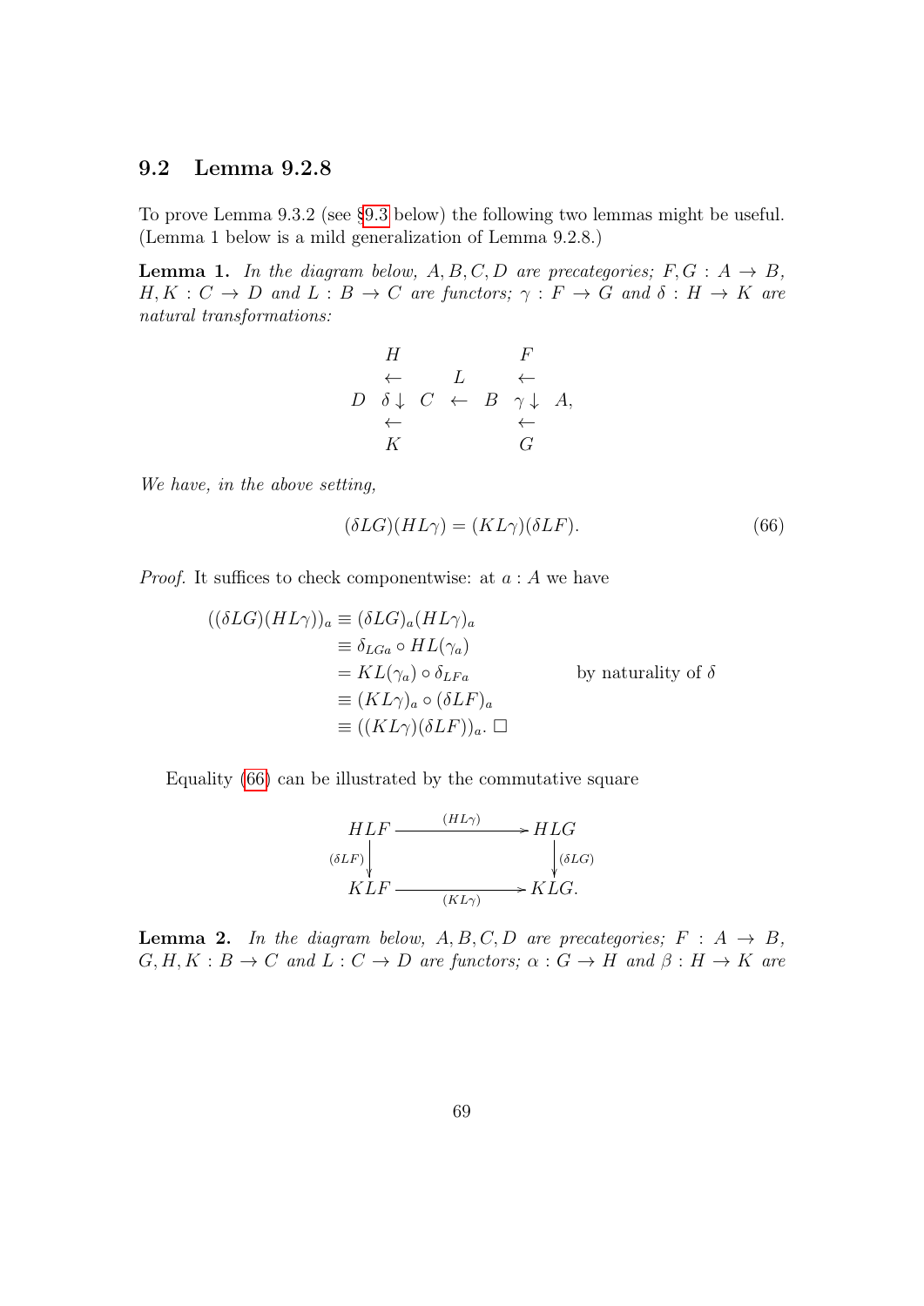## 9.2 Lemma 9.2.8

To prove Lemma 9.3.2 (see §9.3 below) the following two lemmas might be useful. (Lemma 1 below is a mild generalization of Lemma 9.2.8.)

**Lemma 1.** *In the diagram below, $A, B, C, D$ are precategories; $F, G : A \to B$, $H, K : C \to D$ and $L : B \to C$ are functors; $\gamma : F \to G$ and $\delta : H \to K$ are natural transformations:*

$$D \ \underset{K}{\overset{H}{\underset{\leftarrow}{\overset{\leftarrow}{\delta\downarrow}}}} \ C \ \overset{L}{\leftarrow} \ B \ \underset{G}{\overset{F}{\underset{\leftarrow}{\overset{\leftarrow}{\gamma\downarrow}}}} \ A,$$

*We have, in the above setting,*

$$(\delta LG)(HL\gamma) = (KL\gamma)(\delta LF). \tag{66}$$

*Proof.* It suffices to check componentwise: at $a : A$ we have

$$\begin{aligned}
((\delta LG)(HL\gamma))_a &\equiv (\delta LG)_a (HL\gamma)_a \\
&\equiv \delta_{LGa} \circ HL(\gamma_a) \\
&= KL(\gamma_a) \circ \delta_{LFa} && \text{by naturality of } \delta \\
&\equiv (KL\gamma)_a \circ (\delta LF)_a \\
&\equiv ((KL\gamma)(\delta LF))_a. \ \square
\end{aligned}$$

Equality (66) can be illustrated by the commutative square

$$\begin{array}{ccc}
HLF & \xrightarrow{(HL\gamma)} & HLG \\
{\scriptstyle (\delta LF)}\downarrow & & \downarrow{\scriptstyle (\delta LG)} \\
KLF & \xrightarrow[(KL\gamma)]{} & KLG.
\end{array}$$

**Lemma 2.** *In the diagram below, $A, B, C, D$ are precategories; $F : A \to B$, $G, H, K : B \to C$ and $L : C \to D$ are functors; $\alpha : G \to H$ and $\beta : H \to K$ are*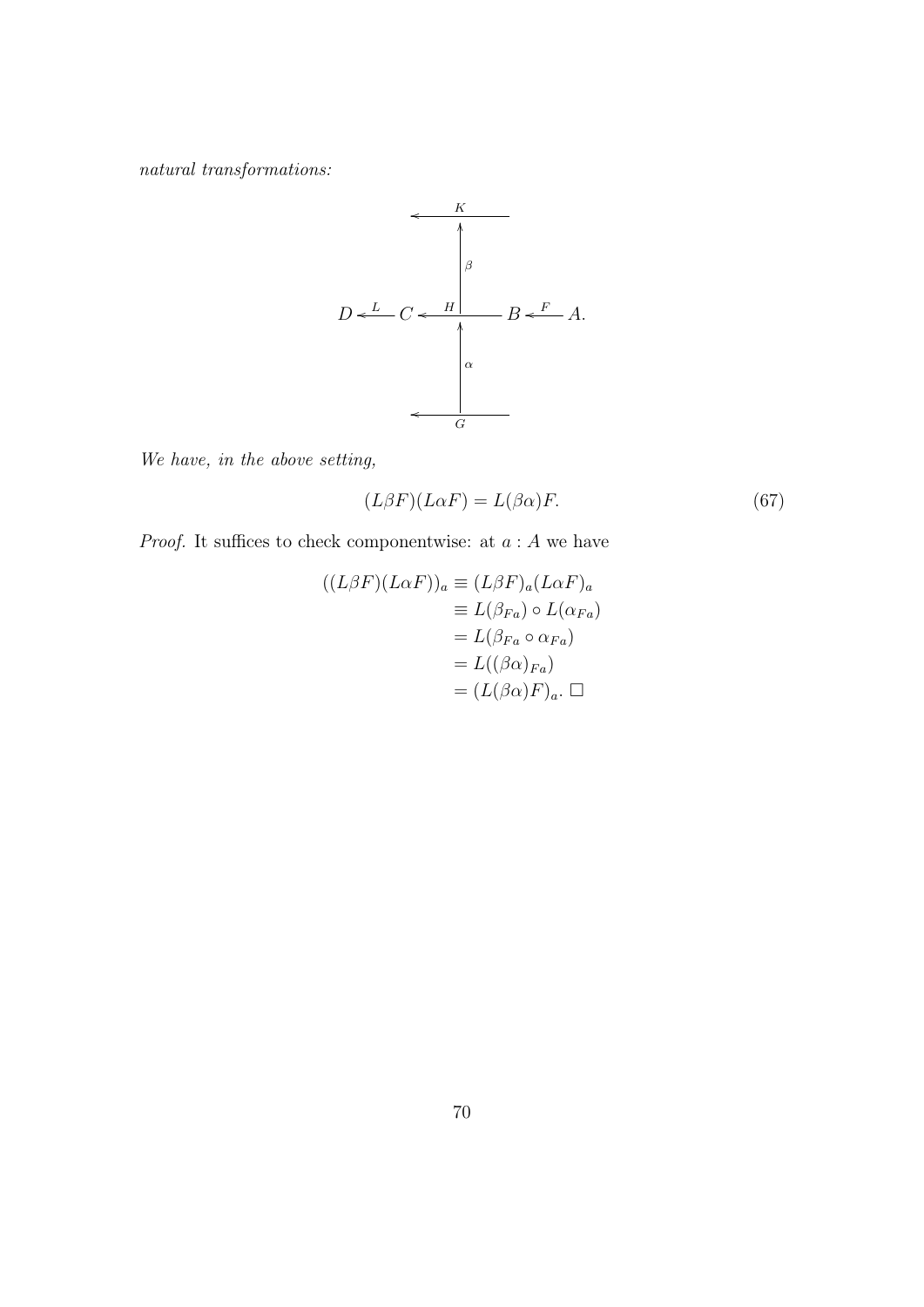*natural transformations:*

$$\begin{array}{ccccccc} & & & \xleftarrow{K} & & & \\ & & & \uparrow \beta & & & \\ D & \xleftarrow{L} & C & \xleftarrow{H} & B & \xleftarrow{F} & A. \\ & & & \uparrow \alpha & & & \\ & & & \xleftarrow[G]{} & & & \end{array}$$

*We have, in the above setting,*

$$(L\beta F)(L\alpha F) = L(\beta\alpha)F. \tag{67}$$

*Proof.* It suffices to check componentwise: at $a : A$ we have

$$\begin{aligned}
((L\beta F)(L\alpha F))_a &\equiv (L\beta F)_a(L\alpha F)_a \\
&\equiv L(\beta_{Fa}) \circ L(\alpha_{Fa}) \\
&= L(\beta_{Fa} \circ \alpha_{Fa}) \\
&= L((\beta\alpha)_{Fa}) \\
&= (L(\beta\alpha)F)_a. \ \square
\end{aligned}$$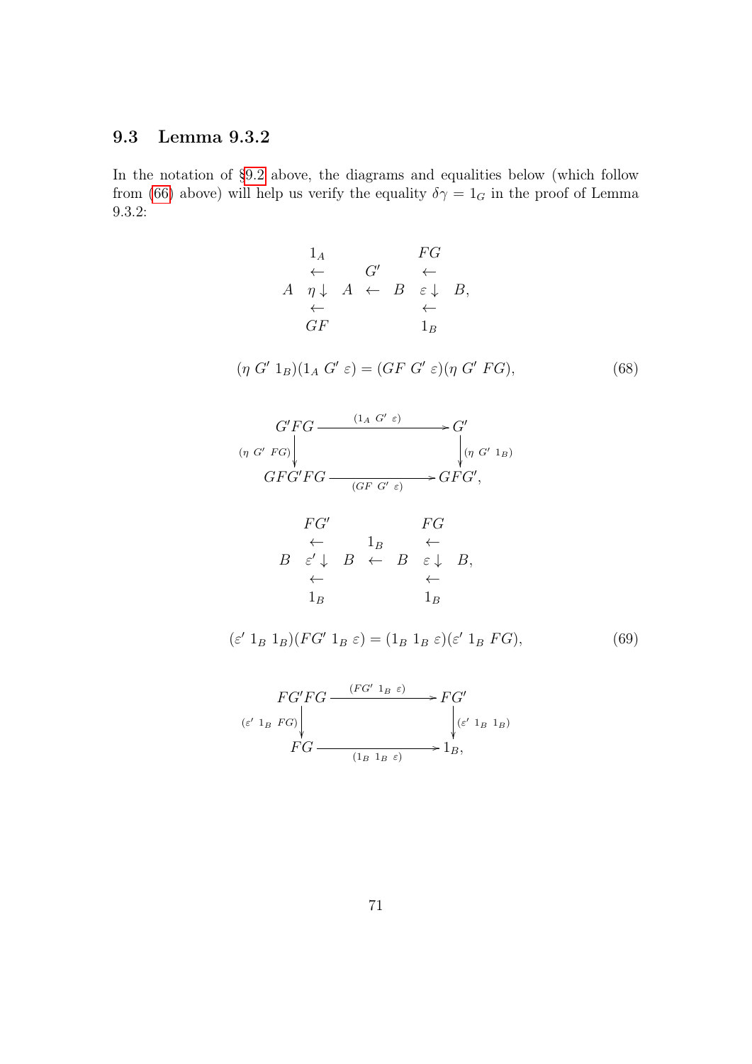## 9.3 Lemma 9.3.2

In the notation of §9.2 above, the diagrams and equalities below (which follow from (66) above) will help us verify the equality $\delta\gamma = 1_G$ in the proof of Lemma 9.3.2:

$$
\begin{array}{ccccccc}
 & 1_A & & & & FG & \\
 & \leftarrow & & G' & & \leftarrow & \\
A & \eta\downarrow & A & \leftarrow & B & \varepsilon\downarrow & B, \\
 & \leftarrow & & & & \leftarrow & \\
 & GF & & & & 1_B &
\end{array}
$$

$$
(\eta\ G'\ 1_B)(1_A\ G'\ \varepsilon) = (GF\ G'\ \varepsilon)(\eta\ G'\ FG), \tag{68}
$$

$$
\begin{array}{ccc}
G'FG & \xrightarrow{(1_A\ G'\ \varepsilon)} & G' \\
{\scriptstyle (\eta\ G'\ FG)}\downarrow & & \downarrow{\scriptstyle (\eta\ G'\ 1_B)} \\
GFG'FG & \xrightarrow[(GF\ G'\ \varepsilon)]{} & GFG',
\end{array}
$$

$$
\begin{array}{ccccccc}
 & FG' & & & & FG & \\
 & \leftarrow & & 1_B & & \leftarrow & \\
B & \varepsilon'\downarrow & B & \leftarrow & B & \varepsilon\downarrow & B, \\
 & \leftarrow & & & & \leftarrow & \\
 & 1_B & & & & 1_B &
\end{array}
$$

$$
(\varepsilon'\ 1_B\ 1_B)(FG'\ 1_B\ \varepsilon) = (1_B\ 1_B\ \varepsilon)(\varepsilon'\ 1_B\ FG), \tag{69}
$$

$$
\begin{array}{ccc}
FG'FG & \xrightarrow{(FG'\ 1_B\ \varepsilon)} & FG' \\
{\scriptstyle (\varepsilon'\ 1_B\ FG)}\downarrow & & \downarrow{\scriptstyle (\varepsilon'\ 1_B\ 1_B)} \\
FG & \xrightarrow[(1_B\ 1_B\ \varepsilon)]{} & 1_B,
\end{array}
$$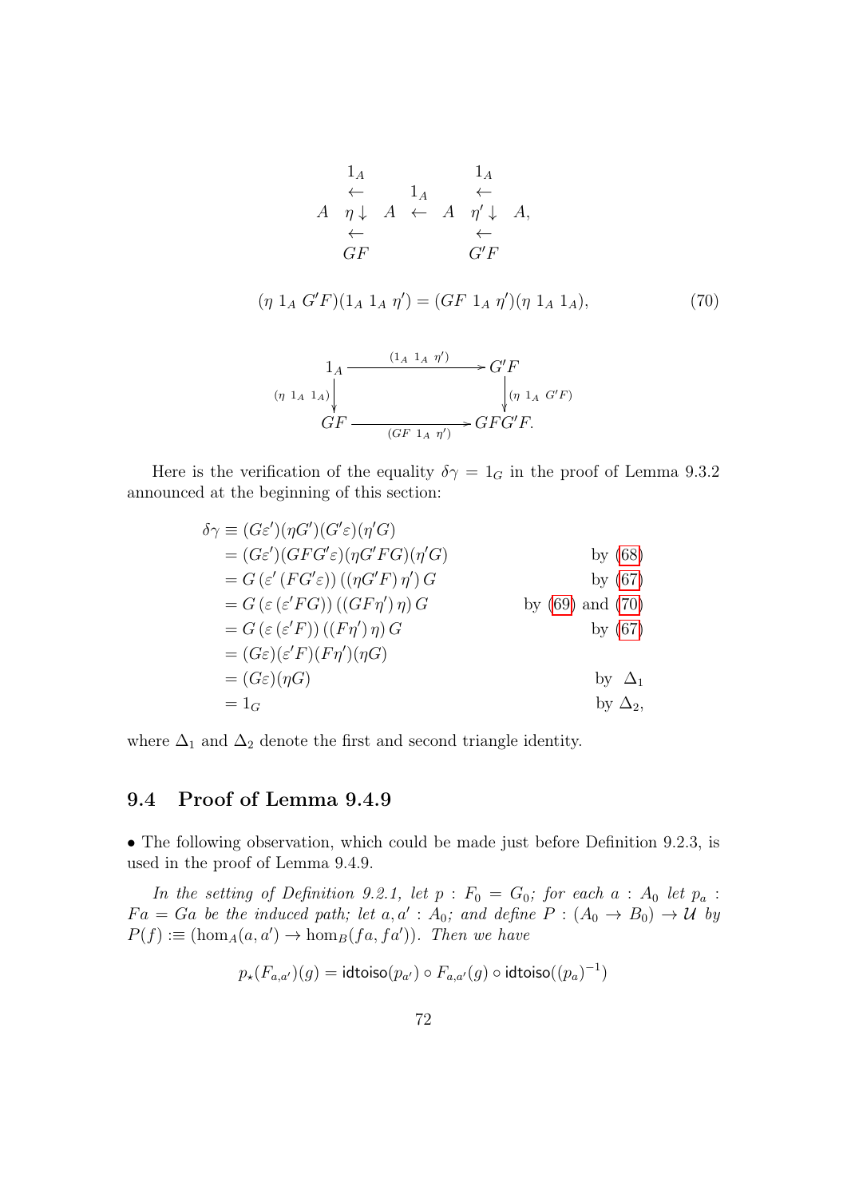$$
\begin{array}{ccccccc}
 & 1_A & & & & 1_A & \\
 & \leftarrow & & 1_A & & \leftarrow & \\
A & \eta\downarrow & A & \leftarrow & A & \eta'\downarrow & A, \\
 & \leftarrow & & & & \leftarrow & \\
 & GF & & & & G'F &
\end{array}
$$

$$
(\eta\ 1_A\ G'F)(1_A\ 1_A\ \eta') = (GF\ 1_A\ \eta')(\eta\ 1_A\ 1_A), \tag{70}
$$

$$
\begin{array}{ccc}
1_A & \xrightarrow{(1_A\ 1_A\ \eta')} & G'F \\
{\scriptstyle (\eta\ 1_A\ 1_A)}\downarrow & & \downarrow{\scriptstyle (\eta\ 1_A\ G'F)} \\
GF & \xrightarrow[(GF\ 1_A\ \eta')]{} & GFG'F.
\end{array}
$$

Here is the verification of the equality $\delta\gamma = 1_G$ in the proof of Lemma 9.3.2 announced at the beginning of this section:

$$
\begin{aligned}
\delta\gamma &\equiv (G\varepsilon')(\eta G')(G'\varepsilon)(\eta' G) & \\
&= (G\varepsilon')(GFG'\varepsilon)(\eta G'FG)(\eta' G) & \text{by (68)} \\
&= G\,(\varepsilon'\,(FG'\varepsilon))\,((\eta G'F)\,\eta')\,G & \text{by (67)} \\
&= G\,(\varepsilon\,(\varepsilon' FG))\,((GF\eta')\,\eta)\,G & \text{by (69) and (70)} \\
&= G\,(\varepsilon\,(\varepsilon' F))\,((F\eta')\,\eta)\,G & \text{by (67)} \\
&= (G\varepsilon)(\varepsilon' F)(F\eta')(\eta G) & \\
&= (G\varepsilon)(\eta G) & \text{by } \Delta_1 \\
&= 1_G & \text{by } \Delta_2,
\end{aligned}
$$

where $\Delta_1$ and $\Delta_2$ denote the first and second triangle identity.

## 9.4 Proof of Lemma 9.4.9

• The following observation, which could be made just before Definition 9.2.3, is used in the proof of Lemma 9.4.9.

*In the setting of Definition 9.2.1, let $p : F_0 = G_0$; for each $a : A_0$ let $p_a : Fa = Ga$ be the induced path; let $a, a' : A_0$; and define $P : (A_0 \to B_0) \to \mathcal{U}$ by $P(f) :\equiv (\hom_A(a, a') \to \hom_B(fa, fa'))$. Then we have*

$$
p_\star(F_{a,a'})(g) = \mathsf{idtoiso}(p_{a'}) \circ F_{a,a'}(g) \circ \mathsf{idtoiso}((p_a)^{-1})
$$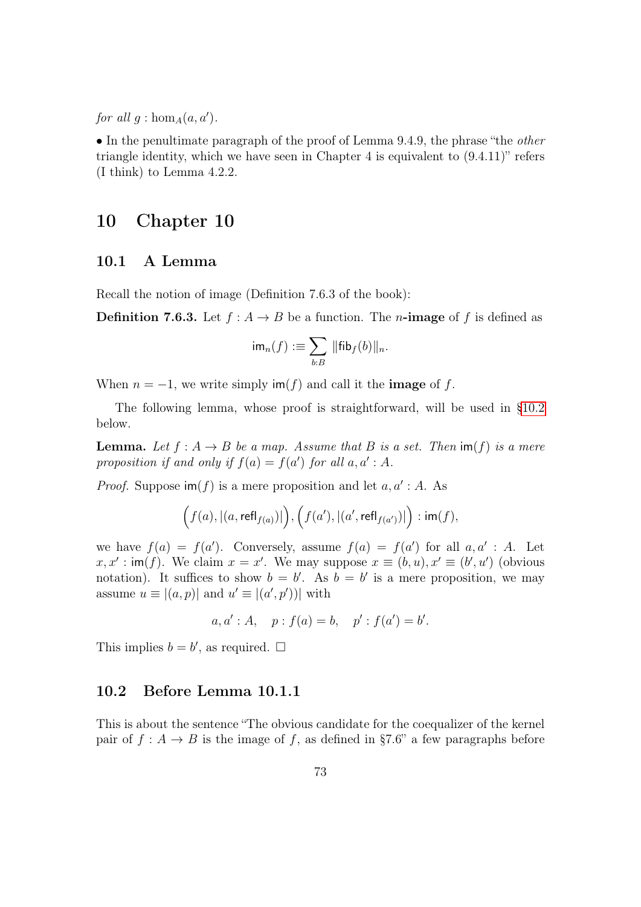*for all* $g : \hom_A(a, a')$.

• In the penultimate paragraph of the proof of Lemma 9.4.9, the phrase "the *other* triangle identity, which we have seen in Chapter 4 is equivalent to (9.4.11)" refers (I think) to Lemma 4.2.2.

# 10 Chapter 10

## 10.1 A Lemma

Recall the notion of image (Definition 7.6.3 of the book):

**Definition 7.6.3.** Let $f : A \to B$ be a function. The $n$**-image** of $f$ is defined as

$$\mathsf{im}_n(f) :\equiv \sum_{b:B} \|\mathsf{fib}_f(b)\|_n.$$

When $n = -1$, we write simply $\mathsf{im}(f)$ and call it the **image** of $f$.

The following lemma, whose proof is straightforward, will be used in §10.2 below.

**Lemma.** *Let $f : A \to B$ be a map. Assume that $B$ is a set. Then $\mathsf{im}(f)$ is a mere proposition if and only if $f(a) = f(a')$ for all $a, a' : A$.*

*Proof.* Suppose $\mathsf{im}(f)$ is a mere proposition and let $a, a' : A$. As

$$\Big(f(a), |(a, \mathsf{refl}_{f(a)})|\Big), \Big(f(a'), |(a', \mathsf{refl}_{f(a')})|\Big) : \mathsf{im}(f),$$

we have $f(a) = f(a')$. Conversely, assume $f(a) = f(a')$ for all $a, a' : A$. Let $x, x' : \mathsf{im}(f)$. We claim $x = x'$. We may suppose $x \equiv (b, u), x' \equiv (b', u')$ (obvious notation). It suffices to show $b = b'$. As $b = b'$ is a mere proposition, we may assume $u \equiv |(a, p)|$ and $u' \equiv |(a', p'))|$ with

$$a, a' : A, \quad p : f(a) = b, \quad p' : f(a') = b'.$$

This implies $b = b'$, as required. □

## 10.2 Before Lemma 10.1.1

This is about the sentence "The obvious candidate for the coequalizer of the kernel pair of $f : A \to B$ is the image of $f$, as defined in §7.6" a few paragraphs before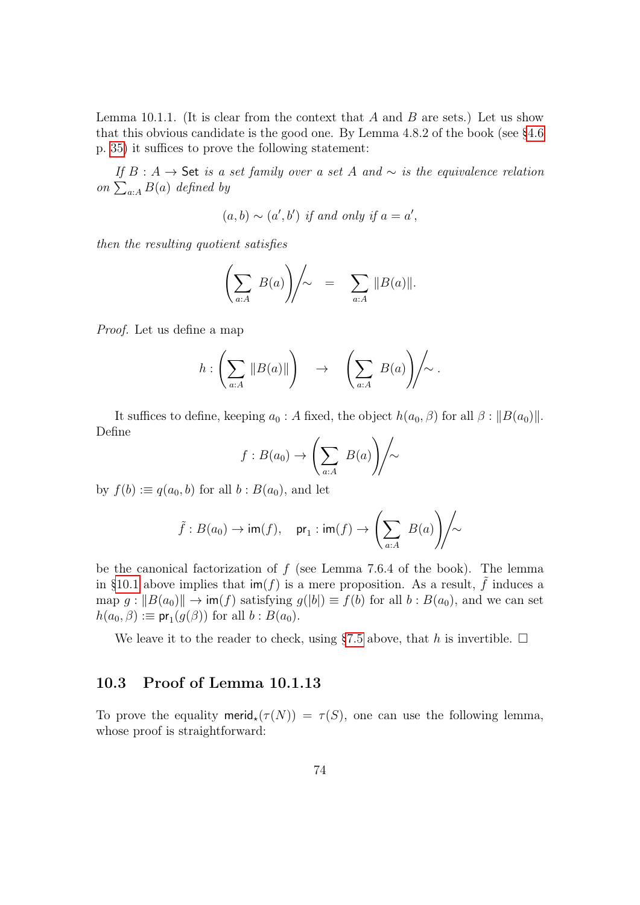Lemma 10.1.1. (It is clear from the context that $A$ and $B$ are sets.) Let us show that this obvious candidate is the good one. By Lemma 4.8.2 of the book (see §4.6 p. 35) it suffices to prove the following statement:

*If $B : A \to \mathsf{Set}$ is a set family over a set $A$ and $\sim$ is the equivalence relation on $\sum_{a:A} B(a)$ defined by*

$$(a, b) \sim (a', b') \text{ if and only if } a = a',$$

*then the resulting quotient satisfies*

$$\left(\sum_{a:A} B(a)\right)\Big/\!\sim \quad = \quad \sum_{a:A} \|B(a)\|.$$

*Proof.* Let us define a map

$$h : \left(\sum_{a:A} \|B(a)\|\right) \quad \to \quad \left(\sum_{a:A} B(a)\right)\Big/\!\sim .$$

It suffices to define, keeping $a_0 : A$ fixed, the object $h(a_0, \beta)$ for all $\beta : \|B(a_0)\|$. Define

$$f : B(a_0) \to \left(\sum_{a:A} B(a)\right)\Big/\!\sim$$

by $f(b) :\equiv q(a_0, b)$ for all $b : B(a_0)$, and let

$$\tilde{f} : B(a_0) \to \mathsf{im}(f), \quad \mathsf{pr}_1 : \mathsf{im}(f) \to \left(\sum_{a:A} B(a)\right)\Big/\!\sim$$

be the canonical factorization of $f$ (see Lemma 7.6.4 of the book). The lemma in §10.1 above implies that $\mathsf{im}(f)$ is a mere proposition. As a result, $\tilde{f}$ induces a map $g : \|B(a_0)\| \to \mathsf{im}(f)$ satisfying $g(|b|) \equiv f(b)$ for all $b : B(a_0)$, and we can set $h(a_0, \beta) :\equiv \mathsf{pr}_1(g(\beta))$ for all $b : B(a_0)$.

We leave it to the reader to check, using §7.5 above, that $h$ is invertible. □

## 10.3 Proof of Lemma 10.1.13

To prove the equality $\mathsf{merid}_\star(\tau(N)) = \tau(S)$, one can use the following lemma, whose proof is straightforward: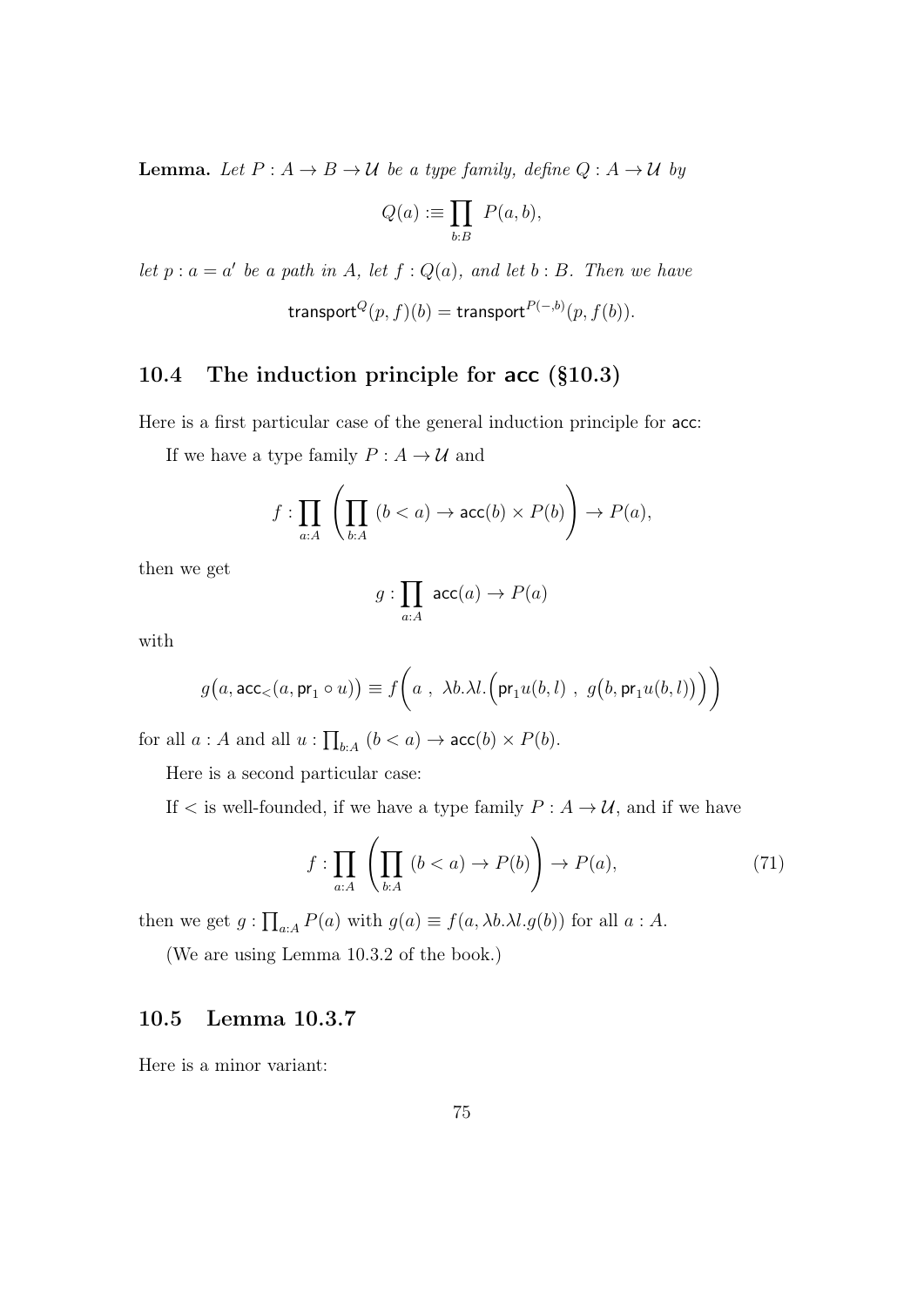**Lemma.** *Let $P : A \to B \to \mathcal{U}$ be a type family, define $Q : A \to \mathcal{U}$ by*

$$Q(a) :\equiv \prod_{b:B} P(a,b),$$

*let $p : a = a'$ be a path in $A$, let $f : Q(a)$, and let $b : B$. Then we have*

$$\mathsf{transport}^Q(p,f)(b) = \mathsf{transport}^{P(-,b)}(p, f(b)).$$

## 10.4 The induction principle for acc (§10.3)

Here is a first particular case of the general induction principle for acc:

If we have a type family $P : A \to \mathcal{U}$ and

$$f : \prod_{a:A} \left( \prod_{b:A} (b < a) \to \mathsf{acc}(b) \times P(b) \right) \to P(a),$$

then we get

$$g : \prod_{a:A} \mathsf{acc}(a) \to P(a)$$

with

$$g\big(a, \mathsf{acc}_<(a, \mathsf{pr}_1 \circ u)\big) \equiv f\Big( a \ , \ \lambda b.\lambda l. \Big( \mathsf{pr}_1 u(b,l) \ , \ g\big(b, \mathsf{pr}_1 u(b,l)\big) \Big) \Big)$$

for all $a : A$ and all $u : \prod_{b:A} (b < a) \to \mathsf{acc}(b) \times P(b)$.

Here is a second particular case:

If $<$ is well-founded, if we have a type family $P : A \to \mathcal{U}$, and if we have

$$f : \prod_{a:A} \left( \prod_{b:A} (b < a) \to P(b) \right) \to P(a), \tag{71}$$

then we get $g : \prod_{a:A} P(a)$ with $g(a) \equiv f(a, \lambda b.\lambda l.g(b))$ for all $a : A$.

(We are using Lemma 10.3.2 of the book.)

## 10.5 Lemma 10.3.7

Here is a minor variant: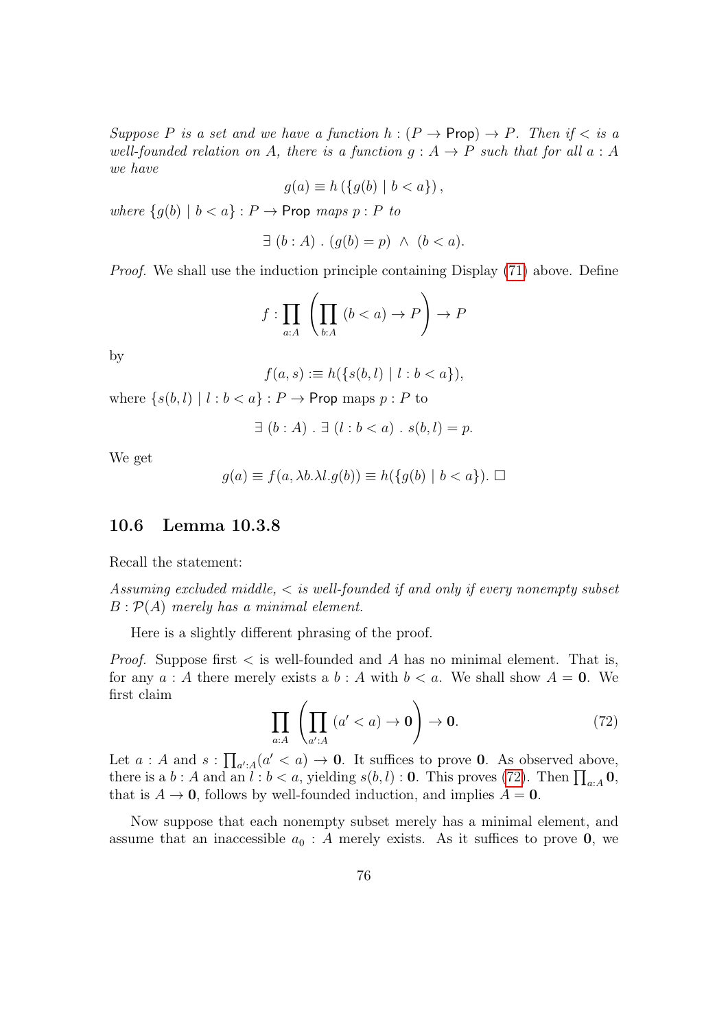*Suppose $P$ is a set and we have a function $h : (P \to \mathsf{Prop}) \to P$. Then if $<$ is a well-founded relation on $A$, there is a function $g : A \to P$ such that for all $a : A$ we have*

$$g(a) \equiv h\left(\{g(b) \mid b < a\}\right),$$

*where $\{g(b) \mid b < a\} : P \to \mathsf{Prop}$ maps $p : P$ to*

$$\exists\ (b : A)\ .\ (g(b) = p)\ \wedge\ (b < a).$$

*Proof.* We shall use the induction principle containing Display (71) above. Define

$$f : \prod_{a:A} \left( \prod_{b:A} (b < a) \to P \right) \to P$$

by

$$f(a, s) :\equiv h(\{s(b, l) \mid l : b < a\}),$$

where $\{s(b, l) \mid l : b < a\} : P \to \mathsf{Prop}$ maps $p : P$ to

$$\exists\ (b : A)\ .\ \exists\ (l : b < a)\ .\ s(b, l) = p.$$

We get

$$g(a) \equiv f(a, \lambda b.\lambda l.g(b)) \equiv h(\{g(b) \mid b < a\}). \ \square$$

## 10.6 Lemma 10.3.8

Recall the statement:

*Assuming excluded middle, $<$ is well-founded if and only if every nonempty subset $B : \mathcal{P}(A)$ merely has a minimal element.*

Here is a slightly different phrasing of the proof.

*Proof.* Suppose first $<$ is well-founded and $A$ has no minimal element. That is, for any $a : A$ there merely exists a $b : A$ with $b < a$. We shall show $A = \mathbf{0}$. We first claim

$$\prod_{a:A} \left( \prod_{a':A} (a' < a) \to \mathbf{0} \right) \to \mathbf{0}. \tag{72}$$

Let $a : A$ and $s : \prod_{a':A}(a' < a) \to \mathbf{0}$. It suffices to prove $\mathbf{0}$. As observed above, there is a $b : A$ and an $l : b < a$, yielding $s(b, l) : \mathbf{0}$. This proves (72). Then $\prod_{a:A} \mathbf{0}$, that is $A \to \mathbf{0}$, follows by well-founded induction, and implies $A = \mathbf{0}$.

Now suppose that each nonempty subset merely has a minimal element, and assume that an inaccessible $a_0 : A$ merely exists. As it suffices to prove $\mathbf{0}$, we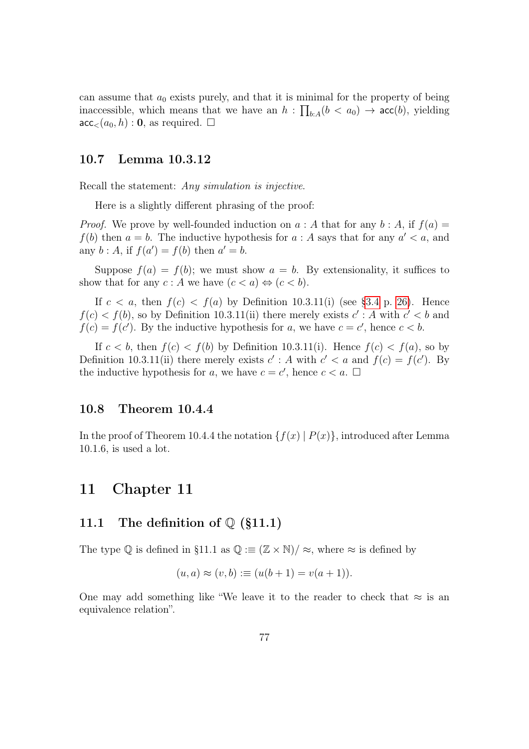can assume that $a_0$ exists purely, and that it is minimal for the property of being inaccessible, which means that we have an $h : \prod_{b:A}(b < a_0) \to \mathsf{acc}(b)$, yielding $\mathsf{acc}_<(a_0, h) : \mathbf{0}$, as required. □

## 10.7 Lemma 10.3.12

Recall the statement: *Any simulation is injective.*

Here is a slightly different phrasing of the proof:

*Proof.* We prove by well-founded induction on $a : A$ that for any $b : A$, if $f(a) = f(b)$ then $a = b$. The inductive hypothesis for $a : A$ says that for any $a' < a$, and any $b : A$, if $f(a') = f(b)$ then $a' = b$.

Suppose $f(a) = f(b)$; we must show $a = b$. By extensionality, it suffices to show that for any $c : A$ we have $(c < a) \Leftrightarrow (c < b)$.

If $c < a$, then $f(c) < f(a)$ by Definition 10.3.11(i) (see §3.4 p. 26). Hence $f(c) < f(b)$, so by Definition 10.3.11(ii) there merely exists $c' : A$ with $c' < b$ and $f(c) = f(c')$. By the inductive hypothesis for $a$, we have $c = c'$, hence $c < b$.

If $c < b$, then $f(c) < f(b)$ by Definition 10.3.11(i). Hence $f(c) < f(a)$, so by Definition 10.3.11(ii) there merely exists $c' : A$ with $c' < a$ and $f(c) = f(c')$. By the inductive hypothesis for $a$, we have $c = c'$, hence $c < a$. □

## 10.8 Theorem 10.4.4

In the proof of Theorem 10.4.4 the notation $\{f(x) \mid P(x)\}$, introduced after Lemma 10.1.6, is used a lot.

# 11 Chapter 11

## 11.1 The definition of $\mathbb{Q}$ (§11.1)

The type $\mathbb{Q}$ is defined in §11.1 as $\mathbb{Q} :\equiv (\mathbb{Z} \times \mathbb{N})/\approx$, where $\approx$ is defined by

$$(u, a) \approx (v, b) :\equiv (u(b + 1) = v(a + 1)).$$

One may add something like "We leave it to the reader to check that $\approx$ is an equivalence relation".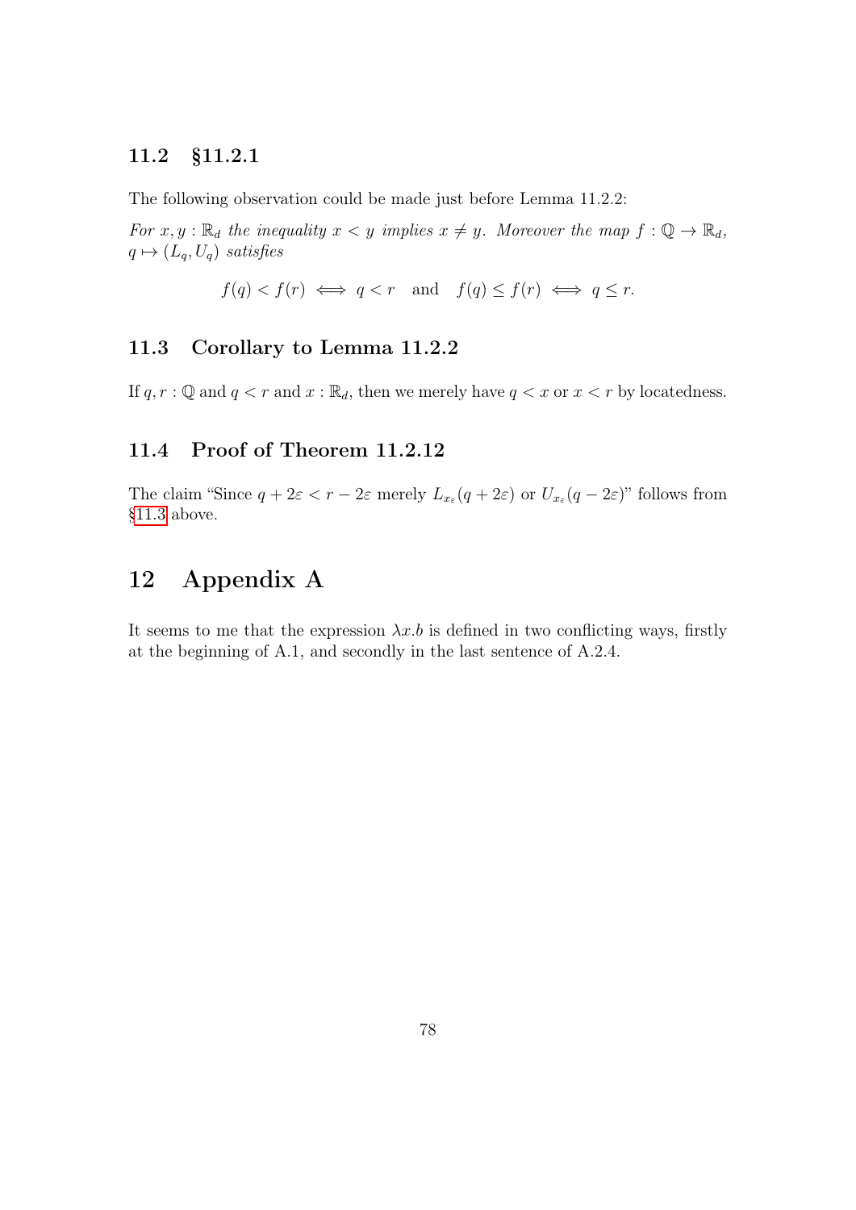### 11.2 §11.2.1

The following observation could be made just before Lemma 11.2.2:

*For $x, y : \mathbb{R}_d$ the inequality $x < y$ implies $x \neq y$. Moreover the map $f : \mathbb{Q} \to \mathbb{R}_d$, $q \mapsto (L_q, U_q)$ satisfies*

$$f(q) < f(r) \iff q < r \quad \text{and} \quad f(q) \leq f(r) \iff q \leq r.$$

### 11.3 Corollary to Lemma 11.2.2

If $q, r : \mathbb{Q}$ and $q < r$ and $x : \mathbb{R}_d$, then we merely have $q < x$ or $x < r$ by locatedness.

### 11.4 Proof of Theorem 11.2.12

The claim "Since $q + 2\varepsilon < r - 2\varepsilon$ merely $L_{x_\varepsilon}(q + 2\varepsilon)$ or $U_{x_\varepsilon}(q - 2\varepsilon)$" follows from §11.3 above.

## 12 Appendix A

It seems to me that the expression $\lambda x.b$ is defined in two conflicting ways, firstly at the beginning of A.1, and secondly in the last sentence of A.2.4.